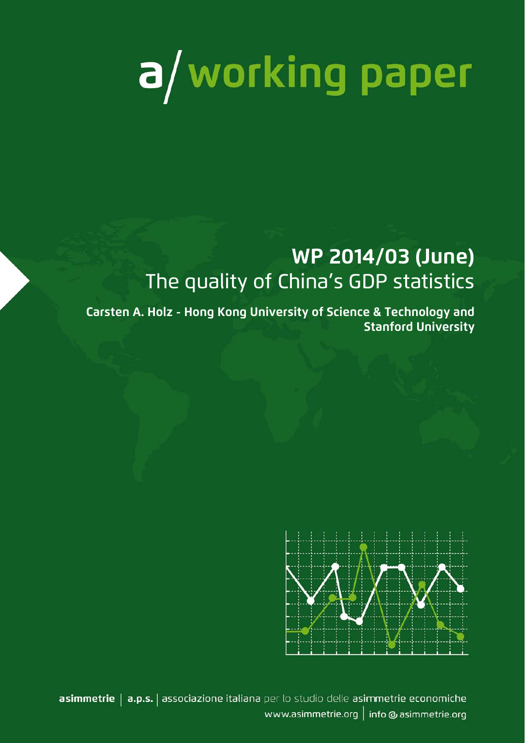# a/ working paper

## WP 2014/03 (June)

## The quality of China's GDP statistics

**Carsten A. Holz - Hong Kong University of Science & Technology and Stanford University**

**asimmetrie** | **a.p.s.** | associazione italiana per lo studio delle asimmetrie economiche

www.asimmetrie.org | info@asimmetrie.org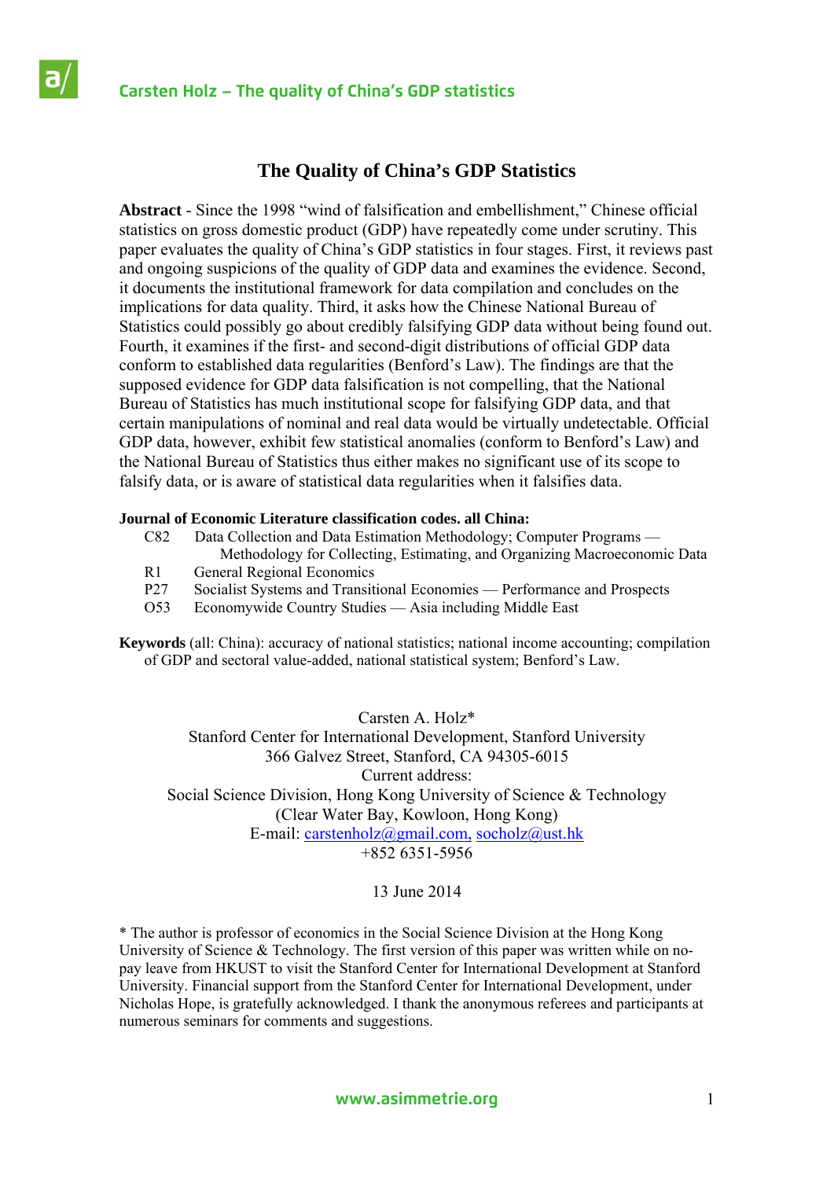# The Quality of China's GDP Statistics

**Abstract** - Since the 1998 "wind of falsification and embellishment," Chinese official statistics on gross domestic product (GDP) have repeatedly come under scrutiny. This paper evaluates the quality of China's GDP statistics in four stages. First, it reviews past and ongoing suspicions of the quality of GDP data and examines the evidence. Second, it documents the institutional framework for data compilation and concludes on the implications for data quality. Third, it asks how the Chinese National Bureau of Statistics could possibly go about credibly falsifying GDP data without being found out. Fourth, it examines if the first- and second-digit distributions of official GDP data conform to established data regularities (Benford's Law). The findings are that the supposed evidence for GDP data falsification is not compelling, that the National Bureau of Statistics has much institutional scope for falsifying GDP data, and that certain manipulations of nominal and real data would be virtually undetectable. Official GDP data, however, exhibit few statistical anomalies (conform to Benford's Law) and the National Bureau of Statistics thus either makes no significant use of its scope to falsify data, or is aware of statistical data regularities when it falsifies data.

**Journal of Economic Literature classification codes. all China:**

- C82 Data Collection and Data Estimation Methodology; Computer Programs — Methodology for Collecting, Estimating, and Organizing Macroeconomic Data
- R1 General Regional Economics
- P27 Socialist Systems and Transitional Economies — Performance and Prospects
- O53 Economywide Country Studies — Asia including Middle East

**Keywords** (all: China): accuracy of national statistics; national income accounting; compilation of GDP and sectoral value-added, national statistical system; Benford's Law.

Carsten A. Holz*
Stanford Center for International Development, Stanford University
366 Galvez Street, Stanford, CA 94305-6015
Current address:
Social Science Division, Hong Kong University of Science & Technology
(Clear Water Bay, Kowloon, Hong Kong)
E-mail: carstenholz@gmail.com, socholz@ust.hk
+852 6351-5956

13 June 2014

\* The author is professor of economics in the Social Science Division at the Hong Kong University of Science & Technology. The first version of this paper was written while on no-pay leave from HKUST to visit the Stanford Center for International Development at Stanford University. Financial support from the Stanford Center for International Development, under Nicholas Hope, is gratefully acknowledged. I thank the anonymous referees and participants at numerous seminars for comments and suggestions.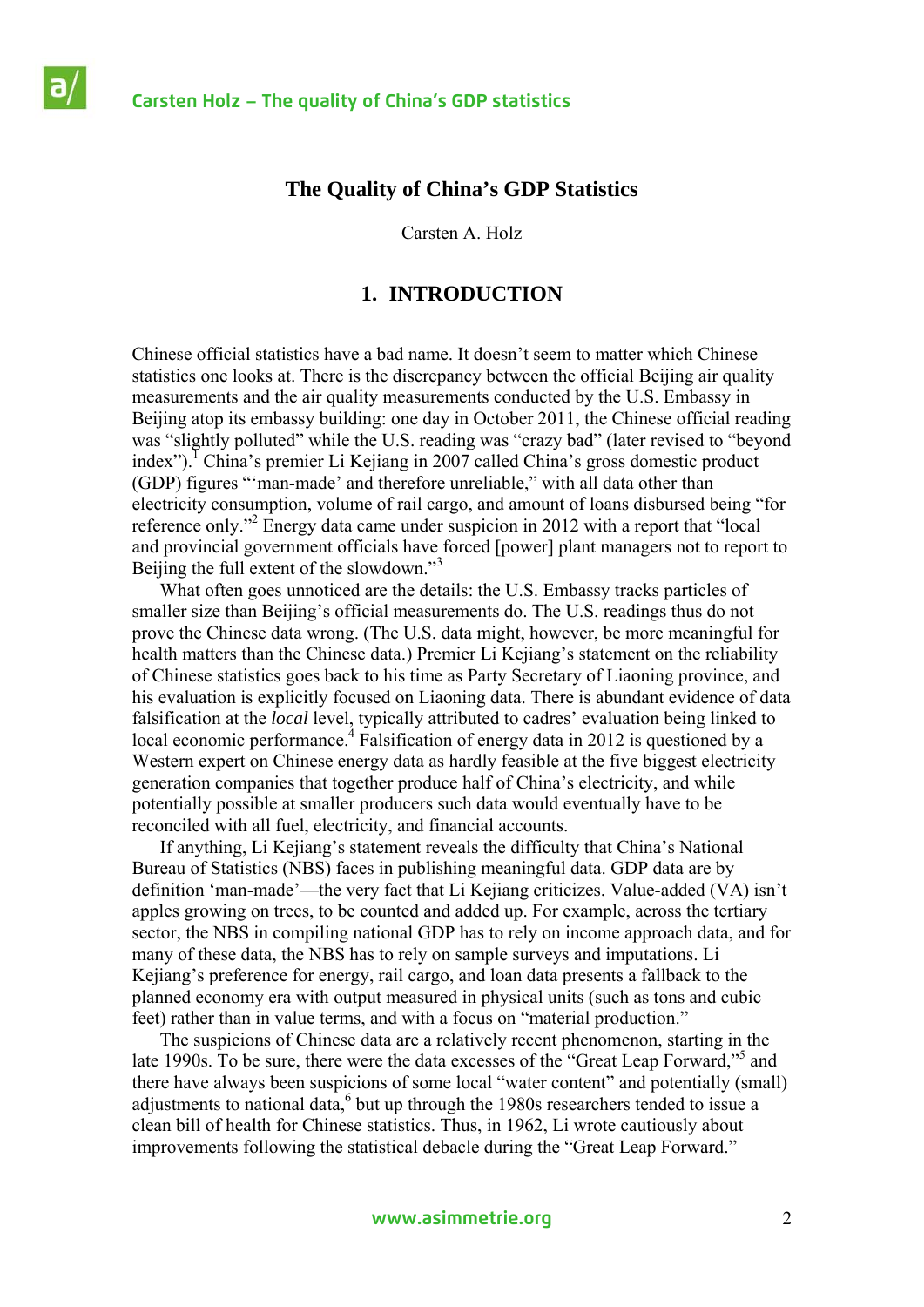## The Quality of China's GDP Statistics

Carsten A. Holz

# 1. INTRODUCTION

Chinese official statistics have a bad name. It doesn't seem to matter which Chinese statistics one looks at. There is the discrepancy between the official Beijing air quality measurements and the air quality measurements conducted by the U.S. Embassy in Beijing atop its embassy building: one day in October 2011, the Chinese official reading was "slightly polluted" while the U.S. reading was "crazy bad" (later revised to "beyond index").[1] China's premier Li Kejiang in 2007 called China's gross domestic product (GDP) figures "'man-made' and therefore unreliable," with all data other than electricity consumption, volume of rail cargo, and amount of loans disbursed being "for reference only."[2] Energy data came under suspicion in 2012 with a report that "local and provincial government officials have forced [power] plant managers not to report to Beijing the full extent of the slowdown."[3]

What often goes unnoticed are the details: the U.S. Embassy tracks particles of smaller size than Beijing's official measurements do. The U.S. readings thus do not prove the Chinese data wrong. (The U.S. data might, however, be more meaningful for health matters than the Chinese data.) Premier Li Kejiang's statement on the reliability of Chinese statistics goes back to his time as Party Secretary of Liaoning province, and his evaluation is explicitly focused on Liaoning data. There is abundant evidence of data falsification at the *local* level, typically attributed to cadres' evaluation being linked to local economic performance.[4] Falsification of energy data in 2012 is questioned by a Western expert on Chinese energy data as hardly feasible at the five biggest electricity generation companies that together produce half of China's electricity, and while potentially possible at smaller producers such data would eventually have to be reconciled with all fuel, electricity, and financial accounts.

If anything, Li Kejiang's statement reveals the difficulty that China's National Bureau of Statistics (NBS) faces in publishing meaningful data. GDP data are by definition 'man-made'—the very fact that Li Kejiang criticizes. Value-added (VA) isn't apples growing on trees, to be counted and added up. For example, across the tertiary sector, the NBS in compiling national GDP has to rely on income approach data, and for many of these data, the NBS has to rely on sample surveys and imputations. Li Kejiang's preference for energy, rail cargo, and loan data presents a fallback to the planned economy era with output measured in physical units (such as tons and cubic feet) rather than in value terms, and with a focus on "material production."

The suspicions of Chinese data are a relatively recent phenomenon, starting in the late 1990s. To be sure, there were the data excesses of the "Great Leap Forward,"[5] and there have always been suspicions of some local "water content" and potentially (small) adjustments to national data,[6] but up through the 1980s researchers tended to issue a clean bill of health for Chinese statistics. Thus, in 1962, Li wrote cautiously about improvements following the statistical debacle during the "Great Leap Forward."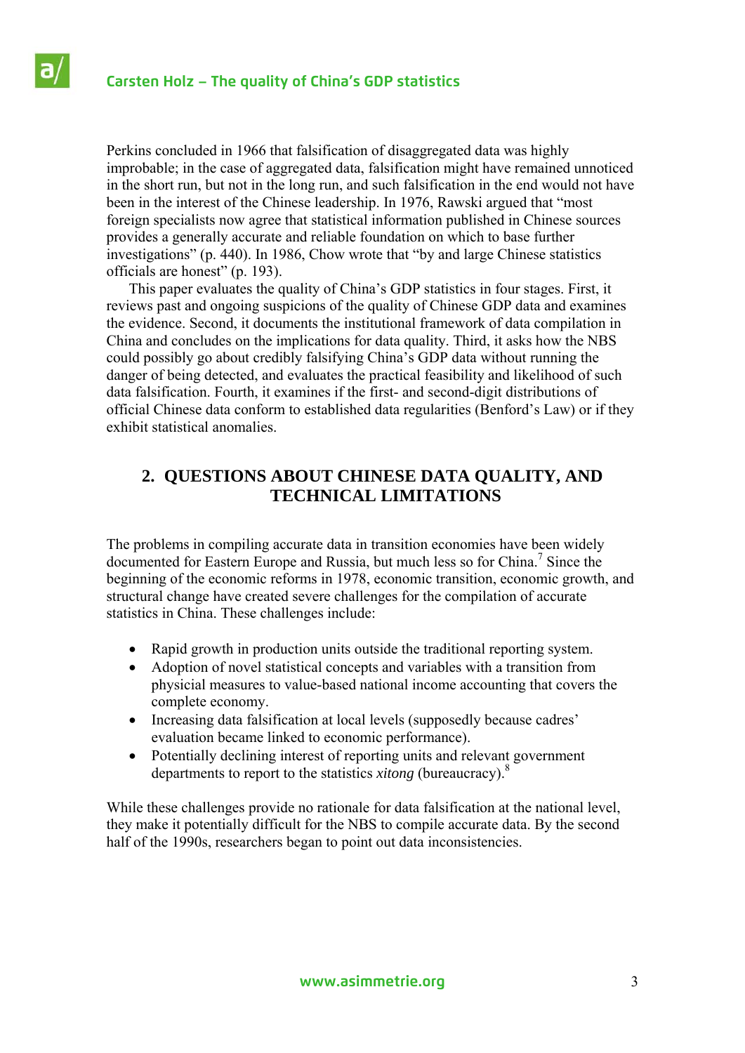Perkins concluded in 1966 that falsification of disaggregated data was highly improbable; in the case of aggregated data, falsification might have remained unnoticed in the short run, but not in the long run, and such falsification in the end would not have been in the interest of the Chinese leadership. In 1976, Rawski argued that "most foreign specialists now agree that statistical information published in Chinese sources provides a generally accurate and reliable foundation on which to base further investigations" (p. 440). In 1986, Chow wrote that "by and large Chinese statistics officials are honest" (p. 193).

This paper evaluates the quality of China's GDP statistics in four stages. First, it reviews past and ongoing suspicions of the quality of Chinese GDP data and examines the evidence. Second, it documents the institutional framework of data compilation in China and concludes on the implications for data quality. Third, it asks how the NBS could possibly go about credibly falsifying China's GDP data without running the danger of being detected, and evaluates the practical feasibility and likelihood of such data falsification. Fourth, it examines if the first- and second-digit distributions of official Chinese data conform to established data regularities (Benford's Law) or if they exhibit statistical anomalies.

## 2. QUESTIONS ABOUT CHINESE DATA QUALITY, AND TECHNICAL LIMITATIONS

The problems in compiling accurate data in transition economies have been widely documented for Eastern Europe and Russia, but much less so for China.[7] Since the beginning of the economic reforms in 1978, economic transition, economic growth, and structural change have created severe challenges for the compilation of accurate statistics in China. These challenges include:

- Rapid growth in production units outside the traditional reporting system.
- Adoption of novel statistical concepts and variables with a transition from physicial measures to value-based national income accounting that covers the complete economy.
- Increasing data falsification at local levels (supposedly because cadres' evaluation became linked to economic performance).
- Potentially declining interest of reporting units and relevant government departments to report to the statistics *xitong* (bureaucracy).[8]

While these challenges provide no rationale for data falsification at the national level, they make it potentially difficult for the NBS to compile accurate data. By the second half of the 1990s, researchers began to point out data inconsistencies.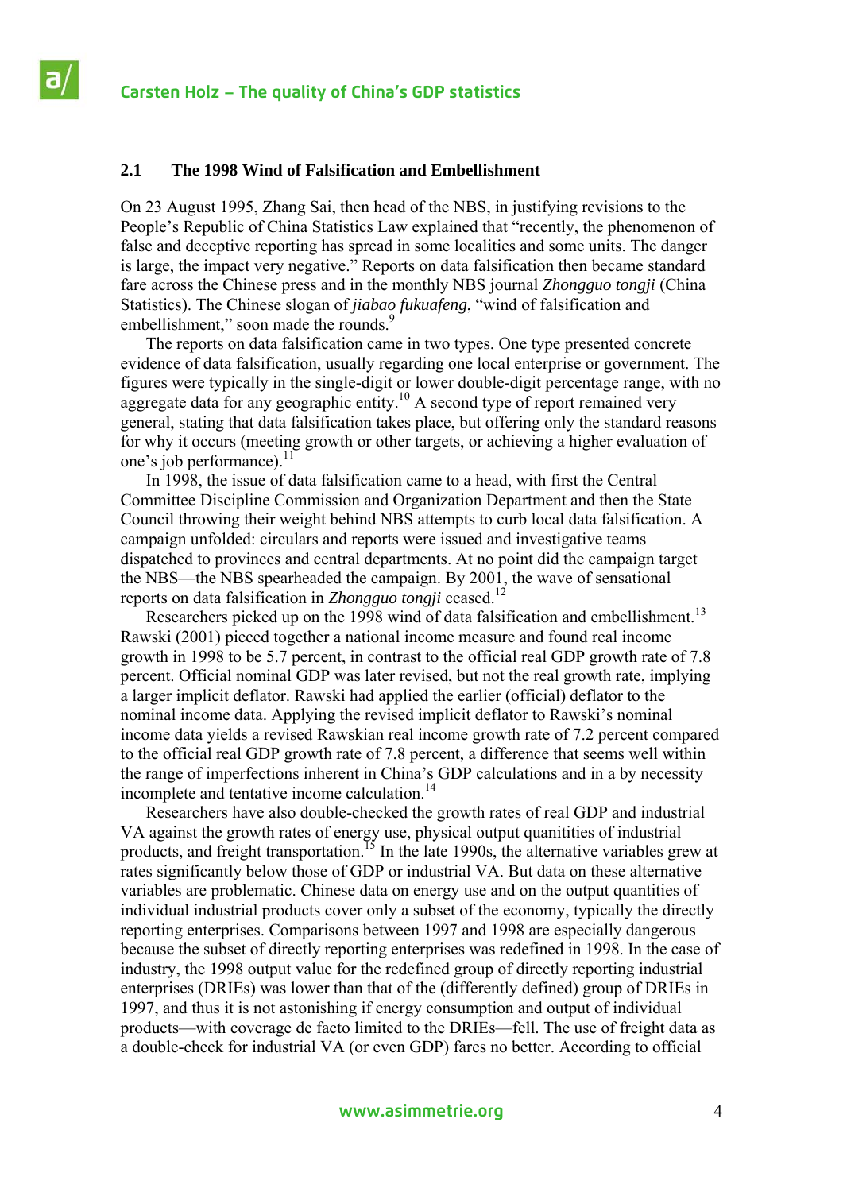### 2.1 The 1998 Wind of Falsification and Embellishment

On 23 August 1995, Zhang Sai, then head of the NBS, in justifying revisions to the People's Republic of China Statistics Law explained that "recently, the phenomenon of false and deceptive reporting has spread in some localities and some units. The danger is large, the impact very negative." Reports on data falsification then became standard fare across the Chinese press and in the monthly NBS journal *Zhongguo tongji* (China Statistics). The Chinese slogan of *jiabao fukuafeng*, "wind of falsification and embellishment," soon made the rounds.[9]

The reports on data falsification came in two types. One type presented concrete evidence of data falsification, usually regarding one local enterprise or government. The figures were typically in the single-digit or lower double-digit percentage range, with no aggregate data for any geographic entity.[10] A second type of report remained very general, stating that data falsification takes place, but offering only the standard reasons for why it occurs (meeting growth or other targets, or achieving a higher evaluation of one's job performance).[11]

In 1998, the issue of data falsification came to a head, with first the Central Committee Discipline Commission and Organization Department and then the State Council throwing their weight behind NBS attempts to curb local data falsification. A campaign unfolded: circulars and reports were issued and investigative teams dispatched to provinces and central departments. At no point did the campaign target the NBS—the NBS spearheaded the campaign. By 2001, the wave of sensational reports on data falsification in *Zhongguo tongji* ceased.[12]

Researchers picked up on the 1998 wind of data falsification and embellishment.[13] Rawski (2001) pieced together a national income measure and found real income growth in 1998 to be 5.7 percent, in contrast to the official real GDP growth rate of 7.8 percent. Official nominal GDP was later revised, but not the real growth rate, implying a larger implicit deflator. Rawski had applied the earlier (official) deflator to the nominal income data. Applying the revised implicit deflator to Rawski's nominal income data yields a revised Rawskian real income growth rate of 7.2 percent compared to the official real GDP growth rate of 7.8 percent, a difference that seems well within the range of imperfections inherent in China's GDP calculations and in a by necessity incomplete and tentative income calculation.[14]

Researchers have also double-checked the growth rates of real GDP and industrial VA against the growth rates of energy use, physical output quanitities of industrial products, and freight transportation.[15] In the late 1990s, the alternative variables grew at rates significantly below those of GDP or industrial VA. But data on these alternative variables are problematic. Chinese data on energy use and on the output quantities of individual industrial products cover only a subset of the economy, typically the directly reporting enterprises. Comparisons between 1997 and 1998 are especially dangerous because the subset of directly reporting enterprises was redefined in 1998. In the case of industry, the 1998 output value for the redefined group of directly reporting industrial enterprises (DRIEs) was lower than that of the (differently defined) group of DRIEs in 1997, and thus it is not astonishing if energy consumption and output of individual products—with coverage de facto limited to the DRIEs—fell. The use of freight data as a double-check for industrial VA (or even GDP) fares no better. According to official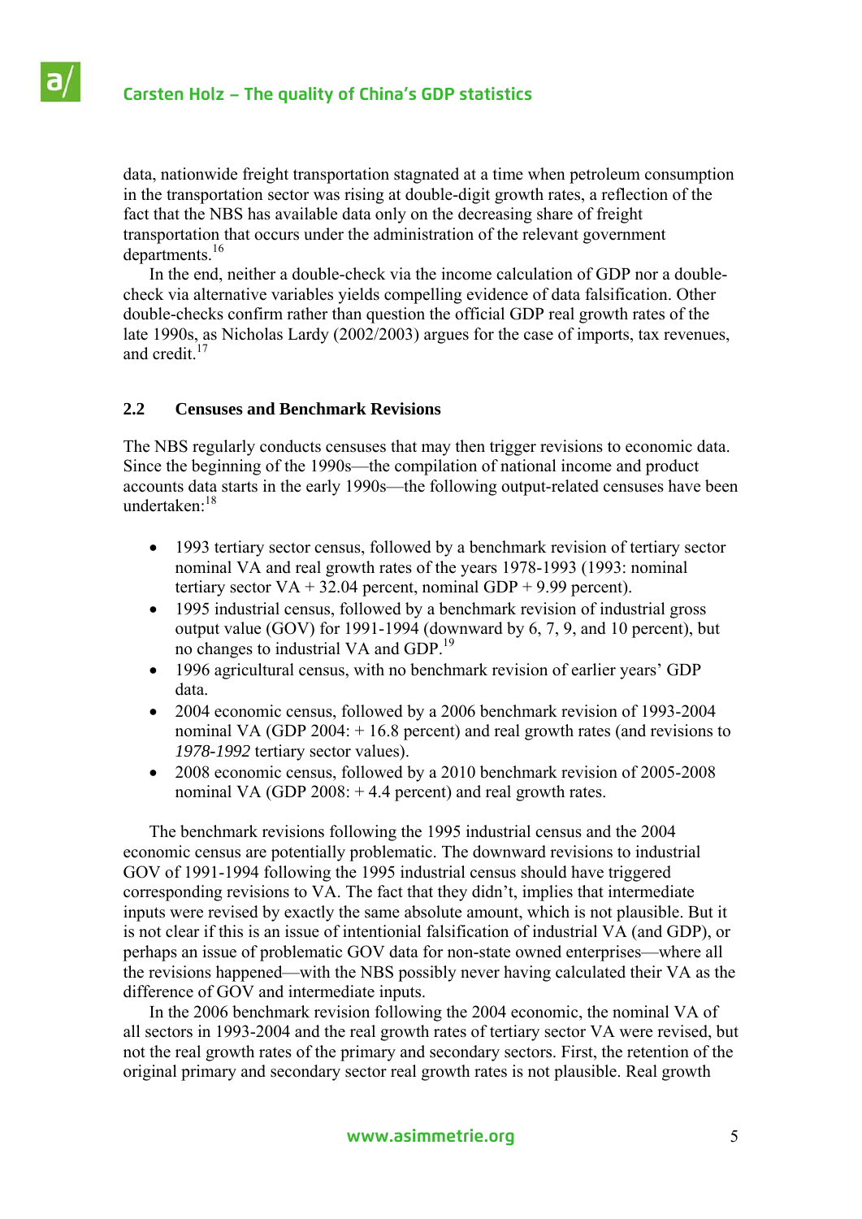data, nationwide freight transportation stagnated at a time when petroleum consumption in the transportation sector was rising at double-digit growth rates, a reflection of the fact that the NBS has available data only on the decreasing share of freight transportation that occurs under the administration of the relevant government departments.[16]

In the end, neither a double-check via the income calculation of GDP nor a double-check via alternative variables yields compelling evidence of data falsification. Other double-checks confirm rather than question the official GDP real growth rates of the late 1990s, as Nicholas Lardy (2002/2003) argues for the case of imports, tax revenues, and credit.[17]

## 2.2 Censuses and Benchmark Revisions

The NBS regularly conducts censuses that may then trigger revisions to economic data. Since the beginning of the 1990s—the compilation of national income and product accounts data starts in the early 1990s—the following output-related censuses have been undertaken:[18]

- 1993 tertiary sector census, followed by a benchmark revision of tertiary sector nominal VA and real growth rates of the years 1978-1993 (1993: nominal tertiary sector VA + 32.04 percent, nominal GDP + 9.99 percent).
- 1995 industrial census, followed by a benchmark revision of industrial gross output value (GOV) for 1991-1994 (downward by 6, 7, 9, and 10 percent), but no changes to industrial VA and GDP.[19]
- 1996 agricultural census, with no benchmark revision of earlier years' GDP data.
- 2004 economic census, followed by a 2006 benchmark revision of 1993-2004 nominal VA (GDP 2004: + 16.8 percent) and real growth rates (and revisions to *1978-1992* tertiary sector values).
- 2008 economic census, followed by a 2010 benchmark revision of 2005-2008 nominal VA (GDP 2008: + 4.4 percent) and real growth rates.

The benchmark revisions following the 1995 industrial census and the 2004 economic census are potentially problematic. The downward revisions to industrial GOV of 1991-1994 following the 1995 industrial census should have triggered corresponding revisions to VA. The fact that they didn't, implies that intermediate inputs were revised by exactly the same absolute amount, which is not plausible. But it is not clear if this is an issue of intentionial falsification of industrial VA (and GDP), or perhaps an issue of problematic GOV data for non-state owned enterprises—where all the revisions happened—with the NBS possibly never having calculated their VA as the difference of GOV and intermediate inputs.

In the 2006 benchmark revision following the 2004 economic, the nominal VA of all sectors in 1993-2004 and the real growth rates of tertiary sector VA were revised, but not the real growth rates of the primary and secondary sectors. First, the retention of the original primary and secondary sector real growth rates is not plausible. Real growth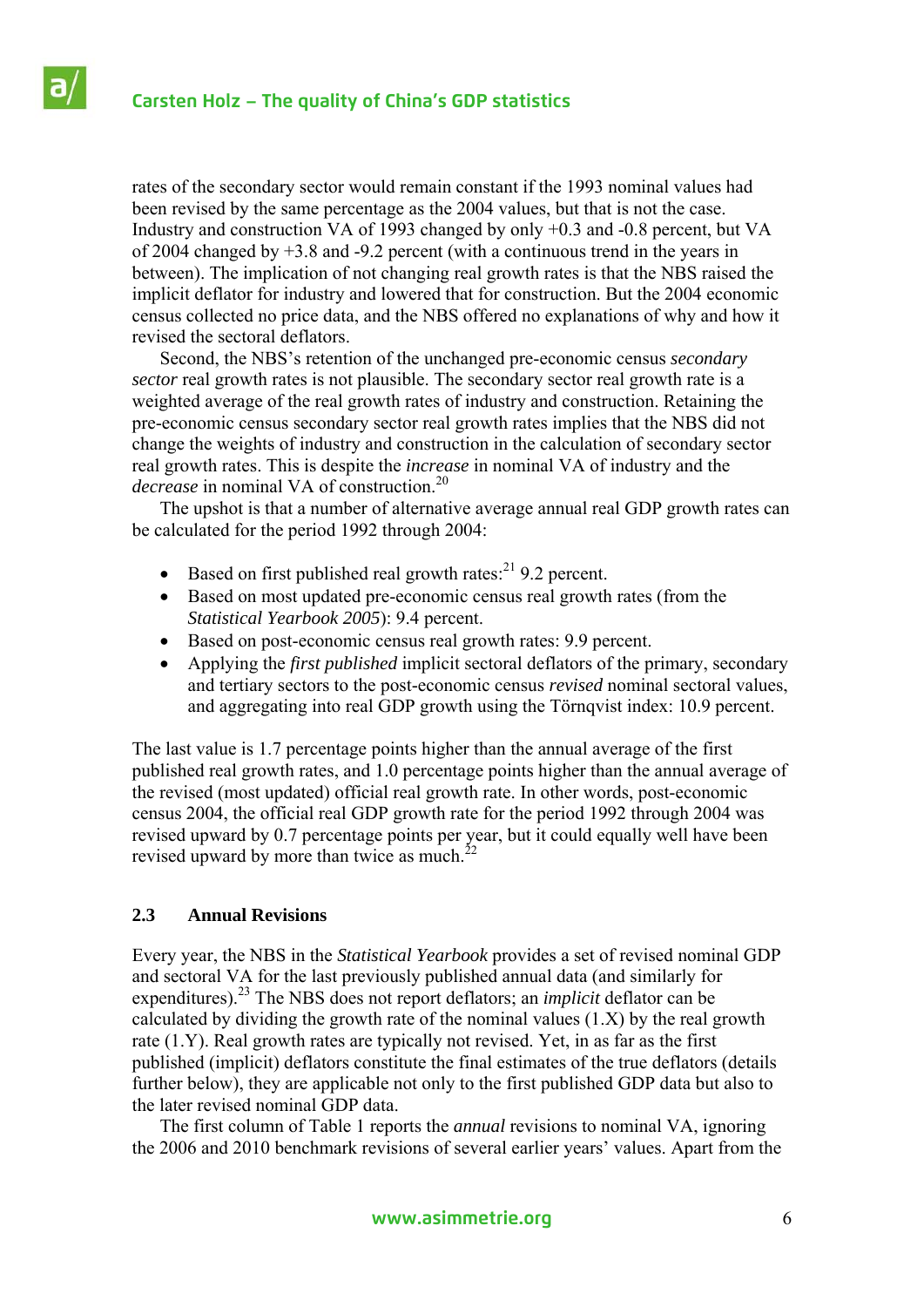rates of the secondary sector would remain constant if the 1993 nominal values had been revised by the same percentage as the 2004 values, but that is not the case. Industry and construction VA of 1993 changed by only +0.3 and -0.8 percent, but VA of 2004 changed by +3.8 and -9.2 percent (with a continuous trend in the years in between). The implication of not changing real growth rates is that the NBS raised the implicit deflator for industry and lowered that for construction. But the 2004 economic census collected no price data, and the NBS offered no explanations of why and how it revised the sectoral deflators.

Second, the NBS's retention of the unchanged pre-economic census *secondary sector* real growth rates is not plausible. The secondary sector real growth rate is a weighted average of the real growth rates of industry and construction. Retaining the pre-economic census secondary sector real growth rates implies that the NBS did not change the weights of industry and construction in the calculation of secondary sector real growth rates. This is despite the *increase* in nominal VA of industry and the *decrease* in nominal VA of construction.[20]

The upshot is that a number of alternative average annual real GDP growth rates can be calculated for the period 1992 through 2004:

- Based on first published real growth rates:[21] 9.2 percent.
- Based on most updated pre-economic census real growth rates (from the *Statistical Yearbook 2005*): 9.4 percent.
- Based on post-economic census real growth rates: 9.9 percent.
- Applying the *first published* implicit sectoral deflators of the primary, secondary and tertiary sectors to the post-economic census *revised* nominal sectoral values, and aggregating into real GDP growth using the Törnqvist index: 10.9 percent.

The last value is 1.7 percentage points higher than the annual average of the first published real growth rates, and 1.0 percentage points higher than the annual average of the revised (most updated) official real growth rate. In other words, post-economic census 2004, the official real GDP growth rate for the period 1992 through 2004 was revised upward by 0.7 percentage points per year, but it could equally well have been revised upward by more than twice as much.[22]

### 2.3 Annual Revisions

Every year, the NBS in the *Statistical Yearbook* provides a set of revised nominal GDP and sectoral VA for the last previously published annual data (and similarly for expenditures).[23] The NBS does not report deflators; an *implicit* deflator can be calculated by dividing the growth rate of the nominal values (1.X) by the real growth rate (1.Y). Real growth rates are typically not revised. Yet, in as far as the first published (implicit) deflators constitute the final estimates of the true deflators (details further below), they are applicable not only to the first published GDP data but also to the later revised nominal GDP data.

The first column of Table 1 reports the *annual* revisions to nominal VA, ignoring the 2006 and 2010 benchmark revisions of several earlier years' values. Apart from the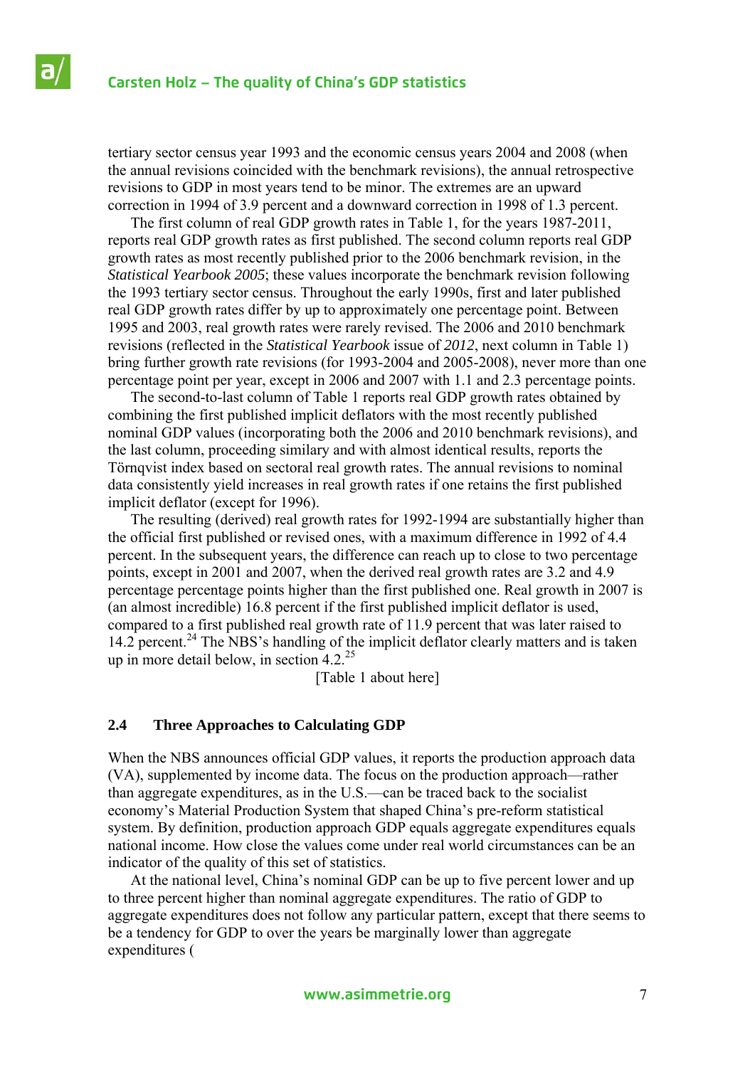tertiary sector census year 1993 and the economic census years 2004 and 2008 (when the annual revisions coincided with the benchmark revisions), the annual retrospective revisions to GDP in most years tend to be minor. The extremes are an upward correction in 1994 of 3.9 percent and a downward correction in 1998 of 1.3 percent.

The first column of real GDP growth rates in Table 1, for the years 1987-2011, reports real GDP growth rates as first published. The second column reports real GDP growth rates as most recently published prior to the 2006 benchmark revision, in the *Statistical Yearbook 2005*; these values incorporate the benchmark revision following the 1993 tertiary sector census. Throughout the early 1990s, first and later published real GDP growth rates differ by up to approximately one percentage point. Between 1995 and 2003, real growth rates were rarely revised. The 2006 and 2010 benchmark revisions (reflected in the *Statistical Yearbook* issue of *2012*, next column in Table 1) bring further growth rate revisions (for 1993-2004 and 2005-2008), never more than one percentage point per year, except in 2006 and 2007 with 1.1 and 2.3 percentage points.

The second-to-last column of Table 1 reports real GDP growth rates obtained by combining the first published implicit deflators with the most recently published nominal GDP values (incorporating both the 2006 and 2010 benchmark revisions), and the last column, proceeding similary and with almost identical results, reports the Törnqvist index based on sectoral real growth rates. The annual revisions to nominal data consistently yield increases in real growth rates if one retains the first published implicit deflator (except for 1996).

The resulting (derived) real growth rates for 1992-1994 are substantially higher than the official first published or revised ones, with a maximum difference in 1992 of 4.4 percent. In the subsequent years, the difference can reach up to close to two percentage points, except in 2001 and 2007, when the derived real growth rates are 3.2 and 4.9 percentage percentage points higher than the first published one. Real growth in 2007 is (an almost incredible) 16.8 percent if the first published implicit deflator is used, compared to a first published real growth rate of 11.9 percent that was later raised to 14.2 percent.[24] The NBS's handling of the implicit deflator clearly matters and is taken up in more detail below, in section 4.2.[25]

[Table 1 about here]

### 2.4 Three Approaches to Calculating GDP

When the NBS announces official GDP values, it reports the production approach data (VA), supplemented by income data. The focus on the production approach—rather than aggregate expenditures, as in the U.S.—can be traced back to the socialist economy's Material Production System that shaped China's pre-reform statistical system. By definition, production approach GDP equals aggregate expenditures equals national income. How close the values come under real world circumstances can be an indicator of the quality of this set of statistics.

At the national level, China's nominal GDP can be up to five percent lower and up to three percent higher than nominal aggregate expenditures. The ratio of GDP to aggregate expenditures does not follow any particular pattern, except that there seems to be a tendency for GDP to over the years be marginally lower than aggregate expenditures (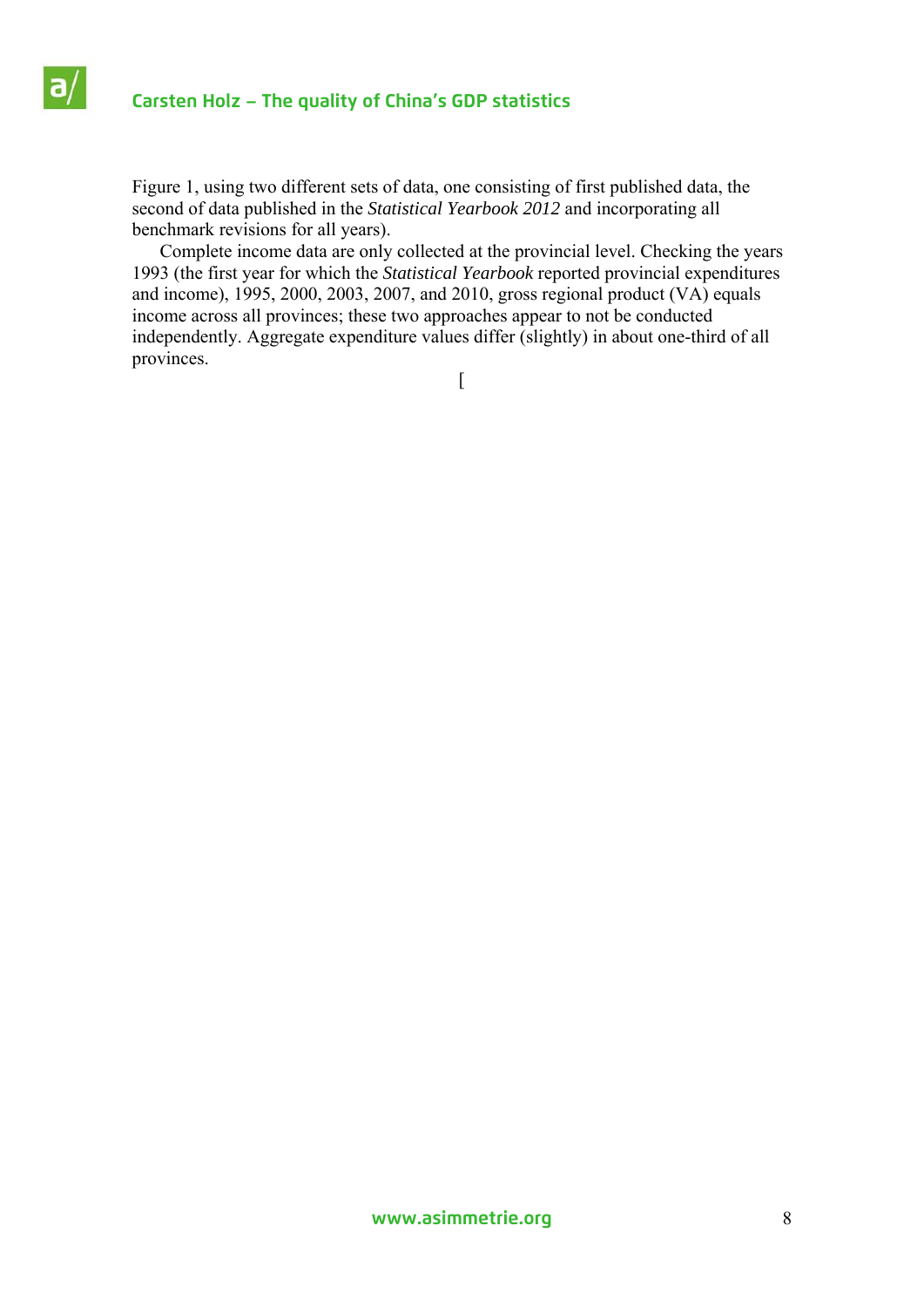Figure 1, using two different sets of data, one consisting of first published data, the second of data published in the *Statistical Yearbook 2012* and incorporating all benchmark revisions for all years).

Complete income data are only collected at the provincial level. Checking the years 1993 (the first year for which the *Statistical Yearbook* reported provincial expenditures and income), 1995, 2000, 2003, 2007, and 2010, gross regional product (VA) equals income across all provinces; these two approaches appear to not be conducted independently. Aggregate expenditure values differ (slightly) in about one-third of all provinces.

[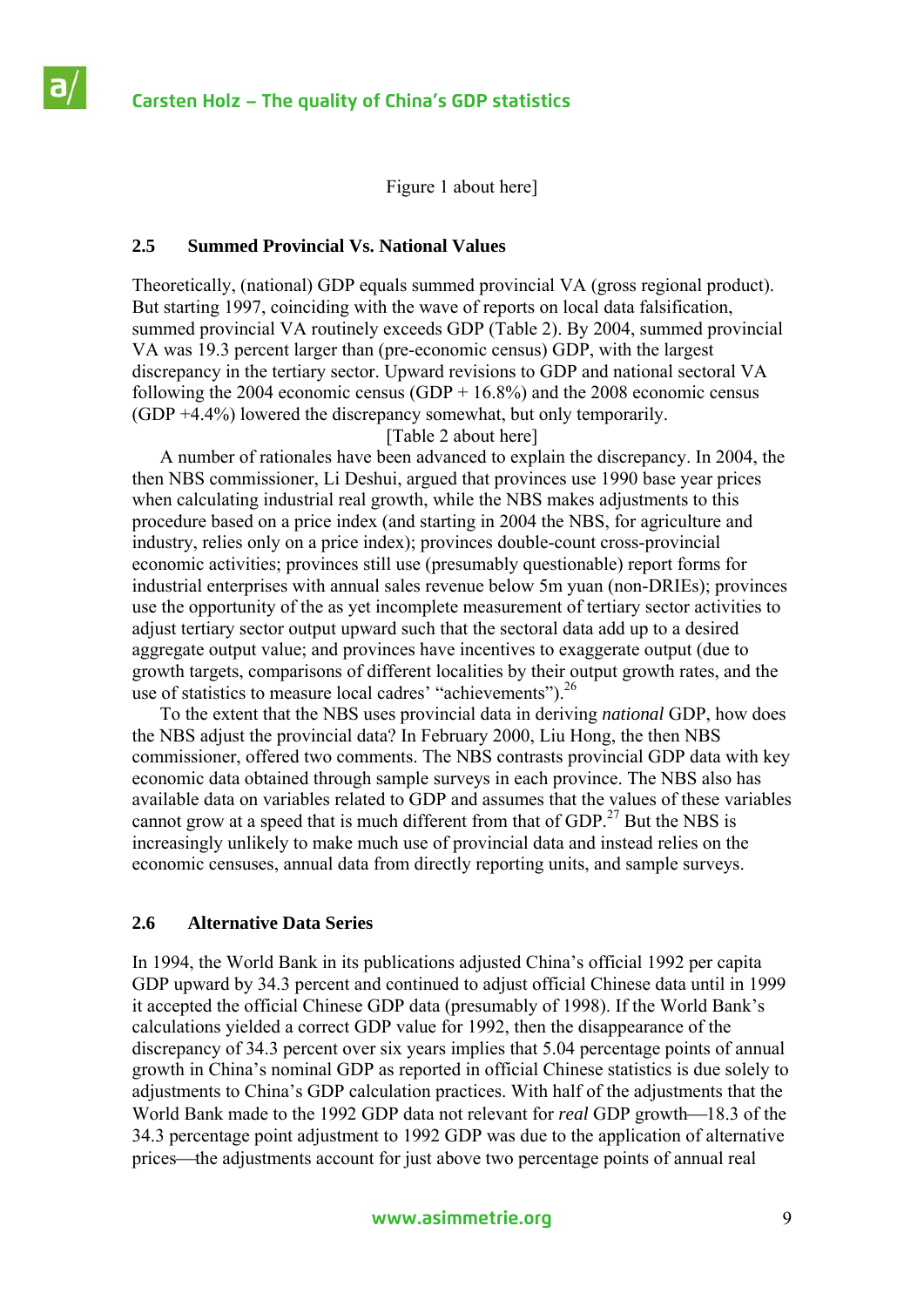Figure 1 about here]

## 2.5 Summed Provincial Vs. National Values

Theoretically, (national) GDP equals summed provincial VA (gross regional product). But starting 1997, coinciding with the wave of reports on local data falsification, summed provincial VA routinely exceeds GDP (Table 2). By 2004, summed provincial VA was 19.3 percent larger than (pre-economic census) GDP, with the largest discrepancy in the tertiary sector. Upward revisions to GDP and national sectoral VA following the 2004 economic census (GDP + 16.8%) and the 2008 economic census (GDP +4.4%) lowered the discrepancy somewhat, but only temporarily.

[Table 2 about here]

A number of rationales have been advanced to explain the discrepancy. In 2004, the then NBS commissioner, Li Deshui, argued that provinces use 1990 base year prices when calculating industrial real growth, while the NBS makes adjustments to this procedure based on a price index (and starting in 2004 the NBS, for agriculture and industry, relies only on a price index); provinces double-count cross-provincial economic activities; provinces still use (presumably questionable) report forms for industrial enterprises with annual sales revenue below 5m yuan (non-DRIEs); provinces use the opportunity of the as yet incomplete measurement of tertiary sector activities to adjust tertiary sector output upward such that the sectoral data add up to a desired aggregate output value; and provinces have incentives to exaggerate output (due to growth targets, comparisons of different localities by their output growth rates, and the use of statistics to measure local cadres' "achievements").[26]

To the extent that the NBS uses provincial data in deriving *national* GDP, how does the NBS adjust the provincial data? In February 2000, Liu Hong, the then NBS commissioner, offered two comments. The NBS contrasts provincial GDP data with key economic data obtained through sample surveys in each province. The NBS also has available data on variables related to GDP and assumes that the values of these variables cannot grow at a speed that is much different from that of GDP.[27] But the NBS is increasingly unlikely to make much use of provincial data and instead relies on the economic censuses, annual data from directly reporting units, and sample surveys.

## 2.6 Alternative Data Series

In 1994, the World Bank in its publications adjusted China's official 1992 per capita GDP upward by 34.3 percent and continued to adjust official Chinese data until in 1999 it accepted the official Chinese GDP data (presumably of 1998). If the World Bank's calculations yielded a correct GDP value for 1992, then the disappearance of the discrepancy of 34.3 percent over six years implies that 5.04 percentage points of annual growth in China's nominal GDP as reported in official Chinese statistics is due solely to adjustments to China's GDP calculation practices. With half of the adjustments that the World Bank made to the 1992 GDP data not relevant for *real* GDP growth—18.3 of the 34.3 percentage point adjustment to 1992 GDP was due to the application of alternative prices—the adjustments account for just above two percentage points of annual real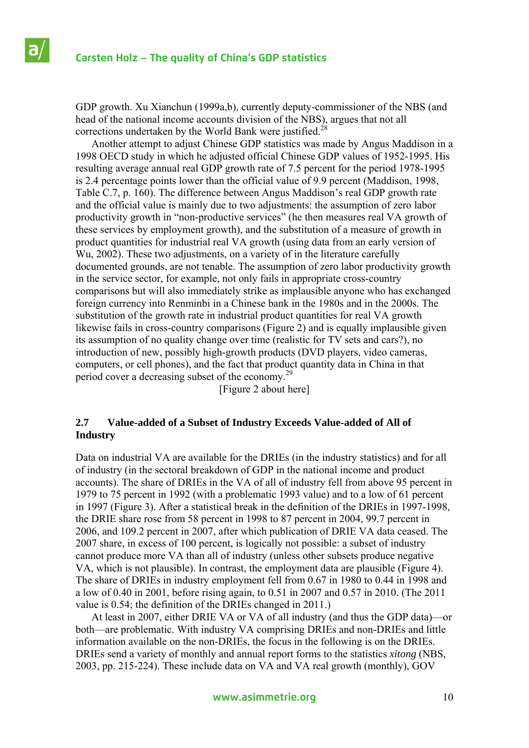GDP growth. Xu Xianchun (1999a,b), currently deputy-commissioner of the NBS (and head of the national income accounts division of the NBS), argues that not all corrections undertaken by the World Bank were justified.[28]

Another attempt to adjust Chinese GDP statistics was made by Angus Maddison in a 1998 OECD study in which he adjusted official Chinese GDP values of 1952-1995. His resulting average annual real GDP growth rate of 7.5 percent for the period 1978-1995 is 2.4 percentage points lower than the official value of 9.9 percent (Maddison, 1998, Table C.7, p. 160). The difference between Angus Maddison's real GDP growth rate and the official value is mainly due to two adjustments: the assumption of zero labor productivity growth in "non-productive services" (he then measures real VA growth of these services by employment growth), and the substitution of a measure of growth in product quantities for industrial real VA growth (using data from an early version of Wu, 2002). These two adjustments, on a variety of in the literature carefully documented grounds, are not tenable. The assumption of zero labor productivity growth in the service sector, for example, not only fails in appropriate cross-country comparisons but will also immediately strike as implausible anyone who has exchanged foreign currency into Renminbi in a Chinese bank in the 1980s and in the 2000s. The substitution of the growth rate in industrial product quantities for real VA growth likewise fails in cross-country comparisons (Figure 2) and is equally implausible given its assumption of no quality change over time (realistic for TV sets and cars?), no introduction of new, possibly high-growth products (DVD players, video cameras, computers, or cell phones), and the fact that product quantity data in China in that period cover a decreasing subset of the economy.[29]

[Figure 2 about here]

## 2.7 Value-added of a Subset of Industry Exceeds Value-added of All of Industry

Data on industrial VA are available for the DRIEs (in the industry statistics) and for all of industry (in the sectoral breakdown of GDP in the national income and product accounts). The share of DRIEs in the VA of all of industry fell from above 95 percent in 1979 to 75 percent in 1992 (with a problematic 1993 value) and to a low of 61 percent in 1997 (Figure 3). After a statistical break in the definition of the DRIEs in 1997-1998, the DRIE share rose from 58 percent in 1998 to 87 percent in 2004, 99.7 percent in 2006, and 109.2 percent in 2007, after which publication of DRIE VA data ceased. The 2007 share, in excess of 100 percent, is logically not possible: a subset of industry cannot produce more VA than all of industry (unless other subsets produce negative VA, which is not plausible). In contrast, the employment data are plausible (Figure 4). The share of DRIEs in industry employment fell from 0.67 in 1980 to 0.44 in 1998 and a low of 0.40 in 2001, before rising again, to 0.51 in 2007 and 0.57 in 2010. (The 2011 value is 0.54; the definition of the DRIEs changed in 2011.)

At least in 2007, either DRIE VA or VA of all industry (and thus the GDP data)—or both—are problematic. With industry VA comprising DRIEs and non-DRIEs and little information available on the non-DRIEs, the focus in the following is on the DRIEs. DRIEs send a variety of monthly and annual report forms to the statistics *xitong* (NBS, 2003, pp. 215-224). These include data on VA and VA real growth (monthly), GOV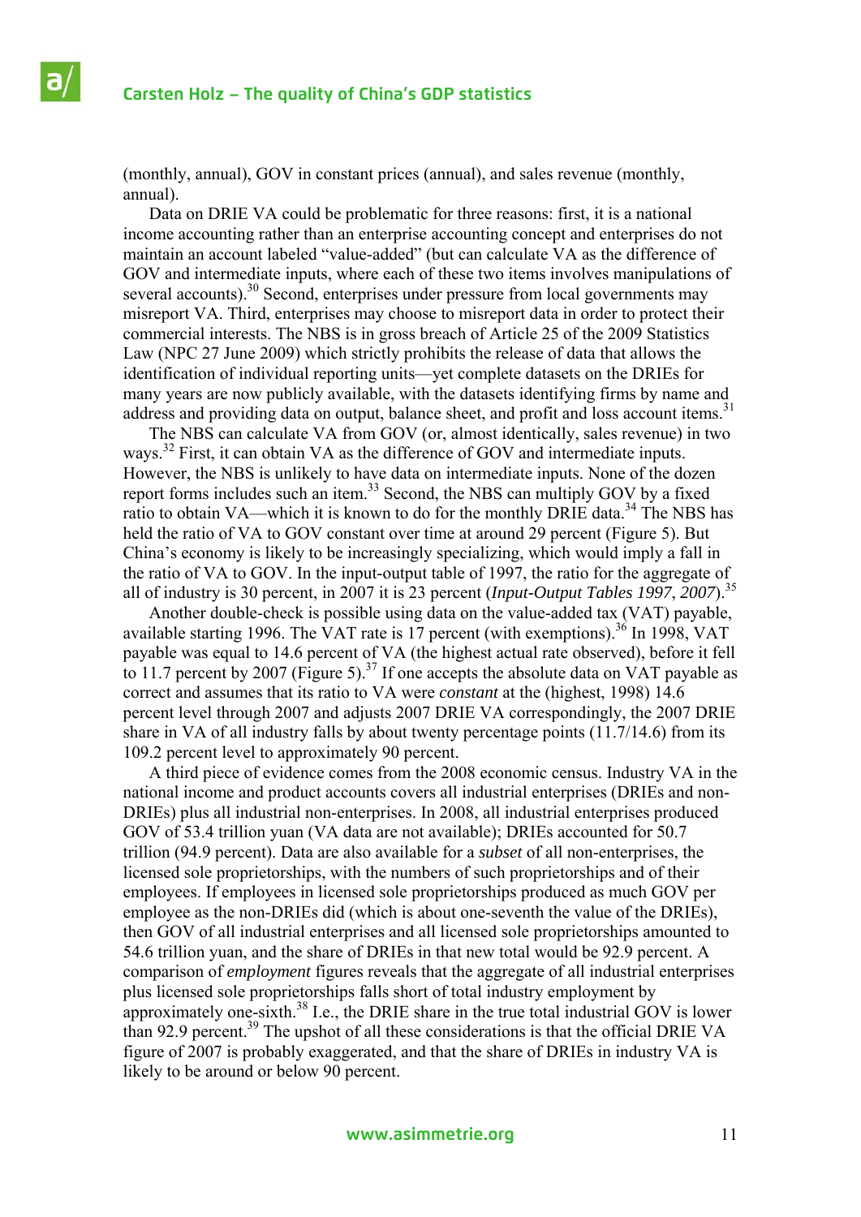(monthly, annual), GOV in constant prices (annual), and sales revenue (monthly, annual).

Data on DRIE VA could be problematic for three reasons: first, it is a national income accounting rather than an enterprise accounting concept and enterprises do not maintain an account labeled "value-added" (but can calculate VA as the difference of GOV and intermediate inputs, where each of these two items involves manipulations of several accounts).[30] Second, enterprises under pressure from local governments may misreport VA. Third, enterprises may choose to misreport data in order to protect their commercial interests. The NBS is in gross breach of Article 25 of the 2009 Statistics Law (NPC 27 June 2009) which strictly prohibits the release of data that allows the identification of individual reporting units—yet complete datasets on the DRIEs for many years are now publicly available, with the datasets identifying firms by name and address and providing data on output, balance sheet, and profit and loss account items.[31]

The NBS can calculate VA from GOV (or, almost identically, sales revenue) in two ways.[32] First, it can obtain VA as the difference of GOV and intermediate inputs. However, the NBS is unlikely to have data on intermediate inputs. None of the dozen report forms includes such an item.[33] Second, the NBS can multiply GOV by a fixed ratio to obtain VA—which it is known to do for the monthly DRIE data.[34] The NBS has held the ratio of VA to GOV constant over time at around 29 percent (Figure 5). But China's economy is likely to be increasingly specializing, which would imply a fall in the ratio of VA to GOV. In the input-output table of 1997, the ratio for the aggregate of all of industry is 30 percent, in 2007 it is 23 percent (*Input-Output Tables 1997*, *2007*).[35]

Another double-check is possible using data on the value-added tax (VAT) payable, available starting 1996. The VAT rate is 17 percent (with exemptions).[36] In 1998, VAT payable was equal to 14.6 percent of VA (the highest actual rate observed), before it fell to 11.7 percent by 2007 (Figure 5).[37] If one accepts the absolute data on VAT payable as correct and assumes that its ratio to VA were *constant* at the (highest, 1998) 14.6 percent level through 2007 and adjusts 2007 DRIE VA correspondingly, the 2007 DRIE share in VA of all industry falls by about twenty percentage points (11.7/14.6) from its 109.2 percent level to approximately 90 percent.

A third piece of evidence comes from the 2008 economic census. Industry VA in the national income and product accounts covers all industrial enterprises (DRIEs and non-DRIEs) plus all industrial non-enterprises. In 2008, all industrial enterprises produced GOV of 53.4 trillion yuan (VA data are not available); DRIEs accounted for 50.7 trillion (94.9 percent). Data are also available for a *subset* of all non-enterprises, the licensed sole proprietorships, with the numbers of such proprietorships and of their employees. If employees in licensed sole proprietorships produced as much GOV per employee as the non-DRIEs did (which is about one-seventh the value of the DRIEs), then GOV of all industrial enterprises and all licensed sole proprietorships amounted to 54.6 trillion yuan, and the share of DRIEs in that new total would be 92.9 percent. A comparison of *employment* figures reveals that the aggregate of all industrial enterprises plus licensed sole proprietorships falls short of total industry employment by approximately one-sixth.[38] I.e., the DRIE share in the true total industrial GOV is lower than 92.9 percent.[39] The upshot of all these considerations is that the official DRIE VA figure of 2007 is probably exaggerated, and that the share of DRIEs in industry VA is likely to be around or below 90 percent.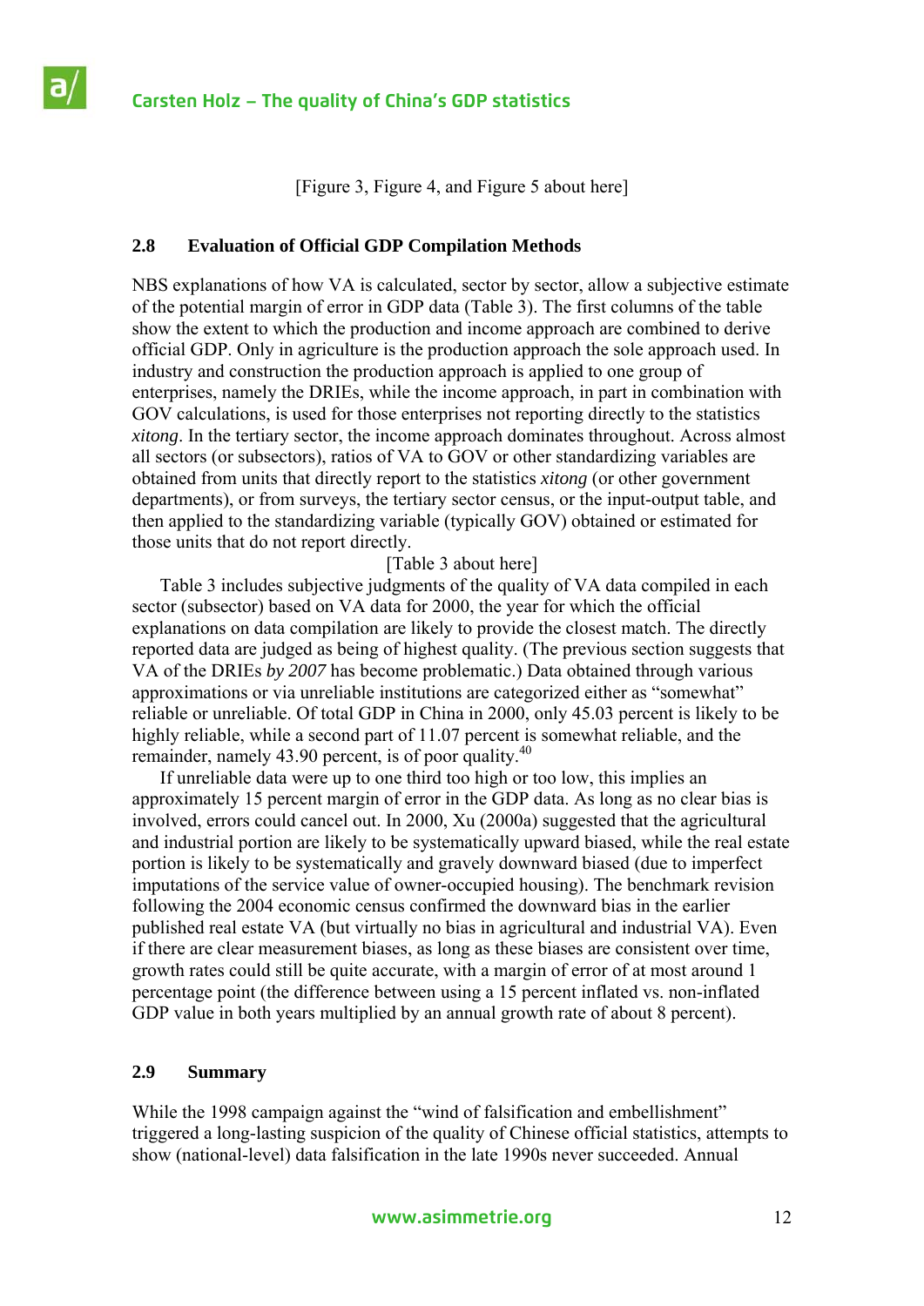[Figure 3, Figure 4, and Figure 5 about here]

### 2.8 Evaluation of Official GDP Compilation Methods

NBS explanations of how VA is calculated, sector by sector, allow a subjective estimate of the potential margin of error in GDP data (Table 3). The first columns of the table show the extent to which the production and income approach are combined to derive official GDP. Only in agriculture is the production approach the sole approach used. In industry and construction the production approach is applied to one group of enterprises, namely the DRIEs, while the income approach, in part in combination with GOV calculations, is used for those enterprises not reporting directly to the statistics *xitong*. In the tertiary sector, the income approach dominates throughout. Across almost all sectors (or subsectors), ratios of VA to GOV or other standardizing variables are obtained from units that directly report to the statistics *xitong* (or other government departments), or from surveys, the tertiary sector census, or the input-output table, and then applied to the standardizing variable (typically GOV) obtained or estimated for those units that do not report directly.

[Table 3 about here]

Table 3 includes subjective judgments of the quality of VA data compiled in each sector (subsector) based on VA data for 2000, the year for which the official explanations on data compilation are likely to provide the closest match. The directly reported data are judged as being of highest quality. (The previous section suggests that VA of the DRIEs *by 2007* has become problematic.) Data obtained through various approximations or via unreliable institutions are categorized either as "somewhat" reliable or unreliable. Of total GDP in China in 2000, only 45.03 percent is likely to be highly reliable, while a second part of 11.07 percent is somewhat reliable, and the remainder, namely 43.90 percent, is of poor quality.[40]

If unreliable data were up to one third too high or too low, this implies an approximately 15 percent margin of error in the GDP data. As long as no clear bias is involved, errors could cancel out. In 2000, Xu (2000a) suggested that the agricultural and industrial portion are likely to be systematically upward biased, while the real estate portion is likely to be systematically and gravely downward biased (due to imperfect imputations of the service value of owner-occupied housing). The benchmark revision following the 2004 economic census confirmed the downward bias in the earlier published real estate VA (but virtually no bias in agricultural and industrial VA). Even if there are clear measurement biases, as long as these biases are consistent over time, growth rates could still be quite accurate, with a margin of error of at most around 1 percentage point (the difference between using a 15 percent inflated vs. non-inflated GDP value in both years multiplied by an annual growth rate of about 8 percent).

### 2.9 Summary

While the 1998 campaign against the "wind of falsification and embellishment" triggered a long-lasting suspicion of the quality of Chinese official statistics, attempts to show (national-level) data falsification in the late 1990s never succeeded. Annual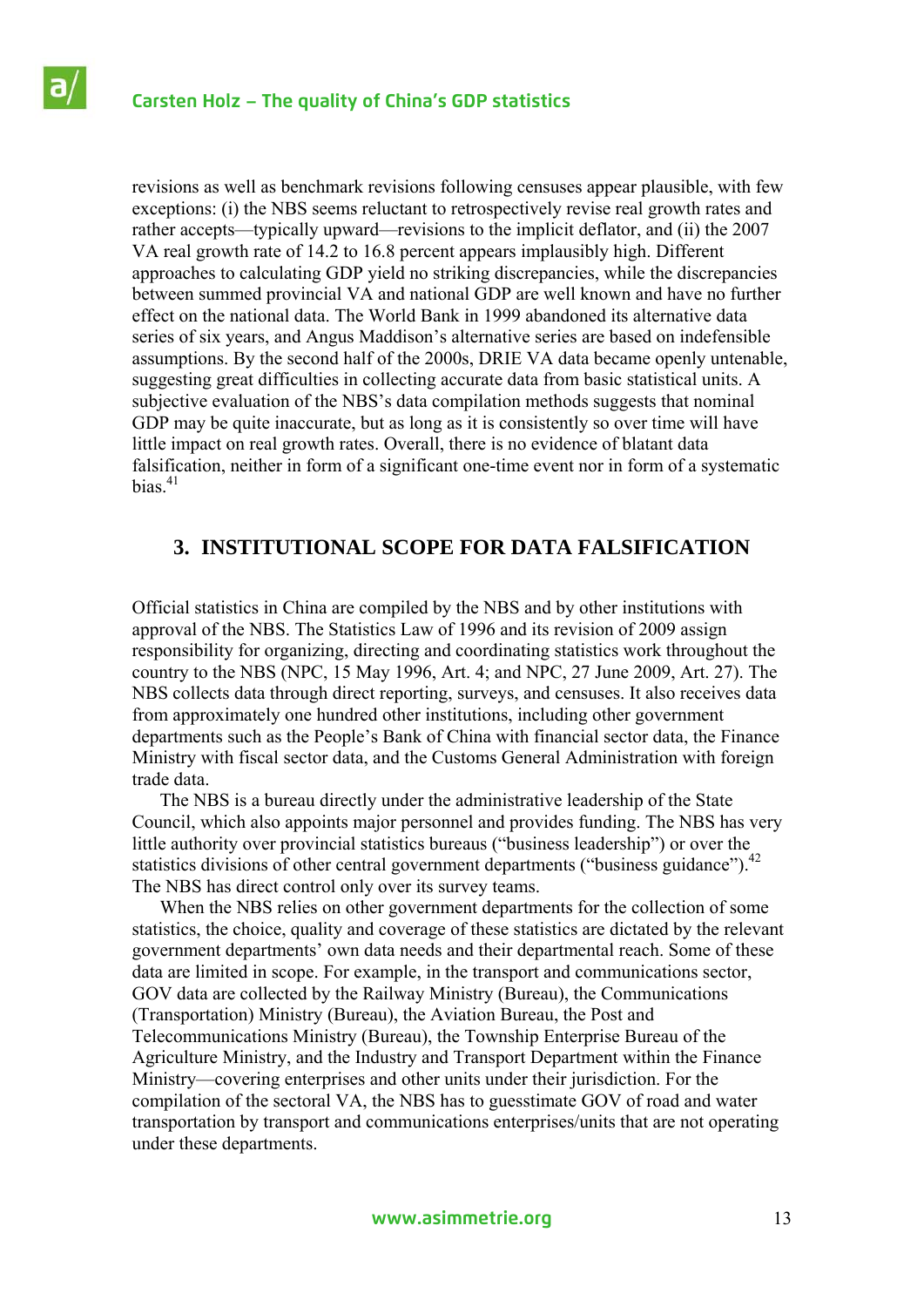revisions as well as benchmark revisions following censuses appear plausible, with few exceptions: (i) the NBS seems reluctant to retrospectively revise real growth rates and rather accepts—typically upward—revisions to the implicit deflator, and (ii) the 2007 VA real growth rate of 14.2 to 16.8 percent appears implausibly high. Different approaches to calculating GDP yield no striking discrepancies, while the discrepancies between summed provincial VA and national GDP are well known and have no further effect on the national data. The World Bank in 1999 abandoned its alternative data series of six years, and Angus Maddison's alternative series are based on indefensible assumptions. By the second half of the 2000s, DRIE VA data became openly untenable, suggesting great difficulties in collecting accurate data from basic statistical units. A subjective evaluation of the NBS's data compilation methods suggests that nominal GDP may be quite inaccurate, but as long as it is consistently so over time will have little impact on real growth rates. Overall, there is no evidence of blatant data falsification, neither in form of a significant one-time event nor in form of a systematic bias.[41]

## 3. INSTITUTIONAL SCOPE FOR DATA FALSIFICATION

Official statistics in China are compiled by the NBS and by other institutions with approval of the NBS. The Statistics Law of 1996 and its revision of 2009 assign responsibility for organizing, directing and coordinating statistics work throughout the country to the NBS (NPC, 15 May 1996, Art. 4; and NPC, 27 June 2009, Art. 27). The NBS collects data through direct reporting, surveys, and censuses. It also receives data from approximately one hundred other institutions, including other government departments such as the People's Bank of China with financial sector data, the Finance Ministry with fiscal sector data, and the Customs General Administration with foreign trade data.

The NBS is a bureau directly under the administrative leadership of the State Council, which also appoints major personnel and provides funding. The NBS has very little authority over provincial statistics bureaus ("business leadership") or over the statistics divisions of other central government departments ("business guidance").[42] The NBS has direct control only over its survey teams.

When the NBS relies on other government departments for the collection of some statistics, the choice, quality and coverage of these statistics are dictated by the relevant government departments' own data needs and their departmental reach. Some of these data are limited in scope. For example, in the transport and communications sector, GOV data are collected by the Railway Ministry (Bureau), the Communications (Transportation) Ministry (Bureau), the Aviation Bureau, the Post and Telecommunications Ministry (Bureau), the Township Enterprise Bureau of the Agriculture Ministry, and the Industry and Transport Department within the Finance Ministry—covering enterprises and other units under their jurisdiction. For the compilation of the sectoral VA, the NBS has to guesstimate GOV of road and water transportation by transport and communications enterprises/units that are not operating under these departments.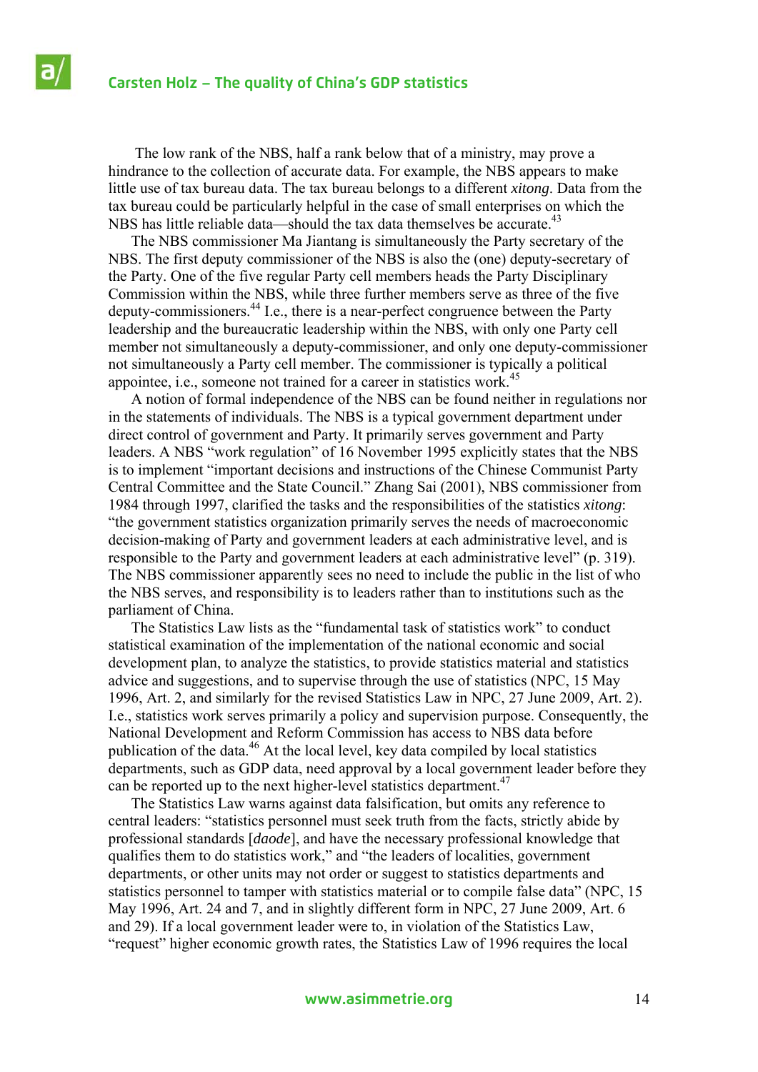The low rank of the NBS, half a rank below that of a ministry, may prove a hindrance to the collection of accurate data. For example, the NBS appears to make little use of tax bureau data. The tax bureau belongs to a different *xitong*. Data from the tax bureau could be particularly helpful in the case of small enterprises on which the NBS has little reliable data—should the tax data themselves be accurate.[43]

The NBS commissioner Ma Jiantang is simultaneously the Party secretary of the NBS. The first deputy commissioner of the NBS is also the (one) deputy-secretary of the Party. One of the five regular Party cell members heads the Party Disciplinary Commission within the NBS, while three further members serve as three of the five deputy-commissioners.[44] I.e., there is a near-perfect congruence between the Party leadership and the bureaucratic leadership within the NBS, with only one Party cell member not simultaneously a deputy-commissioner, and only one deputy-commissioner not simultaneously a Party cell member. The commissioner is typically a political appointee, i.e., someone not trained for a career in statistics work.[45]

A notion of formal independence of the NBS can be found neither in regulations nor in the statements of individuals. The NBS is a typical government department under direct control of government and Party. It primarily serves government and Party leaders. A NBS "work regulation" of 16 November 1995 explicitly states that the NBS is to implement "important decisions and instructions of the Chinese Communist Party Central Committee and the State Council." Zhang Sai (2001), NBS commissioner from 1984 through 1997, clarified the tasks and the responsibilities of the statistics *xitong*: "the government statistics organization primarily serves the needs of macroeconomic decision-making of Party and government leaders at each administrative level, and is responsible to the Party and government leaders at each administrative level" (p. 319). The NBS commissioner apparently sees no need to include the public in the list of who the NBS serves, and responsibility is to leaders rather than to institutions such as the parliament of China.

The Statistics Law lists as the "fundamental task of statistics work" to conduct statistical examination of the implementation of the national economic and social development plan, to analyze the statistics, to provide statistics material and statistics advice and suggestions, and to supervise through the use of statistics (NPC, 15 May 1996, Art. 2, and similarly for the revised Statistics Law in NPC, 27 June 2009, Art. 2). I.e., statistics work serves primarily a policy and supervision purpose. Consequently, the National Development and Reform Commission has access to NBS data before publication of the data.[46] At the local level, key data compiled by local statistics departments, such as GDP data, need approval by a local government leader before they can be reported up to the next higher-level statistics department.[47]

The Statistics Law warns against data falsification, but omits any reference to central leaders: "statistics personnel must seek truth from the facts, strictly abide by professional standards [*daode*], and have the necessary professional knowledge that qualifies them to do statistics work," and "the leaders of localities, government departments, or other units may not order or suggest to statistics departments and statistics personnel to tamper with statistics material or to compile false data" (NPC, 15 May 1996, Art. 24 and 7, and in slightly different form in NPC, 27 June 2009, Art. 6 and 29). If a local government leader were to, in violation of the Statistics Law, "request" higher economic growth rates, the Statistics Law of 1996 requires the local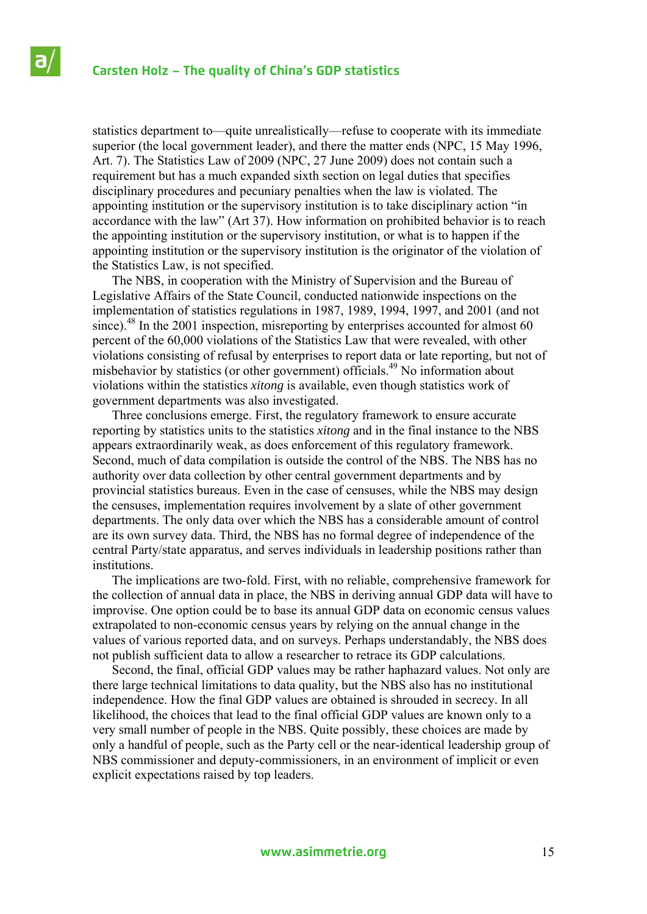statistics department to—quite unrealistically—refuse to cooperate with its immediate superior (the local government leader), and there the matter ends (NPC, 15 May 1996, Art. 7). The Statistics Law of 2009 (NPC, 27 June 2009) does not contain such a requirement but has a much expanded sixth section on legal duties that specifies disciplinary procedures and pecuniary penalties when the law is violated. The appointing institution or the supervisory institution is to take disciplinary action "in accordance with the law" (Art 37). How information on prohibited behavior is to reach the appointing institution or the supervisory institution, or what is to happen if the appointing institution or the supervisory institution is the originator of the violation of the Statistics Law, is not specified.

The NBS, in cooperation with the Ministry of Supervision and the Bureau of Legislative Affairs of the State Council, conducted nationwide inspections on the implementation of statistics regulations in 1987, 1989, 1994, 1997, and 2001 (and not since).[48] In the 2001 inspection, misreporting by enterprises accounted for almost 60 percent of the 60,000 violations of the Statistics Law that were revealed, with other violations consisting of refusal by enterprises to report data or late reporting, but not of misbehavior by statistics (or other government) officials.[49] No information about violations within the statistics *xitong* is available, even though statistics work of government departments was also investigated.

Three conclusions emerge. First, the regulatory framework to ensure accurate reporting by statistics units to the statistics *xitong* and in the final instance to the NBS appears extraordinarily weak, as does enforcement of this regulatory framework. Second, much of data compilation is outside the control of the NBS. The NBS has no authority over data collection by other central government departments and by provincial statistics bureaus. Even in the case of censuses, while the NBS may design the censuses, implementation requires involvement by a slate of other government departments. The only data over which the NBS has a considerable amount of control are its own survey data. Third, the NBS has no formal degree of independence of the central Party/state apparatus, and serves individuals in leadership positions rather than institutions.

The implications are two-fold. First, with no reliable, comprehensive framework for the collection of annual data in place, the NBS in deriving annual GDP data will have to improvise. One option could be to base its annual GDP data on economic census values extrapolated to non-economic census years by relying on the annual change in the values of various reported data, and on surveys. Perhaps understandably, the NBS does not publish sufficient data to allow a researcher to retrace its GDP calculations.

Second, the final, official GDP values may be rather haphazard values. Not only are there large technical limitations to data quality, but the NBS also has no institutional independence. How the final GDP values are obtained is shrouded in secrecy. In all likelihood, the choices that lead to the final official GDP values are known only to a very small number of people in the NBS. Quite possibly, these choices are made by only a handful of people, such as the Party cell or the near-identical leadership group of NBS commissioner and deputy-commissioners, in an environment of implicit or even explicit expectations raised by top leaders.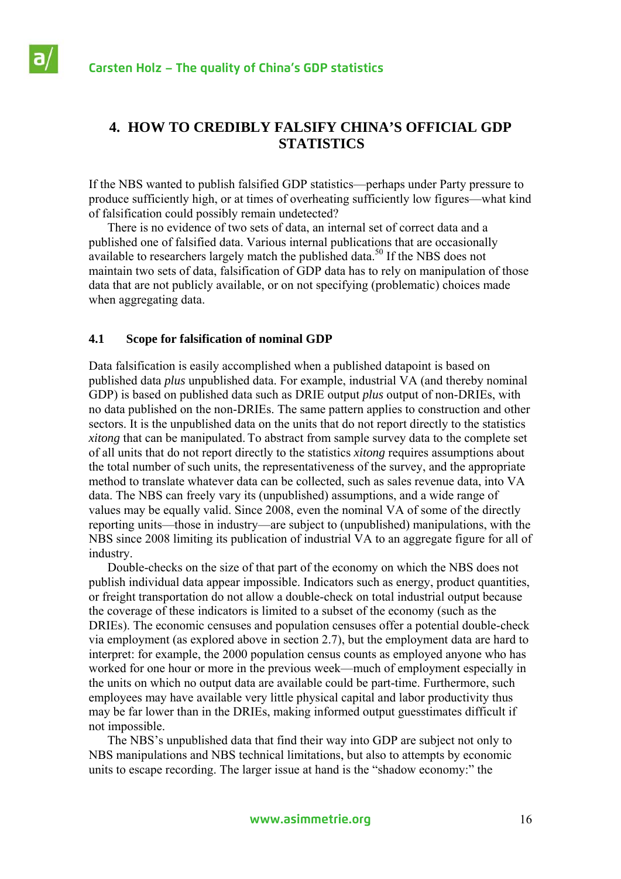## 4. HOW TO CREDIBLY FALSIFY CHINA'S OFFICIAL GDP STATISTICS

If the NBS wanted to publish falsified GDP statistics—perhaps under Party pressure to produce sufficiently high, or at times of overheating sufficiently low figures—what kind of falsification could possibly remain undetected?

There is no evidence of two sets of data, an internal set of correct data and a published one of falsified data. Various internal publications that are occasionally available to researchers largely match the published data.[50] If the NBS does not maintain two sets of data, falsification of GDP data has to rely on manipulation of those data that are not publicly available, or on not specifying (problematic) choices made when aggregating data.

### 4.1 Scope for falsification of nominal GDP

Data falsification is easily accomplished when a published datapoint is based on published data *plus* unpublished data. For example, industrial VA (and thereby nominal GDP) is based on published data such as DRIE output *plus* output of non-DRIEs, with no data published on the non-DRIEs. The same pattern applies to construction and other sectors. It is the unpublished data on the units that do not report directly to the statistics *xitong* that can be manipulated. To abstract from sample survey data to the complete set of all units that do not report directly to the statistics *xitong* requires assumptions about the total number of such units, the representativeness of the survey, and the appropriate method to translate whatever data can be collected, such as sales revenue data, into VA data. The NBS can freely vary its (unpublished) assumptions, and a wide range of values may be equally valid. Since 2008, even the nominal VA of some of the directly reporting units—those in industry—are subject to (unpublished) manipulations, with the NBS since 2008 limiting its publication of industrial VA to an aggregate figure for all of industry.

Double-checks on the size of that part of the economy on which the NBS does not publish individual data appear impossible. Indicators such as energy, product quantities, or freight transportation do not allow a double-check on total industrial output because the coverage of these indicators is limited to a subset of the economy (such as the DRIEs). The economic censuses and population censuses offer a potential double-check via employment (as explored above in section 2.7), but the employment data are hard to interpret: for example, the 2000 population census counts as employed anyone who has worked for one hour or more in the previous week—much of employment especially in the units on which no output data are available could be part-time. Furthermore, such employees may have available very little physical capital and labor productivity thus may be far lower than in the DRIEs, making informed output guesstimates difficult if not impossible.

The NBS's unpublished data that find their way into GDP are subject not only to NBS manipulations and NBS technical limitations, but also to attempts by economic units to escape recording. The larger issue at hand is the "shadow economy:" the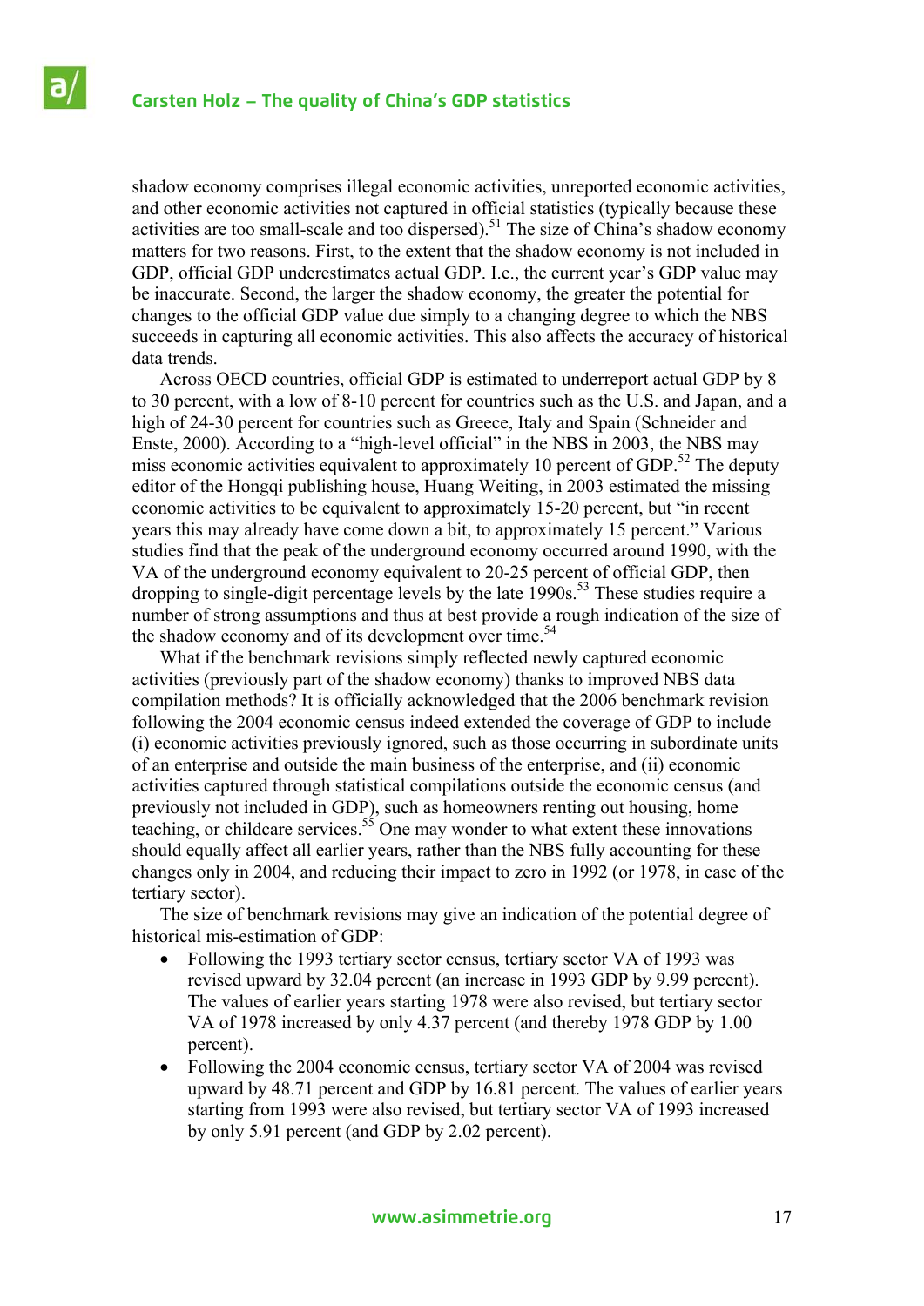shadow economy comprises illegal economic activities, unreported economic activities, and other economic activities not captured in official statistics (typically because these activities are too small-scale and too dispersed).[51] The size of China's shadow economy matters for two reasons. First, to the extent that the shadow economy is not included in GDP, official GDP underestimates actual GDP. I.e., the current year's GDP value may be inaccurate. Second, the larger the shadow economy, the greater the potential for changes to the official GDP value due simply to a changing degree to which the NBS succeeds in capturing all economic activities. This also affects the accuracy of historical data trends.

Across OECD countries, official GDP is estimated to underreport actual GDP by 8 to 30 percent, with a low of 8-10 percent for countries such as the U.S. and Japan, and a high of 24-30 percent for countries such as Greece, Italy and Spain (Schneider and Enste, 2000). According to a "high-level official" in the NBS in 2003, the NBS may miss economic activities equivalent to approximately 10 percent of GDP.[52] The deputy editor of the Hongqi publishing house, Huang Weiting, in 2003 estimated the missing economic activities to be equivalent to approximately 15-20 percent, but "in recent years this may already have come down a bit, to approximately 15 percent." Various studies find that the peak of the underground economy occurred around 1990, with the VA of the underground economy equivalent to 20-25 percent of official GDP, then dropping to single-digit percentage levels by the late 1990s.[53] These studies require a number of strong assumptions and thus at best provide a rough indication of the size of the shadow economy and of its development over time.[54]

What if the benchmark revisions simply reflected newly captured economic activities (previously part of the shadow economy) thanks to improved NBS data compilation methods? It is officially acknowledged that the 2006 benchmark revision following the 2004 economic census indeed extended the coverage of GDP to include (i) economic activities previously ignored, such as those occurring in subordinate units of an enterprise and outside the main business of the enterprise, and (ii) economic activities captured through statistical compilations outside the economic census (and previously not included in GDP), such as homeowners renting out housing, home teaching, or childcare services.[55] One may wonder to what extent these innovations should equally affect all earlier years, rather than the NBS fully accounting for these changes only in 2004, and reducing their impact to zero in 1992 (or 1978, in case of the tertiary sector).

The size of benchmark revisions may give an indication of the potential degree of historical mis-estimation of GDP:

- Following the 1993 tertiary sector census, tertiary sector VA of 1993 was revised upward by 32.04 percent (an increase in 1993 GDP by 9.99 percent). The values of earlier years starting 1978 were also revised, but tertiary sector VA of 1978 increased by only 4.37 percent (and thereby 1978 GDP by 1.00 percent).
- Following the 2004 economic census, tertiary sector VA of 2004 was revised upward by 48.71 percent and GDP by 16.81 percent. The values of earlier years starting from 1993 were also revised, but tertiary sector VA of 1993 increased by only 5.91 percent (and GDP by 2.02 percent).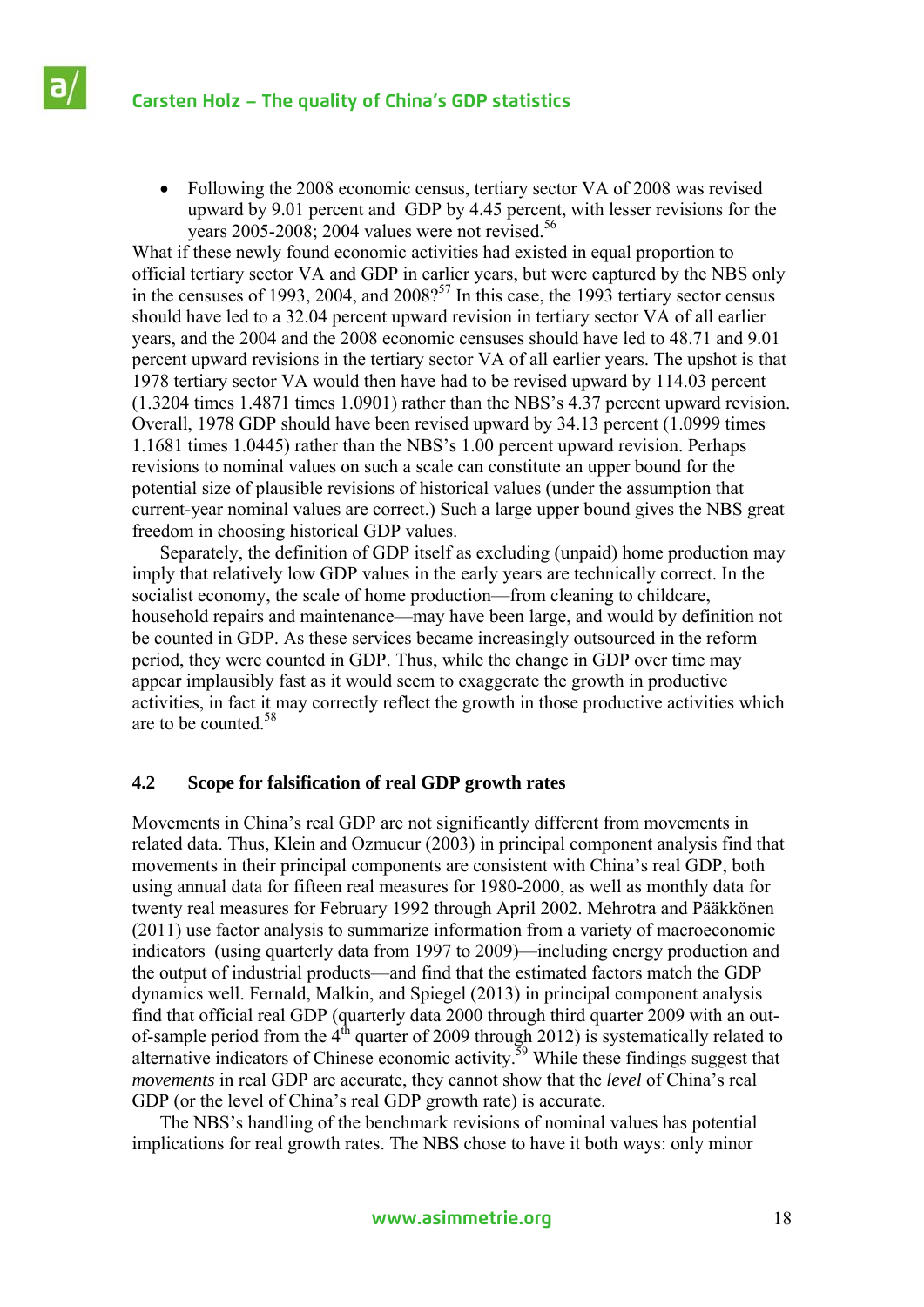- Following the 2008 economic census, tertiary sector VA of 2008 was revised upward by 9.01 percent and GDP by 4.45 percent, with lesser revisions for the years 2005-2008; 2004 values were not revised.[56]

What if these newly found economic activities had existed in equal proportion to official tertiary sector VA and GDP in earlier years, but were captured by the NBS only in the censuses of 1993, 2004, and 2008?[57] In this case, the 1993 tertiary sector census should have led to a 32.04 percent upward revision in tertiary sector VA of all earlier years, and the 2004 and the 2008 economic censuses should have led to 48.71 and 9.01 percent upward revisions in the tertiary sector VA of all earlier years. The upshot is that 1978 tertiary sector VA would then have had to be revised upward by 114.03 percent (1.3204 times 1.4871 times 1.0901) rather than the NBS's 4.37 percent upward revision. Overall, 1978 GDP should have been revised upward by 34.13 percent (1.0999 times 1.1681 times 1.0445) rather than the NBS's 1.00 percent upward revision. Perhaps revisions to nominal values on such a scale can constitute an upper bound for the potential size of plausible revisions of historical values (under the assumption that current-year nominal values are correct.) Such a large upper bound gives the NBS great freedom in choosing historical GDP values.

Separately, the definition of GDP itself as excluding (unpaid) home production may imply that relatively low GDP values in the early years are technically correct. In the socialist economy, the scale of home production—from cleaning to childcare, household repairs and maintenance—may have been large, and would by definition not be counted in GDP. As these services became increasingly outsourced in the reform period, they were counted in GDP. Thus, while the change in GDP over time may appear implausibly fast as it would seem to exaggerate the growth in productive activities, in fact it may correctly reflect the growth in those productive activities which are to be counted.[58]

### 4.2 Scope for falsification of real GDP growth rates

Movements in China's real GDP are not significantly different from movements in related data. Thus, Klein and Ozmucur (2003) in principal component analysis find that movements in their principal components are consistent with China's real GDP, both using annual data for fifteen real measures for 1980-2000, as well as monthly data for twenty real measures for February 1992 through April 2002. Mehrotra and Pääkkönen (2011) use factor analysis to summarize information from a variety of macroeconomic indicators (using quarterly data from 1997 to 2009)—including energy production and the output of industrial products—and find that the estimated factors match the GDP dynamics well. Fernald, Malkin, and Spiegel (2013) in principal component analysis find that official real GDP (quarterly data 2000 through third quarter 2009 with an out-of-sample period from the 4th quarter of 2009 through 2012) is systematically related to alternative indicators of Chinese economic activity.[59] While these findings suggest that *movements* in real GDP are accurate, they cannot show that the *level* of China's real GDP (or the level of China's real GDP growth rate) is accurate.

The NBS's handling of the benchmark revisions of nominal values has potential implications for real growth rates. The NBS chose to have it both ways: only minor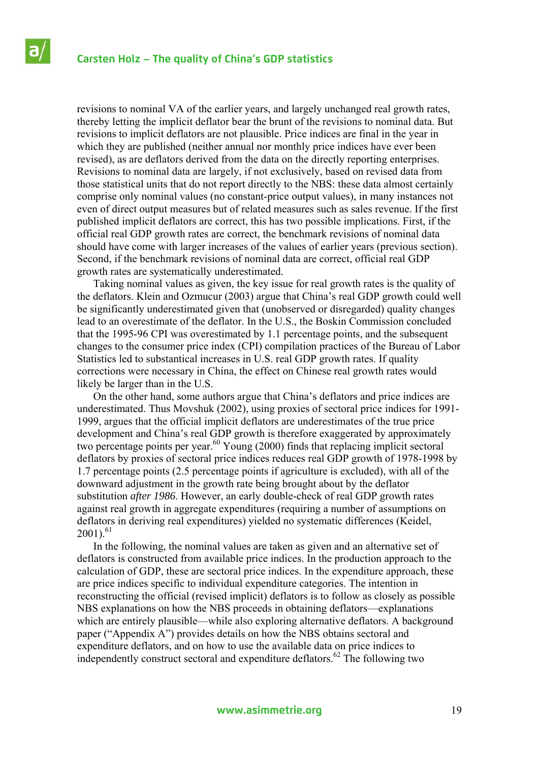revisions to nominal VA of the earlier years, and largely unchanged real growth rates, thereby letting the implicit deflator bear the brunt of the revisions to nominal data. But revisions to implicit deflators are not plausible. Price indices are final in the year in which they are published (neither annual nor monthly price indices have ever been revised), as are deflators derived from the data on the directly reporting enterprises. Revisions to nominal data are largely, if not exclusively, based on revised data from those statistical units that do not report directly to the NBS: these data almost certainly comprise only nominal values (no constant-price output values), in many instances not even of direct output measures but of related measures such as sales revenue. If the first published implicit deflators are correct, this has two possible implications. First, if the official real GDP growth rates are correct, the benchmark revisions of nominal data should have come with larger increases of the values of earlier years (previous section). Second, if the benchmark revisions of nominal data are correct, official real GDP growth rates are systematically underestimated.

Taking nominal values as given, the key issue for real growth rates is the quality of the deflators. Klein and Ozmucur (2003) argue that China's real GDP growth could well be significantly underestimated given that (unobserved or disregarded) quality changes lead to an overestimate of the deflator. In the U.S., the Boskin Commission concluded that the 1995-96 CPI was overestimated by 1.1 percentage points, and the subsequent changes to the consumer price index (CPI) compilation practices of the Bureau of Labor Statistics led to substantical increases in U.S. real GDP growth rates. If quality corrections were necessary in China, the effect on Chinese real growth rates would likely be larger than in the U.S.

On the other hand, some authors argue that China's deflators and price indices are underestimated. Thus Movshuk (2002), using proxies of sectoral price indices for 1991-1999, argues that the official implicit deflators are underestimates of the true price development and China's real GDP growth is therefore exaggerated by approximately two percentage points per year.[60] Young (2000) finds that replacing implicit sectoral deflators by proxies of sectoral price indices reduces real GDP growth of 1978-1998 by 1.7 percentage points (2.5 percentage points if agriculture is excluded), with all of the downward adjustment in the growth rate being brought about by the deflator substitution *after 1986*. However, an early double-check of real GDP growth rates against real growth in aggregate expenditures (requiring a number of assumptions on deflators in deriving real expenditures) yielded no systematic differences (Keidel, 2001).[61]

In the following, the nominal values are taken as given and an alternative set of deflators is constructed from available price indices. In the production approach to the calculation of GDP, these are sectoral price indices. In the expenditure approach, these are price indices specific to individual expenditure categories. The intention in reconstructing the official (revised implicit) deflators is to follow as closely as possible NBS explanations on how the NBS proceeds in obtaining deflators—explanations which are entirely plausible—while also exploring alternative deflators. A background paper ("Appendix A") provides details on how the NBS obtains sectoral and expenditure deflators, and on how to use the available data on price indices to independently construct sectoral and expenditure deflators.[62] The following two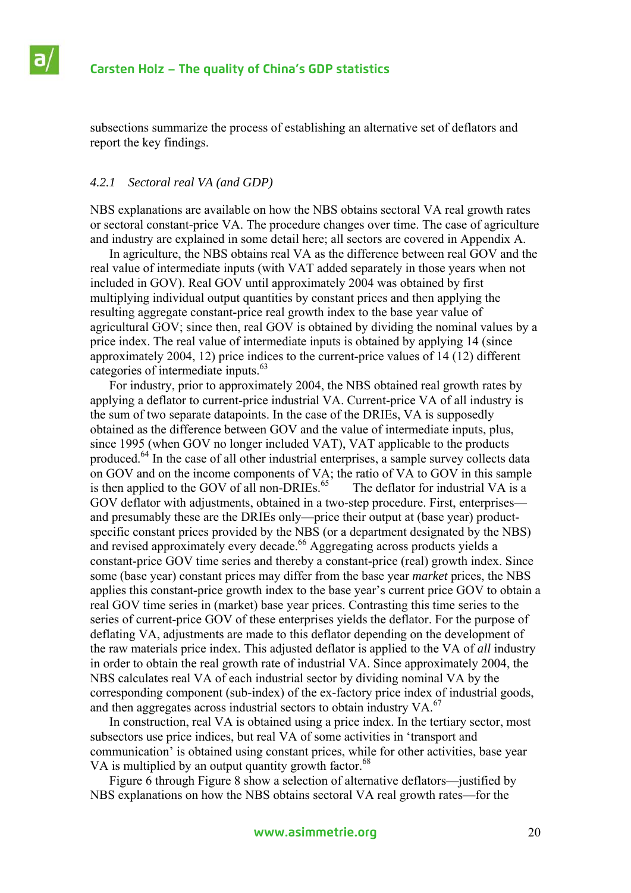subsections summarize the process of establishing an alternative set of deflators and report the key findings.

### *4.2.1 Sectoral real VA (and GDP)*

NBS explanations are available on how the NBS obtains sectoral VA real growth rates or sectoral constant-price VA. The procedure changes over time. The case of agriculture and industry are explained in some detail here; all sectors are covered in Appendix A.

In agriculture, the NBS obtains real VA as the difference between real GOV and the real value of intermediate inputs (with VAT added separately in those years when not included in GOV). Real GOV until approximately 2004 was obtained by first multiplying individual output quantities by constant prices and then applying the resulting aggregate constant-price real growth index to the base year value of agricultural GOV; since then, real GOV is obtained by dividing the nominal values by a price index. The real value of intermediate inputs is obtained by applying 14 (since approximately 2004, 12) price indices to the current-price values of 14 (12) different categories of intermediate inputs.[63]

For industry, prior to approximately 2004, the NBS obtained real growth rates by applying a deflator to current-price industrial VA. Current-price VA of all industry is the sum of two separate datapoints. In the case of the DRIEs, VA is supposedly obtained as the difference between GOV and the value of intermediate inputs, plus, since 1995 (when GOV no longer included VAT), VAT applicable to the products produced.[64] In the case of all other industrial enterprises, a sample survey collects data on GOV and on the income components of VA; the ratio of VA to GOV in this sample is then applied to the GOV of all non-DRIEs.[65] The deflator for industrial VA is a GOV deflator with adjustments, obtained in a two-step procedure. First, enterprises—and presumably these are the DRIEs only—price their output at (base year) product-specific constant prices provided by the NBS (or a department designated by the NBS) and revised approximately every decade.[66] Aggregating across products yields a constant-price GOV time series and thereby a constant-price (real) growth index. Since some (base year) constant prices may differ from the base year *market* prices, the NBS applies this constant-price growth index to the base year's current price GOV to obtain a real GOV time series in (market) base year prices. Contrasting this time series to the series of current-price GOV of these enterprises yields the deflator. For the purpose of deflating VA, adjustments are made to this deflator depending on the development of the raw materials price index. This adjusted deflator is applied to the VA of *all* industry in order to obtain the real growth rate of industrial VA. Since approximately 2004, the NBS calculates real VA of each industrial sector by dividing nominal VA by the corresponding component (sub-index) of the ex-factory price index of industrial goods, and then aggregates across industrial sectors to obtain industry VA.[67]

In construction, real VA is obtained using a price index. In the tertiary sector, most subsectors use price indices, but real VA of some activities in 'transport and communication' is obtained using constant prices, while for other activities, base year VA is multiplied by an output quantity growth factor.[68]

Figure 6 through Figure 8 show a selection of alternative deflators—justified by NBS explanations on how the NBS obtains sectoral VA real growth rates—for the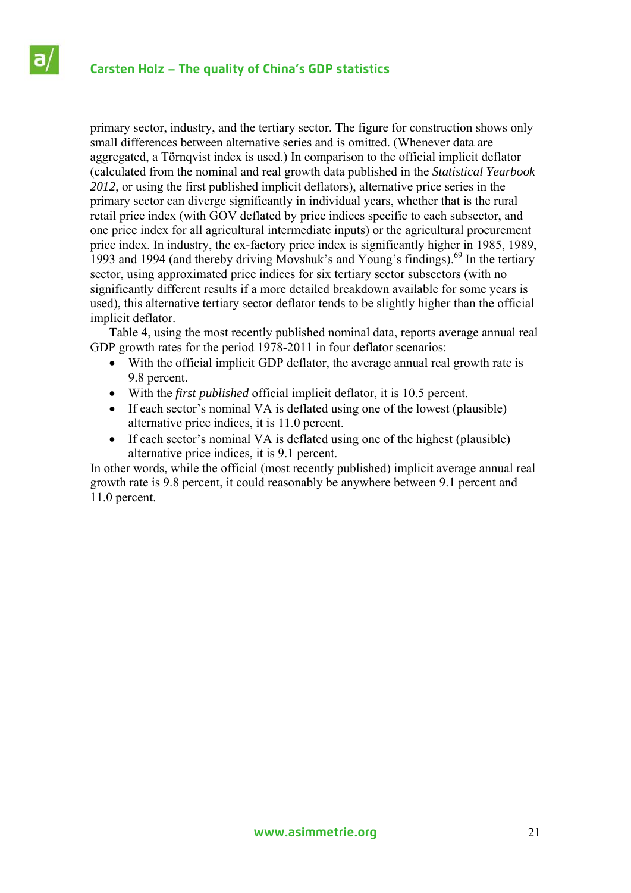primary sector, industry, and the tertiary sector. The figure for construction shows only small differences between alternative series and is omitted. (Whenever data are aggregated, a Törnqvist index is used.) In comparison to the official implicit deflator (calculated from the nominal and real growth data published in the *Statistical Yearbook 2012*, or using the first published implicit deflators), alternative price series in the primary sector can diverge significantly in individual years, whether that is the rural retail price index (with GOV deflated by price indices specific to each subsector, and one price index for all agricultural intermediate inputs) or the agricultural procurement price index. In industry, the ex-factory price index is significantly higher in 1985, 1989, 1993 and 1994 (and thereby driving Movshuk's and Young's findings).[69] In the tertiary sector, using approximated price indices for six tertiary sector subsectors (with no significantly different results if a more detailed breakdown available for some years is used), this alternative tertiary sector deflator tends to be slightly higher than the official implicit deflator.

Table 4, using the most recently published nominal data, reports average annual real GDP growth rates for the period 1978-2011 in four deflator scenarios:

- With the official implicit GDP deflator, the average annual real growth rate is 9.8 percent.
- With the *first published* official implicit deflator, it is 10.5 percent.
- If each sector's nominal VA is deflated using one of the lowest (plausible) alternative price indices, it is 11.0 percent.
- If each sector's nominal VA is deflated using one of the highest (plausible) alternative price indices, it is 9.1 percent.

In other words, while the official (most recently published) implicit average annual real growth rate is 9.8 percent, it could reasonably be anywhere between 9.1 percent and 11.0 percent.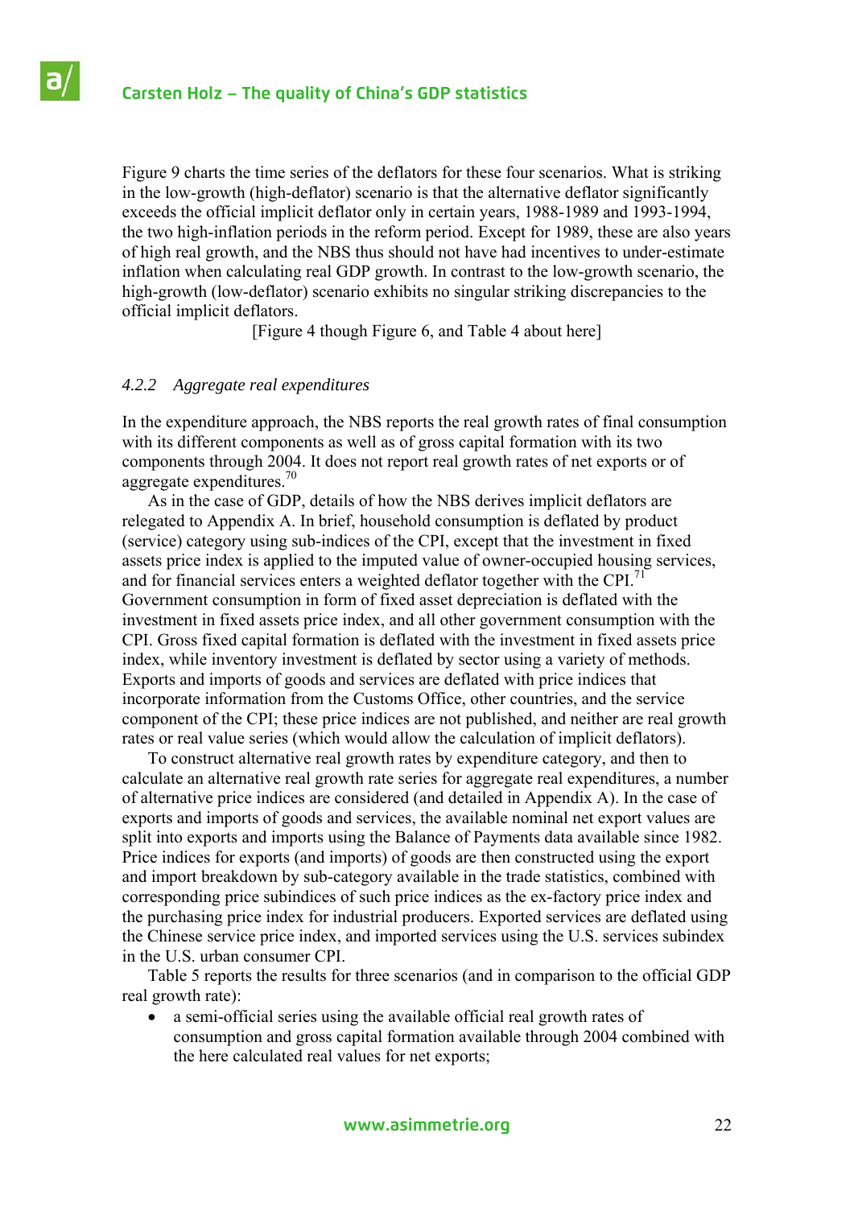Figure 9 charts the time series of the deflators for these four scenarios. What is striking in the low-growth (high-deflator) scenario is that the alternative deflator significantly exceeds the official implicit deflator only in certain years, 1988-1989 and 1993-1994, the two high-inflation periods in the reform period. Except for 1989, these are also years of high real growth, and the NBS thus should not have had incentives to under-estimate inflation when calculating real GDP growth. In contrast to the low-growth scenario, the high-growth (low-deflator) scenario exhibits no singular striking discrepancies to the official implicit deflators.

[Figure 4 though Figure 6, and Table 4 about here]

### *4.2.2 Aggregate real expenditures*

In the expenditure approach, the NBS reports the real growth rates of final consumption with its different components as well as of gross capital formation with its two components through 2004. It does not report real growth rates of net exports or of aggregate expenditures.[70]

As in the case of GDP, details of how the NBS derives implicit deflators are relegated to Appendix A. In brief, household consumption is deflated by product (service) category using sub-indices of the CPI, except that the investment in fixed assets price index is applied to the imputed value of owner-occupied housing services, and for financial services enters a weighted deflator together with the CPI.[71] Government consumption in form of fixed asset depreciation is deflated with the investment in fixed assets price index, and all other government consumption with the CPI. Gross fixed capital formation is deflated with the investment in fixed assets price index, while inventory investment is deflated by sector using a variety of methods. Exports and imports of goods and services are deflated with price indices that incorporate information from the Customs Office, other countries, and the service component of the CPI; these price indices are not published, and neither are real growth rates or real value series (which would allow the calculation of implicit deflators).

To construct alternative real growth rates by expenditure category, and then to calculate an alternative real growth rate series for aggregate real expenditures, a number of alternative price indices are considered (and detailed in Appendix A). In the case of exports and imports of goods and services, the available nominal net export values are split into exports and imports using the Balance of Payments data available since 1982. Price indices for exports (and imports) of goods are then constructed using the export and import breakdown by sub-category available in the trade statistics, combined with corresponding price subindices of such price indices as the ex-factory price index and the purchasing price index for industrial producers. Exported services are deflated using the Chinese service price index, and imported services using the U.S. services subindex in the U.S. urban consumer CPI.

Table 5 reports the results for three scenarios (and in comparison to the official GDP real growth rate):

- a semi-official series using the available official real growth rates of consumption and gross capital formation available through 2004 combined with the here calculated real values for net exports;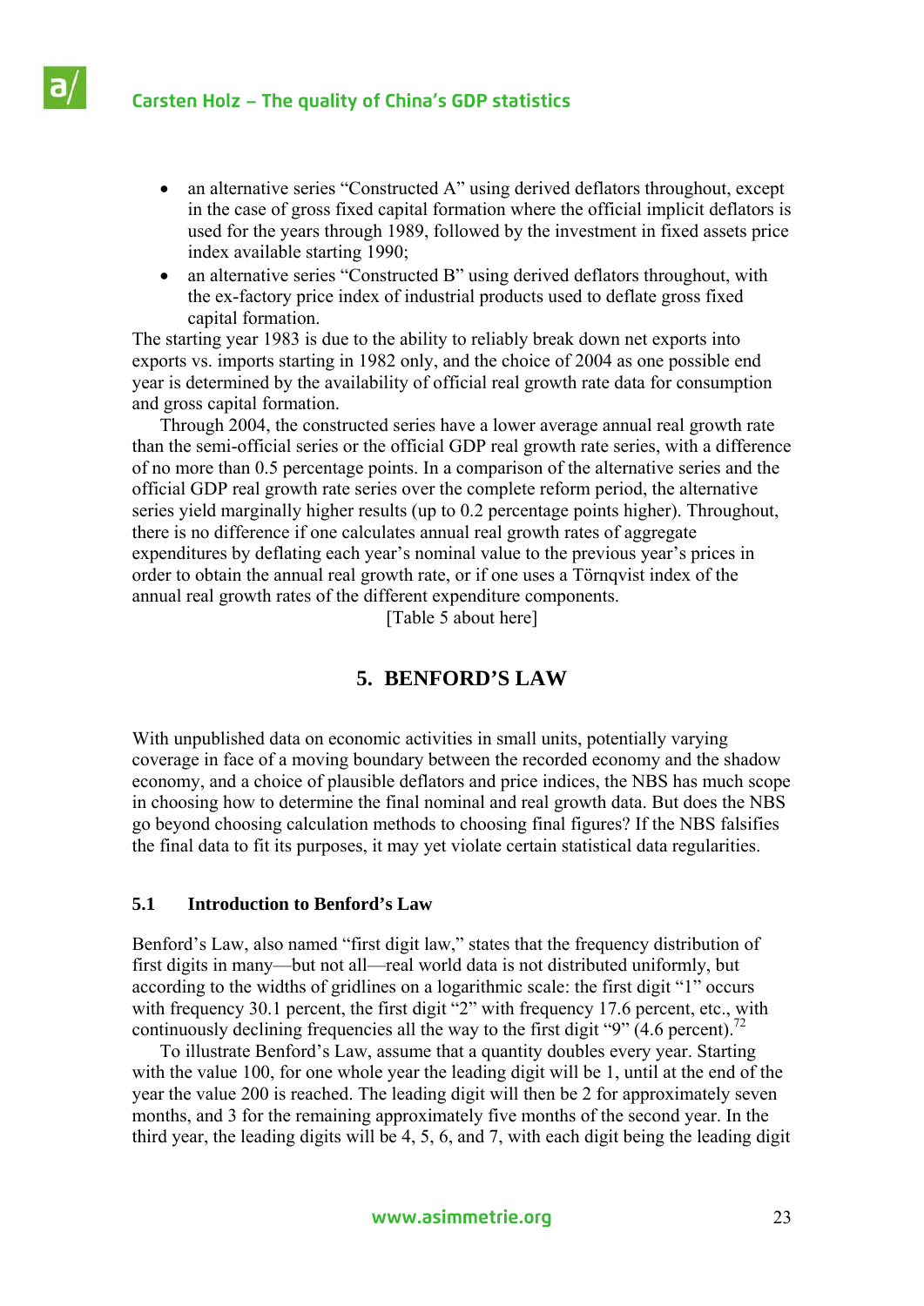- an alternative series "Constructed A" using derived deflators throughout, except in the case of gross fixed capital formation where the official implicit deflators is used for the years through 1989, followed by the investment in fixed assets price index available starting 1990;
- an alternative series "Constructed B" using derived deflators throughout, with the ex-factory price index of industrial products used to deflate gross fixed capital formation.

The starting year 1983 is due to the ability to reliably break down net exports into exports vs. imports starting in 1982 only, and the choice of 2004 as one possible end year is determined by the availability of official real growth rate data for consumption and gross capital formation.

Through 2004, the constructed series have a lower average annual real growth rate than the semi-official series or the official GDP real growth rate series, with a difference of no more than 0.5 percentage points. In a comparison of the alternative series and the official GDP real growth rate series over the complete reform period, the alternative series yield marginally higher results (up to 0.2 percentage points higher). Throughout, there is no difference if one calculates annual real growth rates of aggregate expenditures by deflating each year's nominal value to the previous year's prices in order to obtain the annual real growth rate, or if one uses a Törnqvist index of the annual real growth rates of the different expenditure components.

[Table 5 about here]

## 5. BENFORD'S LAW

With unpublished data on economic activities in small units, potentially varying coverage in face of a moving boundary between the recorded economy and the shadow economy, and a choice of plausible deflators and price indices, the NBS has much scope in choosing how to determine the final nominal and real growth data. But does the NBS go beyond choosing calculation methods to choosing final figures? If the NBS falsifies the final data to fit its purposes, it may yet violate certain statistical data regularities.

### 5.1 Introduction to Benford's Law

Benford's Law, also named "first digit law," states that the frequency distribution of first digits in many—but not all—real world data is not distributed uniformly, but according to the widths of gridlines on a logarithmic scale: the first digit "1" occurs with frequency 30.1 percent, the first digit "2" with frequency 17.6 percent, etc., with continuously declining frequencies all the way to the first digit "9" (4.6 percent).[72]

To illustrate Benford's Law, assume that a quantity doubles every year. Starting with the value 100, for one whole year the leading digit will be 1, until at the end of the year the value 200 is reached. The leading digit will then be 2 for approximately seven months, and 3 for the remaining approximately five months of the second year. In the third year, the leading digits will be 4, 5, 6, and 7, with each digit being the leading digit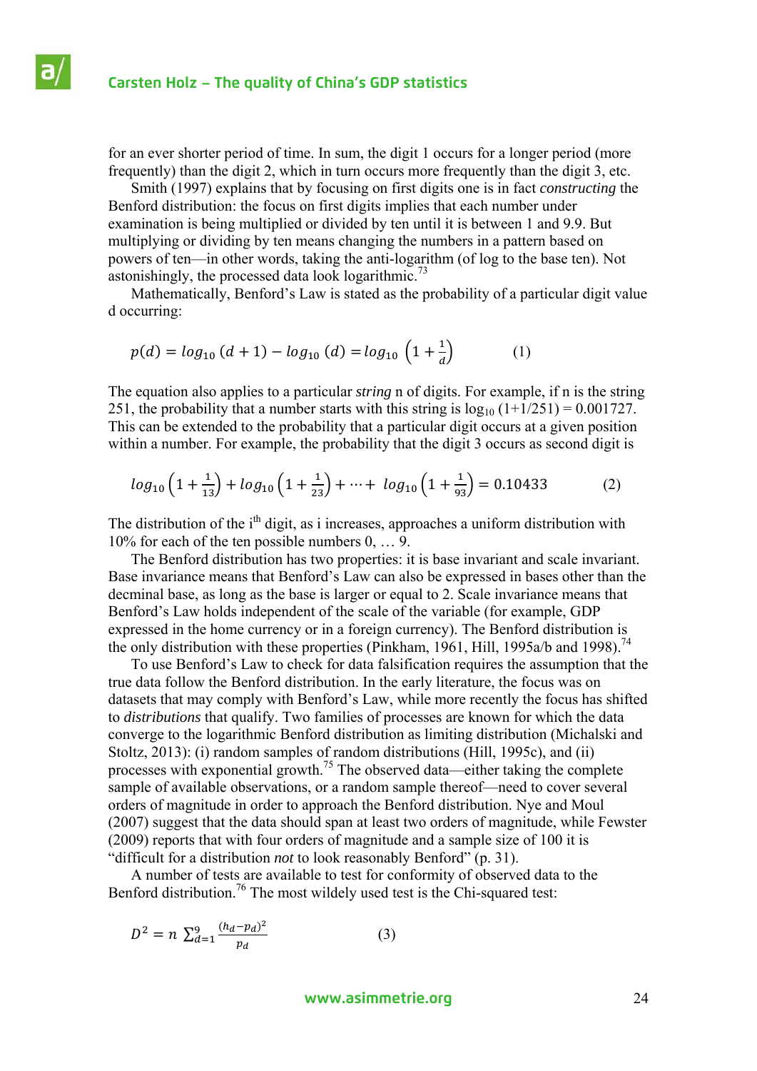for an ever shorter period of time. In sum, the digit 1 occurs for a longer period (more frequently) than the digit 2, which in turn occurs more frequently than the digit 3, etc.

Smith (1997) explains that by focusing on first digits one is in fact *constructing* the Benford distribution: the focus on first digits implies that each number under examination is being multiplied or divided by ten until it is between 1 and 9.9. But multiplying or dividing by ten means changing the numbers in a pattern based on powers of ten—in other words, taking the anti-logarithm (of log to the base ten). Not astonishingly, the processed data look logarithmic.[73]

Mathematically, Benford's Law is stated as the probability of a particular digit value d occurring:

$$p(d) = log_{10}\,(d+1) - log_{10}\,(d) = log_{10}\,\left(1 + \frac{1}{d}\right) \qquad (1)$$

The equation also applies to a particular *string* n of digits. For example, if n is the string 251, the probability that a number starts with this string is $\log_{10}(1+1/251) = 0.001727$. This can be extended to the probability that a particular digit occurs at a given position within a number. For example, the probability that the digit 3 occurs as second digit is

$$log_{10}\left(1+\frac{1}{13}\right) + log_{10}\left(1+\frac{1}{23}\right) + \cdots + \; log_{10}\left(1+\frac{1}{93}\right) = 0.10433 \qquad (2)$$

The distribution of the $i^{th}$ digit, as i increases, approaches a uniform distribution with 10% for each of the ten possible numbers 0, … 9.

The Benford distribution has two properties: it is base invariant and scale invariant. Base invariance means that Benford's Law can also be expressed in bases other than the decminal base, as long as the base is larger or equal to 2. Scale invariance means that Benford's Law holds independent of the scale of the variable (for example, GDP expressed in the home currency or in a foreign currency). The Benford distribution is the only distribution with these properties (Pinkham, 1961, Hill, 1995a/b and 1998).[74]

To use Benford's Law to check for data falsification requires the assumption that the true data follow the Benford distribution. In the early literature, the focus was on datasets that may comply with Benford's Law, while more recently the focus has shifted to *distributions* that qualify. Two families of processes are known for which the data converge to the logarithmic Benford distribution as limiting distribution (Michalski and Stoltz, 2013): (i) random samples of random distributions (Hill, 1995c), and (ii) processes with exponential growth.[75] The observed data—either taking the complete sample of available observations, or a random sample thereof—need to cover several orders of magnitude in order to approach the Benford distribution. Nye and Moul (2007) suggest that the data should span at least two orders of magnitude, while Fewster (2009) reports that with four orders of magnitude and a sample size of 100 it is "difficult for a distribution *not* to look reasonably Benford" (p. 31).

A number of tests are available to test for conformity of observed data to the Benford distribution.[76] The most wildely used test is the Chi-squared test:

$$D^2 = n\,\sum_{d=1}^{9}\frac{(h_d - p_d)^2}{p_d} \qquad (3)$$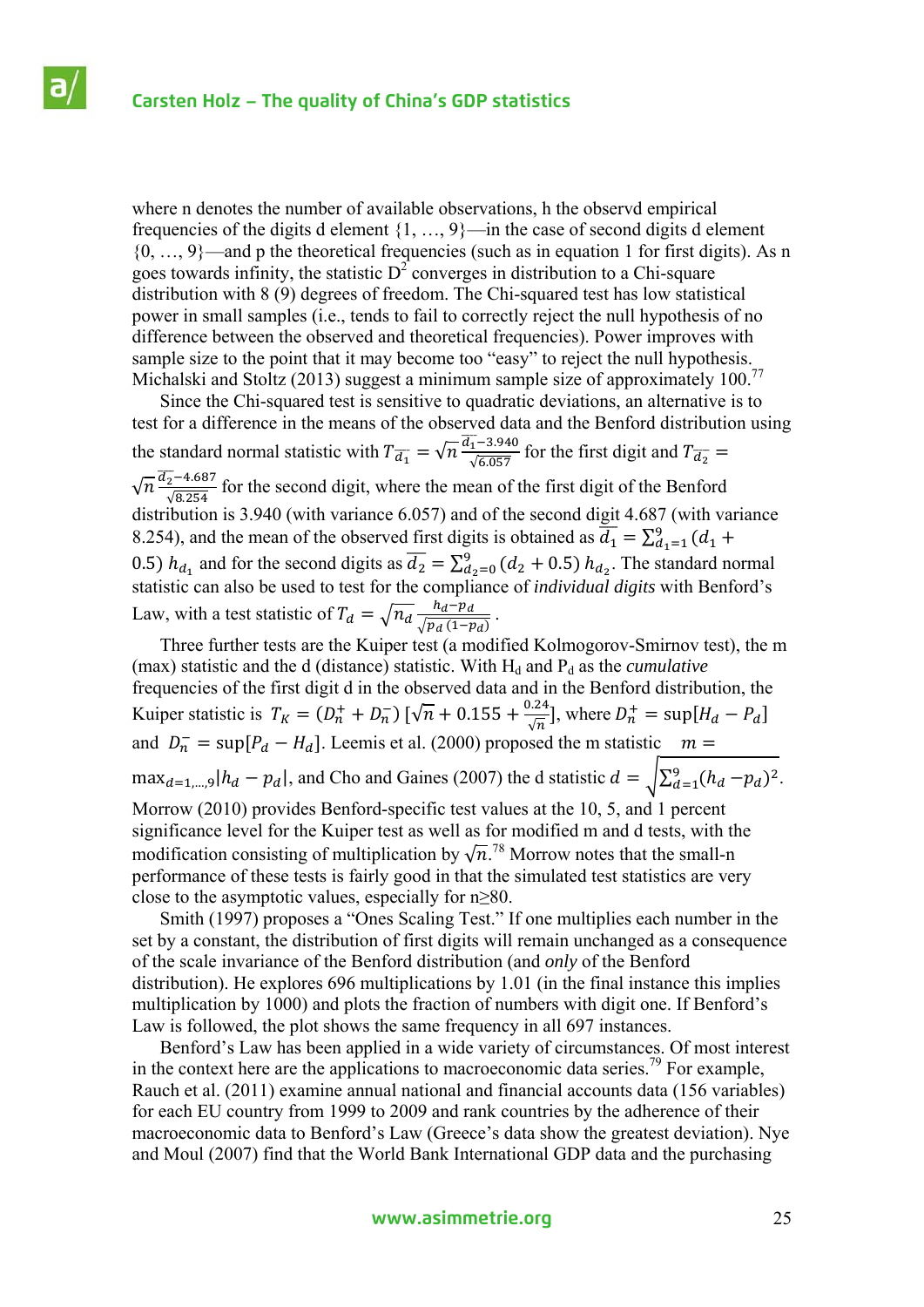where n denotes the number of available observations, h the observd empirical frequencies of the digits d element {1, …, 9}—in the case of second digits d element {0, …, 9}—and p the theoretical frequencies (such as in equation 1 for first digits). As n goes towards infinity, the statistic $D^2$ converges in distribution to a Chi-square distribution with 8 (9) degrees of freedom. The Chi-squared test has low statistical power in small samples (i.e., tends to fail to correctly reject the null hypothesis of no difference between the observed and theoretical frequencies). Power improves with sample size to the point that it may become too "easy" to reject the null hypothesis. Michalski and Stoltz (2013) suggest a minimum sample size of approximately 100.[77]

Since the Chi-squared test is sensitive to quadratic deviations, an alternative is to test for a difference in the means of the observed data and the Benford distribution using the standard normal statistic with $T_{\overline{d_1}} = \sqrt{n}\frac{\overline{d_1}-3.940}{\sqrt{6.057}}$ for the first digit and $T_{\overline{d_2}} = \sqrt{n}\frac{\overline{d_2}-4.687}{\sqrt{8.254}}$ for the second digit, where the mean of the first digit of the Benford distribution is 3.940 (with variance 6.057) and of the second digit 4.687 (with variance 8.254), and the mean of the observed first digits is obtained as $\overline{d_1} = \sum_{d_1=1}^{9}(d_1 + 0.5)\, h_{d_1}$ and for the second digits as $\overline{d_2} = \sum_{d_2=0}^{9}(d_2 + 0.5)\, h_{d_2}$. The standard normal statistic can also be used to test for the compliance of *individual digits* with Benford's Law, with a test statistic of $T_d = \sqrt{n_d}\frac{h_d - p_d}{\sqrt{p_d\,(1-p_d)}}$.

Three further tests are the Kuiper test (a modified Kolmogorov-Smirnov test), the m (max) statistic and the d (distance) statistic. With $H_d$ and $P_d$ as the *cumulative* frequencies of the first digit d in the observed data and in the Benford distribution, the Kuiper statistic is $T_K = (D_n^+ + D_n^-)\,[\sqrt{n} + 0.155 + \frac{0.24}{\sqrt{n}}]$, where $D_n^+ = \sup[H_d - P_d]$ and $D_n^- = \sup[P_d - H_d]$. Leemis et al. (2000) proposed the m statistic $m = \max_{d=1,\ldots,9}|h_d - p_d|$, and Cho and Gaines (2007) the d statistic $d = \sqrt{\sum_{d=1}^{9}(h_d - p_d)^2}$. Morrow (2010) provides Benford-specific test values at the 10, 5, and 1 percent significance level for the Kuiper test as well as for modified m and d tests, with the modification consisting of multiplication by $\sqrt{n}$.[78] Morrow notes that the small-n performance of these tests is fairly good in that the simulated test statistics are very close to the asymptotic values, especially for n≥80.

Smith (1997) proposes a "Ones Scaling Test." If one multiplies each number in the set by a constant, the distribution of first digits will remain unchanged as a consequence of the scale invariance of the Benford distribution (and *only* of the Benford distribution). He explores 696 multiplications by 1.01 (in the final instance this implies multiplication by 1000) and plots the fraction of numbers with digit one. If Benford's Law is followed, the plot shows the same frequency in all 697 instances.

Benford's Law has been applied in a wide variety of circumstances. Of most interest in the context here are the applications to macroeconomic data series.[79] For example, Rauch et al. (2011) examine annual national and financial accounts data (156 variables) for each EU country from 1999 to 2009 and rank countries by the adherence of their macroeconomic data to Benford's Law (Greece's data show the greatest deviation). Nye and Moul (2007) find that the World Bank International GDP data and the purchasing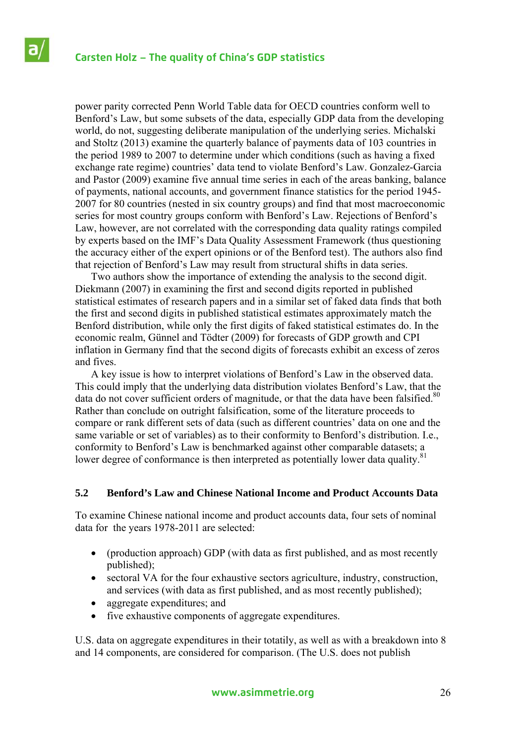power parity corrected Penn World Table data for OECD countries conform well to Benford's Law, but some subsets of the data, especially GDP data from the developing world, do not, suggesting deliberate manipulation of the underlying series. Michalski and Stoltz (2013) examine the quarterly balance of payments data of 103 countries in the period 1989 to 2007 to determine under which conditions (such as having a fixed exchange rate regime) countries' data tend to violate Benford's Law. Gonzalez-Garcia and Pastor (2009) examine five annual time series in each of the areas banking, balance of payments, national accounts, and government finance statistics for the period 1945-2007 for 80 countries (nested in six country groups) and find that most macroeconomic series for most country groups conform with Benford's Law. Rejections of Benford's Law, however, are not correlated with the corresponding data quality ratings compiled by experts based on the IMF's Data Quality Assessment Framework (thus questioning the accuracy either of the expert opinions or of the Benford test). The authors also find that rejection of Benford's Law may result from structural shifts in data series.

Two authors show the importance of extending the analysis to the second digit. Diekmann (2007) in examining the first and second digits reported in published statistical estimates of research papers and in a similar set of faked data finds that both the first and second digits in published statistical estimates approximately match the Benford distribution, while only the first digits of faked statistical estimates do. In the economic realm, Günnel and Tödter (2009) for forecasts of GDP growth and CPI inflation in Germany find that the second digits of forecasts exhibit an excess of zeros and fives.

A key issue is how to interpret violations of Benford's Law in the observed data. This could imply that the underlying data distribution violates Benford's Law, that the data do not cover sufficient orders of magnitude, or that the data have been falsified.[80] Rather than conclude on outright falsification, some of the literature proceeds to compare or rank different sets of data (such as different countries' data on one and the same variable or set of variables) as to their conformity to Benford's distribution. I.e., conformity to Benford's Law is benchmarked against other comparable datasets; a lower degree of conformance is then interpreted as potentially lower data quality.[81]

### 5.2 Benford's Law and Chinese National Income and Product Accounts Data

To examine Chinese national income and product accounts data, four sets of nominal data for the years 1978-2011 are selected:

- (production approach) GDP (with data as first published, and as most recently published);
- sectoral VA for the four exhaustive sectors agriculture, industry, construction, and services (with data as first published, and as most recently published);
- aggregate expenditures; and
- five exhaustive components of aggregate expenditures.

U.S. data on aggregate expenditures in their totatily, as well as with a breakdown into 8 and 14 components, are considered for comparison. (The U.S. does not publish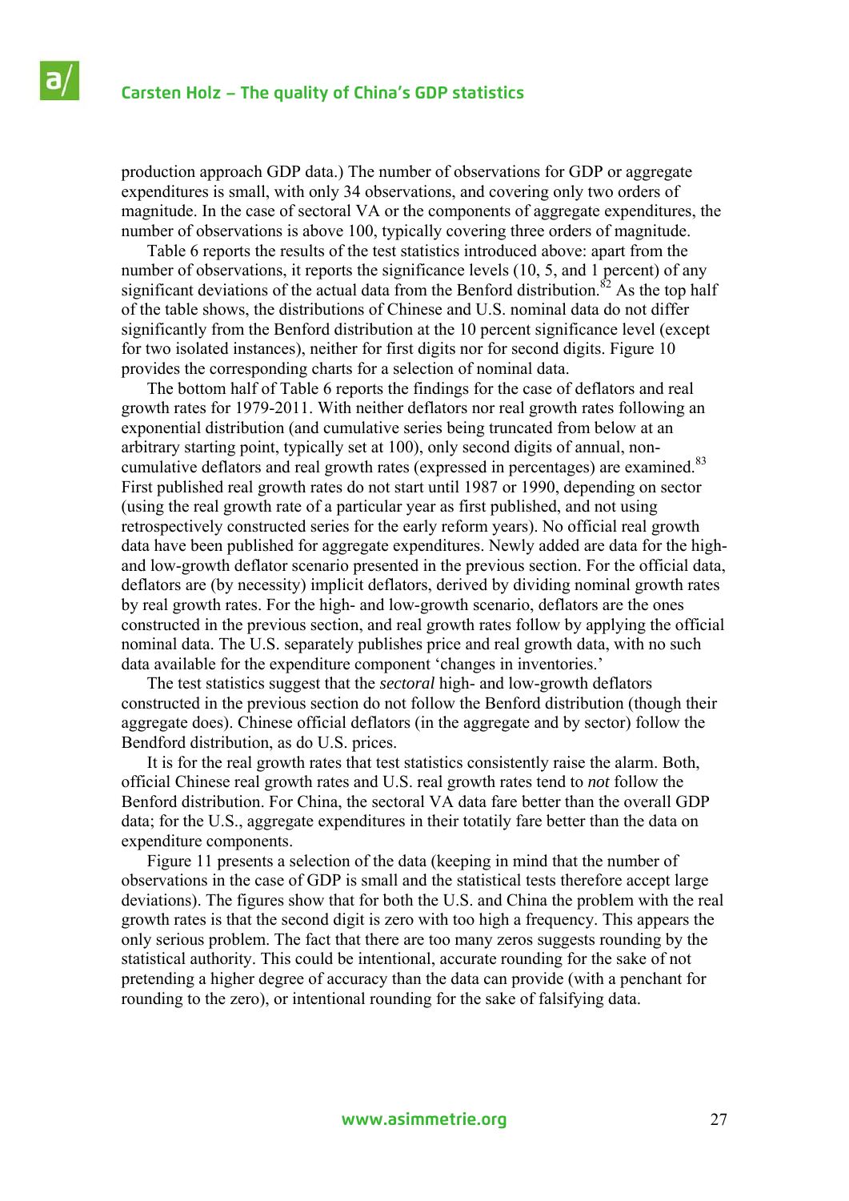production approach GDP data.) The number of observations for GDP or aggregate expenditures is small, with only 34 observations, and covering only two orders of magnitude. In the case of sectoral VA or the components of aggregate expenditures, the number of observations is above 100, typically covering three orders of magnitude.

Table 6 reports the results of the test statistics introduced above: apart from the number of observations, it reports the significance levels (10, 5, and 1 percent) of any significant deviations of the actual data from the Benford distribution.[82] As the top half of the table shows, the distributions of Chinese and U.S. nominal data do not differ significantly from the Benford distribution at the 10 percent significance level (except for two isolated instances), neither for first digits nor for second digits. Figure 10 provides the corresponding charts for a selection of nominal data.

The bottom half of Table 6 reports the findings for the case of deflators and real growth rates for 1979-2011. With neither deflators nor real growth rates following an exponential distribution (and cumulative series being truncated from below at an arbitrary starting point, typically set at 100), only second digits of annual, non-cumulative deflators and real growth rates (expressed in percentages) are examined.[83] First published real growth rates do not start until 1987 or 1990, depending on sector (using the real growth rate of a particular year as first published, and not using retrospectively constructed series for the early reform years). No official real growth data have been published for aggregate expenditures. Newly added are data for the high- and low-growth deflator scenario presented in the previous section. For the official data, deflators are (by necessity) implicit deflators, derived by dividing nominal growth rates by real growth rates. For the high- and low-growth scenario, deflators are the ones constructed in the previous section, and real growth rates follow by applying the official nominal data. The U.S. separately publishes price and real growth data, with no such data available for the expenditure component 'changes in inventories.'

The test statistics suggest that the *sectoral* high- and low-growth deflators constructed in the previous section do not follow the Benford distribution (though their aggregate does). Chinese official deflators (in the aggregate and by sector) follow the Bendford distribution, as do U.S. prices.

It is for the real growth rates that test statistics consistently raise the alarm. Both, official Chinese real growth rates and U.S. real growth rates tend to *not* follow the Benford distribution. For China, the sectoral VA data fare better than the overall GDP data; for the U.S., aggregate expenditures in their totatily fare better than the data on expenditure components.

Figure 11 presents a selection of the data (keeping in mind that the number of observations in the case of GDP is small and the statistical tests therefore accept large deviations). The figures show that for both the U.S. and China the problem with the real growth rates is that the second digit is zero with too high a frequency. This appears the only serious problem. The fact that there are too many zeros suggests rounding by the statistical authority. This could be intentional, accurate rounding for the sake of not pretending a higher degree of accuracy than the data can provide (with a penchant for rounding to the zero), or intentional rounding for the sake of falsifying data.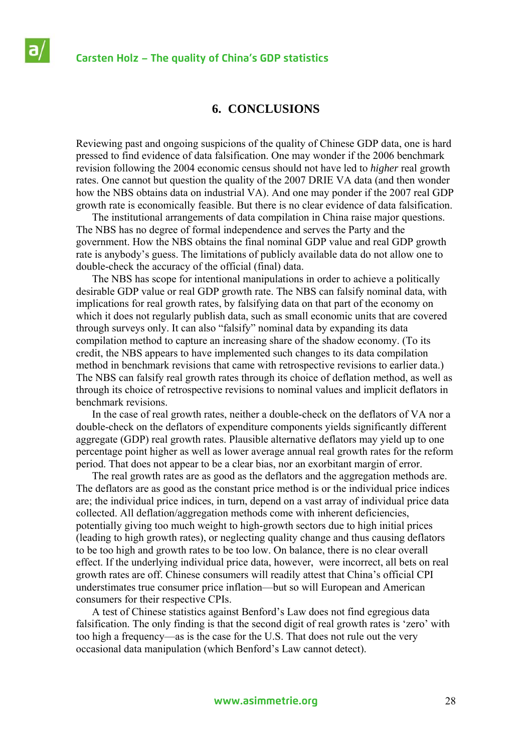## 6. CONCLUSIONS

Reviewing past and ongoing suspicions of the quality of Chinese GDP data, one is hard pressed to find evidence of data falsification. One may wonder if the 2006 benchmark revision following the 2004 economic census should not have led to *higher* real growth rates. One cannot but question the quality of the 2007 DRIE VA data (and then wonder how the NBS obtains data on industrial VA). And one may ponder if the 2007 real GDP growth rate is economically feasible. But there is no clear evidence of data falsification.

The institutional arrangements of data compilation in China raise major questions. The NBS has no degree of formal independence and serves the Party and the government. How the NBS obtains the final nominal GDP value and real GDP growth rate is anybody's guess. The limitations of publicly available data do not allow one to double-check the accuracy of the official (final) data.

The NBS has scope for intentional manipulations in order to achieve a politically desirable GDP value or real GDP growth rate. The NBS can falsify nominal data, with implications for real growth rates, by falsifying data on that part of the economy on which it does not regularly publish data, such as small economic units that are covered through surveys only. It can also "falsify" nominal data by expanding its data compilation method to capture an increasing share of the shadow economy. (To its credit, the NBS appears to have implemented such changes to its data compilation method in benchmark revisions that came with retrospective revisions to earlier data.) The NBS can falsify real growth rates through its choice of deflation method, as well as through its choice of retrospective revisions to nominal values and implicit deflators in benchmark revisions.

In the case of real growth rates, neither a double-check on the deflators of VA nor a double-check on the deflators of expenditure components yields significantly different aggregate (GDP) real growth rates. Plausible alternative deflators may yield up to one percentage point higher as well as lower average annual real growth rates for the reform period. That does not appear to be a clear bias, nor an exorbitant margin of error.

The real growth rates are as good as the deflators and the aggregation methods are. The deflators are as good as the constant price method is or the individual price indices are; the individual price indices, in turn, depend on a vast array of individual price data collected. All deflation/aggregation methods come with inherent deficiencies, potentially giving too much weight to high-growth sectors due to high initial prices (leading to high growth rates), or neglecting quality change and thus causing deflators to be too high and growth rates to be too low. On balance, there is no clear overall effect. If the underlying individual price data, however, were incorrect, all bets on real growth rates are off. Chinese consumers will readily attest that China's official CPI understimates true consumer price inflation—but so will European and American consumers for their respective CPIs.

A test of Chinese statistics against Benford's Law does not find egregious data falsification. The only finding is that the second digit of real growth rates is 'zero' with too high a frequency—as is the case for the U.S. That does not rule out the very occasional data manipulation (which Benford's Law cannot detect).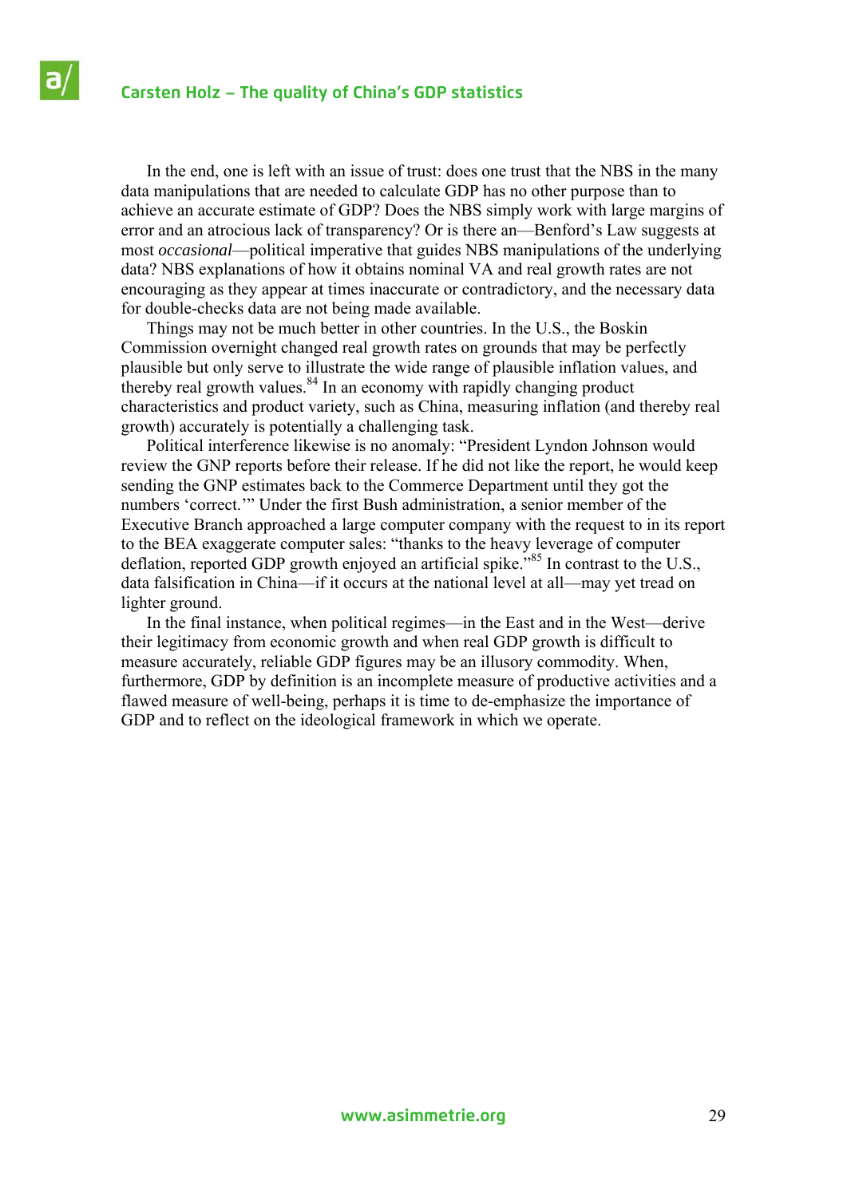In the end, one is left with an issue of trust: does one trust that the NBS in the many data manipulations that are needed to calculate GDP has no other purpose than to achieve an accurate estimate of GDP? Does the NBS simply work with large margins of error and an atrocious lack of transparency? Or is there an—Benford's Law suggests at most *occasional*—political imperative that guides NBS manipulations of the underlying data? NBS explanations of how it obtains nominal VA and real growth rates are not encouraging as they appear at times inaccurate or contradictory, and the necessary data for double-checks data are not being made available.

Things may not be much better in other countries. In the U.S., the Boskin Commission overnight changed real growth rates on grounds that may be perfectly plausible but only serve to illustrate the wide range of plausible inflation values, and thereby real growth values.[84] In an economy with rapidly changing product characteristics and product variety, such as China, measuring inflation (and thereby real growth) accurately is potentially a challenging task.

Political interference likewise is no anomaly: "President Lyndon Johnson would review the GNP reports before their release. If he did not like the report, he would keep sending the GNP estimates back to the Commerce Department until they got the numbers 'correct.'" Under the first Bush administration, a senior member of the Executive Branch approached a large computer company with the request to in its report to the BEA exaggerate computer sales: "thanks to the heavy leverage of computer deflation, reported GDP growth enjoyed an artificial spike."[85] In contrast to the U.S., data falsification in China—if it occurs at the national level at all—may yet tread on lighter ground.

In the final instance, when political regimes—in the East and in the West—derive their legitimacy from economic growth and when real GDP growth is difficult to measure accurately, reliable GDP figures may be an illusory commodity. When, furthermore, GDP by definition is an incomplete measure of productive activities and a flawed measure of well-being, perhaps it is time to de-emphasize the importance of GDP and to reflect on the ideological framework in which we operate.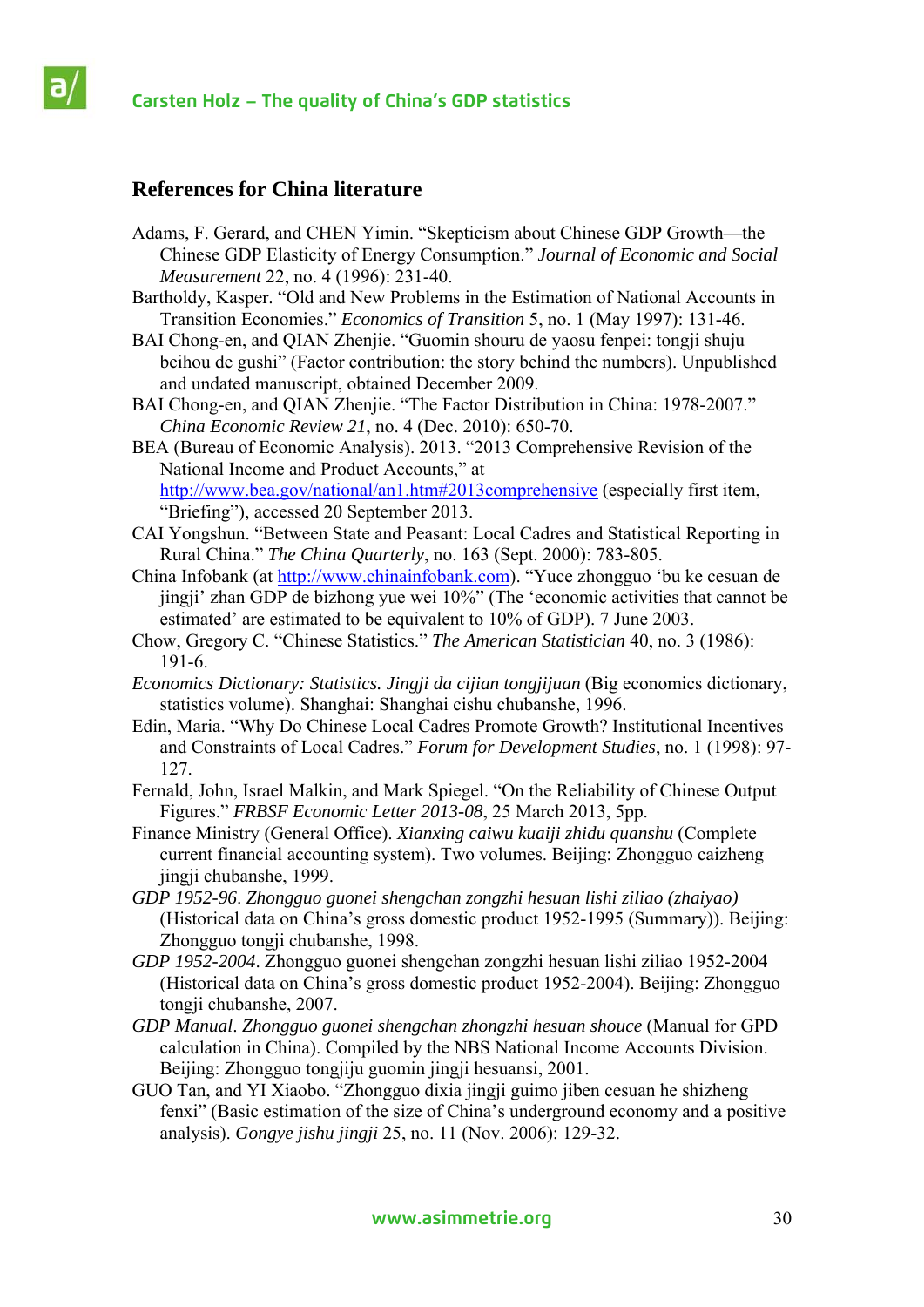## References for China literature

Adams, F. Gerard, and CHEN Yimin. "Skepticism about Chinese GDP Growth—the Chinese GDP Elasticity of Energy Consumption." *Journal of Economic and Social Measurement* 22, no. 4 (1996): 231-40.

Bartholdy, Kasper. "Old and New Problems in the Estimation of National Accounts in Transition Economies." *Economics of Transition* 5, no. 1 (May 1997): 131-46.

BAI Chong-en, and QIAN Zhenjie. "Guomin shouru de yaosu fenpei: tongji shuju beihou de gushi" (Factor contribution: the story behind the numbers). Unpublished and undated manuscript, obtained December 2009.

BAI Chong-en, and QIAN Zhenjie. "The Factor Distribution in China: 1978-2007." *China Economic Review 21*, no. 4 (Dec. 2010): 650-70.

BEA (Bureau of Economic Analysis). 2013. "2013 Comprehensive Revision of the National Income and Product Accounts," at http://www.bea.gov/national/an1.htm#2013comprehensive (especially first item, "Briefing"), accessed 20 September 2013.

CAI Yongshun. "Between State and Peasant: Local Cadres and Statistical Reporting in Rural China." *The China Quarterly*, no. 163 (Sept. 2000): 783-805.

China Infobank (at http://www.chinainfobank.com). "Yuce zhongguo 'bu ke cesuan de jingji' zhan GDP de bizhong yue wei 10%" (The 'economic activities that cannot be estimated' are estimated to be equivalent to 10% of GDP). 7 June 2003.

Chow, Gregory C. "Chinese Statistics." *The American Statistician* 40, no. 3 (1986): 191-6.

*Economics Dictionary: Statistics. Jingji da cijian tongjijuan* (Big economics dictionary, statistics volume). Shanghai: Shanghai cishu chubanshe, 1996.

Edin, Maria. "Why Do Chinese Local Cadres Promote Growth? Institutional Incentives and Constraints of Local Cadres." *Forum for Development Studies*, no. 1 (1998): 97-127.

Fernald, John, Israel Malkin, and Mark Spiegel. "On the Reliability of Chinese Output Figures." *FRBSF Economic Letter 2013-08*, 25 March 2013, 5pp.

Finance Ministry (General Office). *Xianxing caiwu kuaiji zhidu quanshu* (Complete current financial accounting system). Two volumes. Beijing: Zhongguo caizheng jingji chubanshe, 1999.

*GDP 1952-96*. *Zhongguo guonei shengchan zongzhi hesuan lishi ziliao (zhaiyao)* (Historical data on China's gross domestic product 1952-1995 (Summary)). Beijing: Zhongguo tongji chubanshe, 1998.

*GDP 1952-2004*. Zhongguo guonei shengchan zongzhi hesuan lishi ziliao 1952-2004 (Historical data on China's gross domestic product 1952-2004). Beijing: Zhongguo tongji chubanshe, 2007.

*GDP Manual*. *Zhongguo guonei shengchan zhongzhi hesuan shouce* (Manual for GPD calculation in China). Compiled by the NBS National Income Accounts Division. Beijing: Zhongguo tongjiju guomin jingji hesuansi, 2001.

GUO Tan, and YI Xiaobo. "Zhongguo dixia jingji guimo jiben cesuan he shizheng fenxi" (Basic estimation of the size of China's underground economy and a positive analysis). *Gongye jishu jingji* 25, no. 11 (Nov. 2006): 129-32.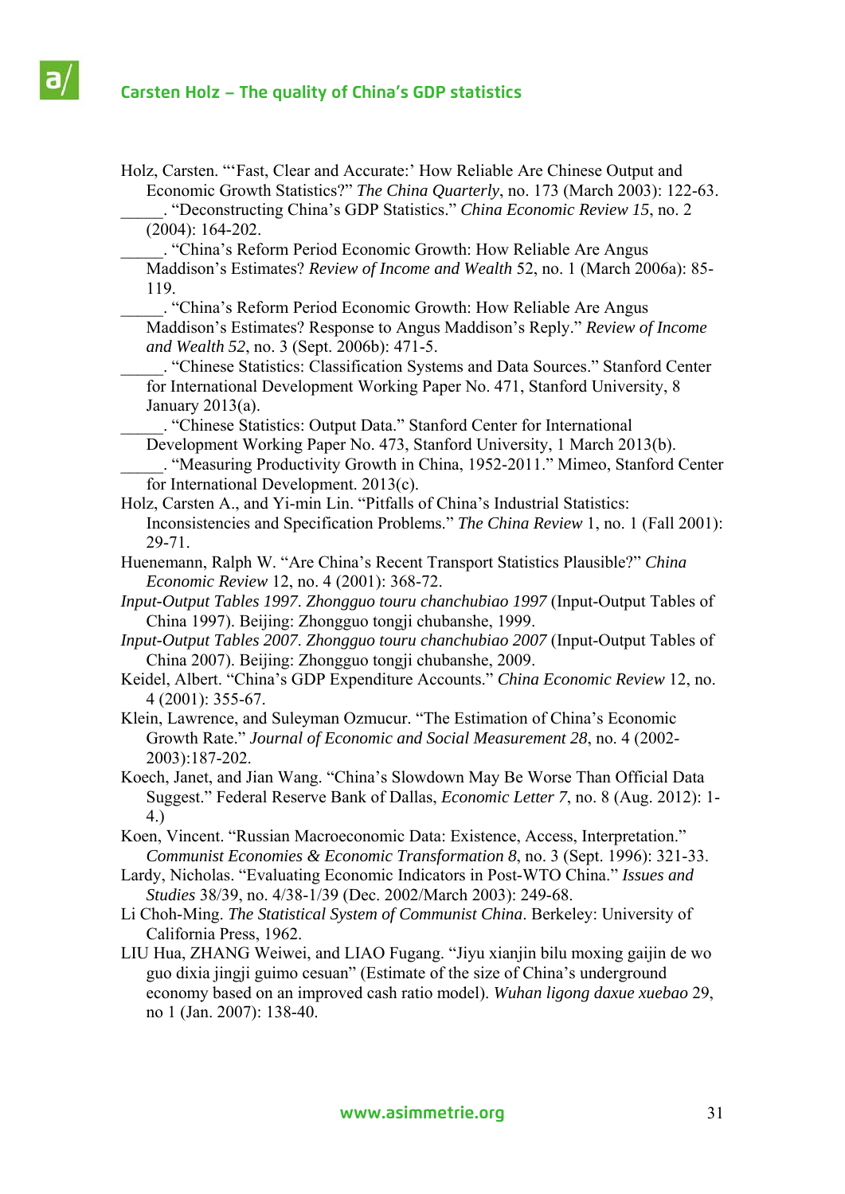Holz, Carsten. "'Fast, Clear and Accurate:' How Reliable Are Chinese Output and Economic Growth Statistics?" *The China Quarterly*, no. 173 (March 2003): 122-63.

_____. "Deconstructing China's GDP Statistics." *China Economic Review 15*, no. 2 (2004): 164-202.

_____. "China's Reform Period Economic Growth: How Reliable Are Angus Maddison's Estimates? *Review of Income and Wealth* 52, no. 1 (March 2006a): 85-119.

_____. "China's Reform Period Economic Growth: How Reliable Are Angus Maddison's Estimates? Response to Angus Maddison's Reply." *Review of Income and Wealth 52*, no. 3 (Sept. 2006b): 471-5.

_____. "Chinese Statistics: Classification Systems and Data Sources." Stanford Center for International Development Working Paper No. 471, Stanford University, 8 January 2013(a).

_____. "Chinese Statistics: Output Data." Stanford Center for International Development Working Paper No. 473, Stanford University, 1 March 2013(b).

_____. "Measuring Productivity Growth in China, 1952-2011." Mimeo, Stanford Center for International Development. 2013(c).

Holz, Carsten A., and Yi-min Lin. "Pitfalls of China's Industrial Statistics: Inconsistencies and Specification Problems." *The China Review* 1, no. 1 (Fall 2001): 29-71.

Huenemann, Ralph W. "Are China's Recent Transport Statistics Plausible?" *China Economic Review* 12, no. 4 (2001): 368-72.

*Input-Output Tables 1997*. *Zhongguo touru chanchubiao 1997* (Input-Output Tables of China 1997). Beijing: Zhongguo tongji chubanshe, 1999.

*Input-Output Tables 2007*. *Zhongguo touru chanchubiao 2007* (Input-Output Tables of China 2007). Beijing: Zhongguo tongji chubanshe, 2009.

Keidel, Albert. "China's GDP Expenditure Accounts." *China Economic Review* 12, no. 4 (2001): 355-67.

Klein, Lawrence, and Suleyman Ozmucur. "The Estimation of China's Economic Growth Rate." *Journal of Economic and Social Measurement 28*, no. 4 (2002-2003):187-202.

Koech, Janet, and Jian Wang. "China's Slowdown May Be Worse Than Official Data Suggest." Federal Reserve Bank of Dallas, *Economic Letter 7*, no. 8 (Aug. 2012): 1-4.)

Koen, Vincent. "Russian Macroeconomic Data: Existence, Access, Interpretation." *Communist Economies & Economic Transformation 8*, no. 3 (Sept. 1996): 321-33.

Lardy, Nicholas. "Evaluating Economic Indicators in Post-WTO China." *Issues and Studies* 38/39, no. 4/38-1/39 (Dec. 2002/March 2003): 249-68.

Li Choh-Ming. *The Statistical System of Communist China*. Berkeley: University of California Press, 1962.

LIU Hua, ZHANG Weiwei, and LIAO Fugang. "Jiyu xianjin bilu moxing gaijin de wo guo dixia jingji guimo cesuan" (Estimate of the size of China's underground economy based on an improved cash ratio model). *Wuhan ligong daxue xuebao* 29, no 1 (Jan. 2007): 138-40.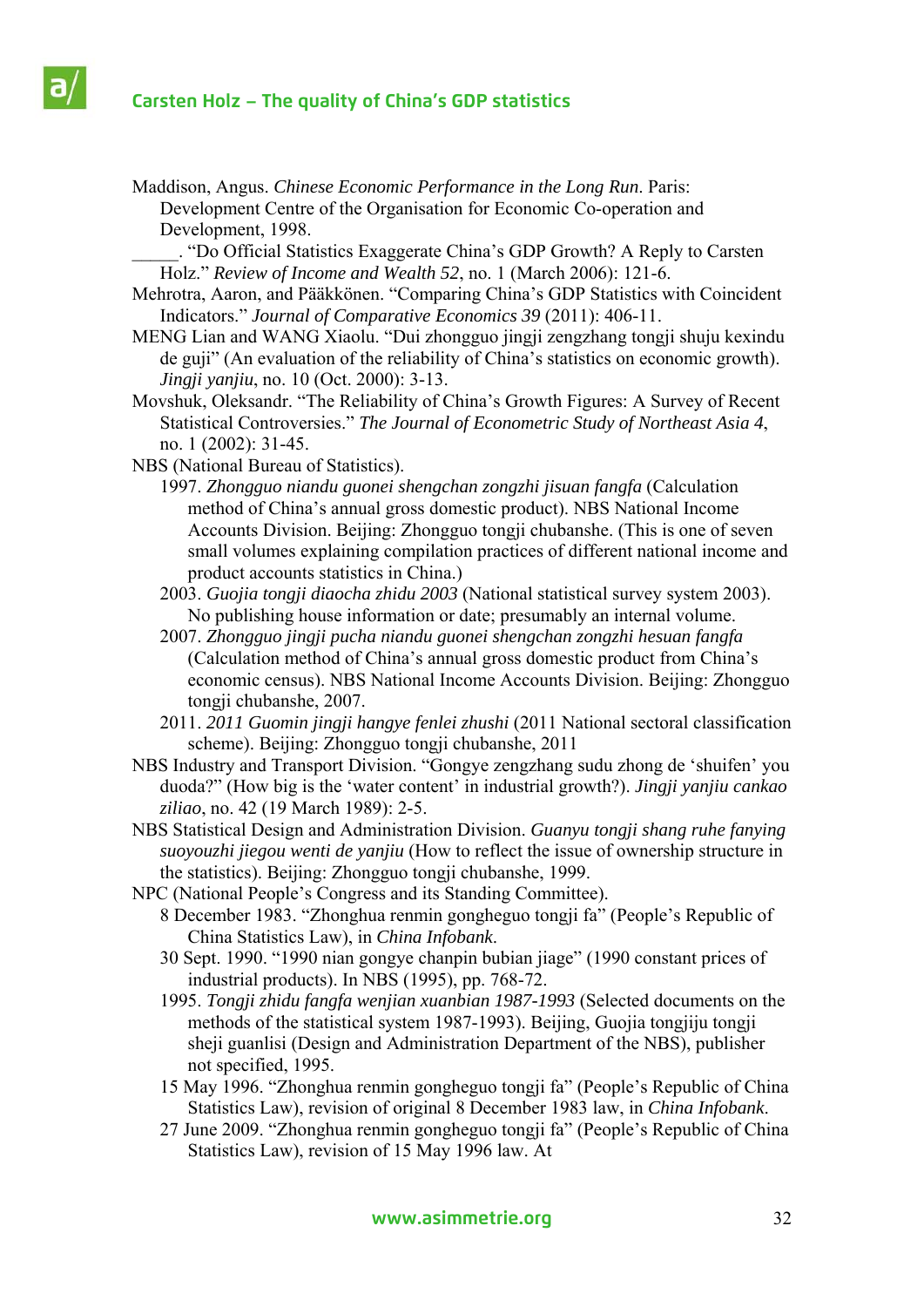Maddison, Angus. *Chinese Economic Performance in the Long Run*. Paris: Development Centre of the Organisation for Economic Co-operation and Development, 1998.

_____. "Do Official Statistics Exaggerate China's GDP Growth? A Reply to Carsten Holz." *Review of Income and Wealth 52*, no. 1 (March 2006): 121-6.

Mehrotra, Aaron, and Pääkkönen. "Comparing China's GDP Statistics with Coincident Indicators." *Journal of Comparative Economics 39* (2011): 406-11.

MENG Lian and WANG Xiaolu. "Dui zhongguo jingji zengzhang tongji shuju kexindu de guji" (An evaluation of the reliability of China's statistics on economic growth). *Jingji yanjiu*, no. 10 (Oct. 2000): 3-13.

Movshuk, Oleksandr. "The Reliability of China's Growth Figures: A Survey of Recent Statistical Controversies." *The Journal of Econometric Study of Northeast Asia 4*, no. 1 (2002): 31-45.

NBS (National Bureau of Statistics).

1997. *Zhongguo niandu guonei shengchan zongzhi jisuan fangfa* (Calculation method of China's annual gross domestic product). NBS National Income Accounts Division. Beijing: Zhongguo tongji chubanshe. (This is one of seven small volumes explaining compilation practices of different national income and product accounts statistics in China.)

2003. *Guojia tongji diaocha zhidu 2003* (National statistical survey system 2003). No publishing house information or date; presumably an internal volume.

2007. *Zhongguo jingji pucha niandu guonei shengchan zongzhi hesuan fangfa* (Calculation method of China's annual gross domestic product from China's economic census). NBS National Income Accounts Division. Beijing: Zhongguo tongji chubanshe, 2007.

2011. *2011 Guomin jingji hangye fenlei zhushi* (2011 National sectoral classification scheme). Beijing: Zhongguo tongji chubanshe, 2011

NBS Industry and Transport Division. "Gongye zengzhang sudu zhong de 'shuifen' you duoda?" (How big is the 'water content' in industrial growth?). *Jingji yanjiu cankao ziliao*, no. 42 (19 March 1989): 2-5.

NBS Statistical Design and Administration Division. *Guanyu tongji shang ruhe fanying suoyouzhi jiegou wenti de yanjiu* (How to reflect the issue of ownership structure in the statistics). Beijing: Zhongguo tongji chubanshe, 1999.

NPC (National People's Congress and its Standing Committee).

8 December 1983. "Zhonghua renmin gongheguo tongji fa" (People's Republic of China Statistics Law), in *China Infobank*.

30 Sept. 1990. "1990 nian gongye chanpin bubian jiage" (1990 constant prices of industrial products). In NBS (1995), pp. 768-72.

1995. *Tongji zhidu fangfa wenjian xuanbian 1987-1993* (Selected documents on the methods of the statistical system 1987-1993). Beijing, Guojia tongjiju tongji sheji guanlisi (Design and Administration Department of the NBS), publisher not specified, 1995.

15 May 1996. "Zhonghua renmin gongheguo tongji fa" (People's Republic of China Statistics Law), revision of original 8 December 1983 law, in *China Infobank*.

27 June 2009. "Zhonghua renmin gongheguo tongji fa" (People's Republic of China Statistics Law), revision of 15 May 1996 law. At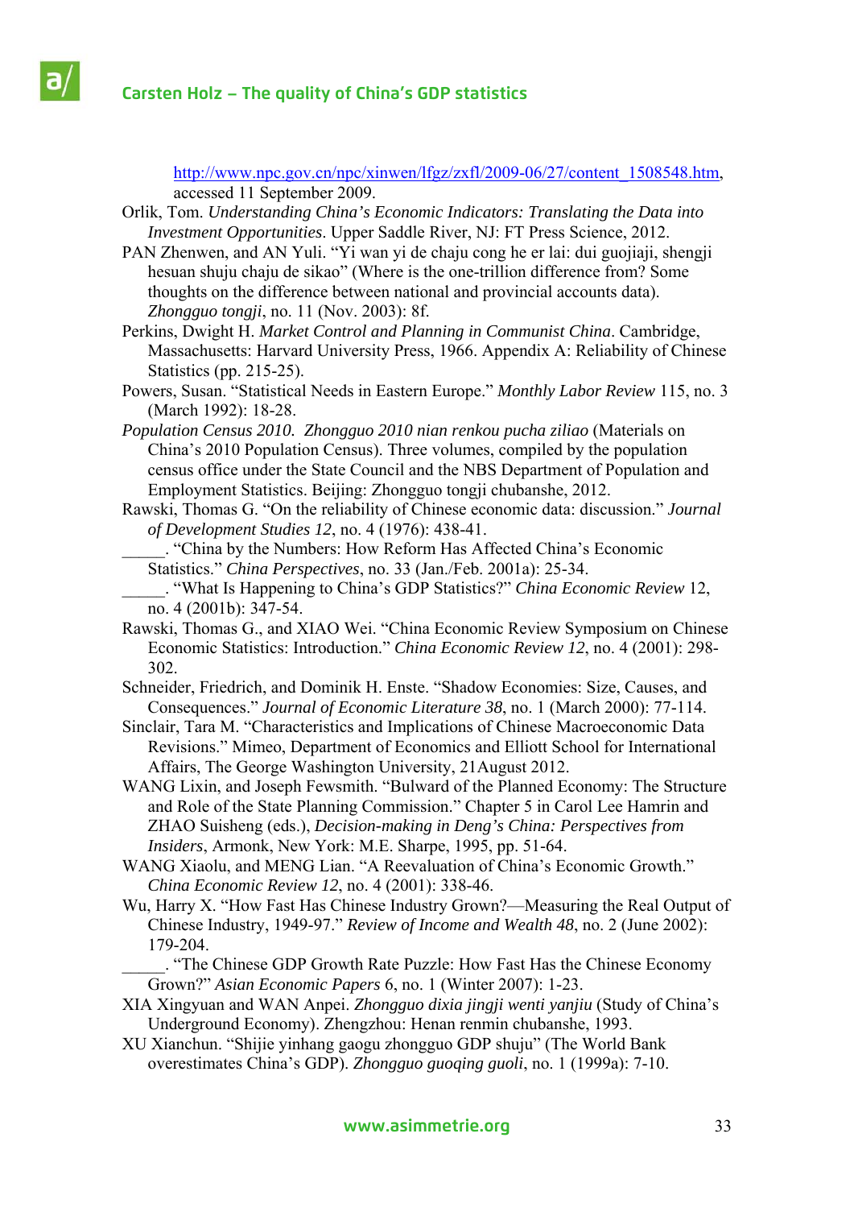http://www.npc.gov.cn/npc/xinwen/lfgz/zxfl/2009-06/27/content_1508548.htm, accessed 11 September 2009.

Orlik, Tom. *Understanding China's Economic Indicators: Translating the Data into Investment Opportunities*. Upper Saddle River, NJ: FT Press Science, 2012.

PAN Zhenwen, and AN Yuli. "Yi wan yi de chaju cong he er lai: dui guojiaji, shengji hesuan shuju chaju de sikao" (Where is the one-trillion difference from? Some thoughts on the difference between national and provincial accounts data). *Zhongguo tongji*, no. 11 (Nov. 2003): 8f.

Perkins, Dwight H. *Market Control and Planning in Communist China*. Cambridge, Massachusetts: Harvard University Press, 1966. Appendix A: Reliability of Chinese Statistics (pp. 215-25).

Powers, Susan. "Statistical Needs in Eastern Europe." *Monthly Labor Review* 115, no. 3 (March 1992): 18-28.

*Population Census 2010. Zhongguo 2010 nian renkou pucha ziliao* (Materials on China's 2010 Population Census). Three volumes, compiled by the population census office under the State Council and the NBS Department of Population and Employment Statistics. Beijing: Zhongguo tongji chubanshe, 2012.

Rawski, Thomas G. "On the reliability of Chinese economic data: discussion." *Journal of Development Studies 12*, no. 4 (1976): 438-41.

_____. "China by the Numbers: How Reform Has Affected China's Economic Statistics." *China Perspectives*, no. 33 (Jan./Feb. 2001a): 25-34.

_____. "What Is Happening to China's GDP Statistics?" *China Economic Review* 12, no. 4 (2001b): 347-54.

Rawski, Thomas G., and XIAO Wei. "China Economic Review Symposium on Chinese Economic Statistics: Introduction." *China Economic Review 12*, no. 4 (2001): 298-302.

Schneider, Friedrich, and Dominik H. Enste. "Shadow Economies: Size, Causes, and Consequences." *Journal of Economic Literature 38*, no. 1 (March 2000): 77-114.

Sinclair, Tara M. "Characteristics and Implications of Chinese Macroeconomic Data Revisions." Mimeo, Department of Economics and Elliott School for International Affairs, The George Washington University, 21August 2012.

WANG Lixin, and Joseph Fewsmith. "Bulward of the Planned Economy: The Structure and Role of the State Planning Commission." Chapter 5 in Carol Lee Hamrin and ZHAO Suisheng (eds.), *Decision-making in Deng's China: Perspectives from Insiders*, Armonk, New York: M.E. Sharpe, 1995, pp. 51-64.

WANG Xiaolu, and MENG Lian. "A Reevaluation of China's Economic Growth." *China Economic Review 12*, no. 4 (2001): 338-46.

Wu, Harry X. "How Fast Has Chinese Industry Grown?—Measuring the Real Output of Chinese Industry, 1949-97." *Review of Income and Wealth 48*, no. 2 (June 2002): 179-204.

_____. "The Chinese GDP Growth Rate Puzzle: How Fast Has the Chinese Economy Grown?" *Asian Economic Papers* 6, no. 1 (Winter 2007): 1-23.

XIA Xingyuan and WAN Anpei. *Zhongguo dixia jingji wenti yanjiu* (Study of China's Underground Economy). Zhengzhou: Henan renmin chubanshe, 1993.

XU Xianchun. "Shijie yinhang gaogu zhongguo GDP shuju" (The World Bank overestimates China's GDP). *Zhongguo guoqing guoli*, no. 1 (1999a): 7-10.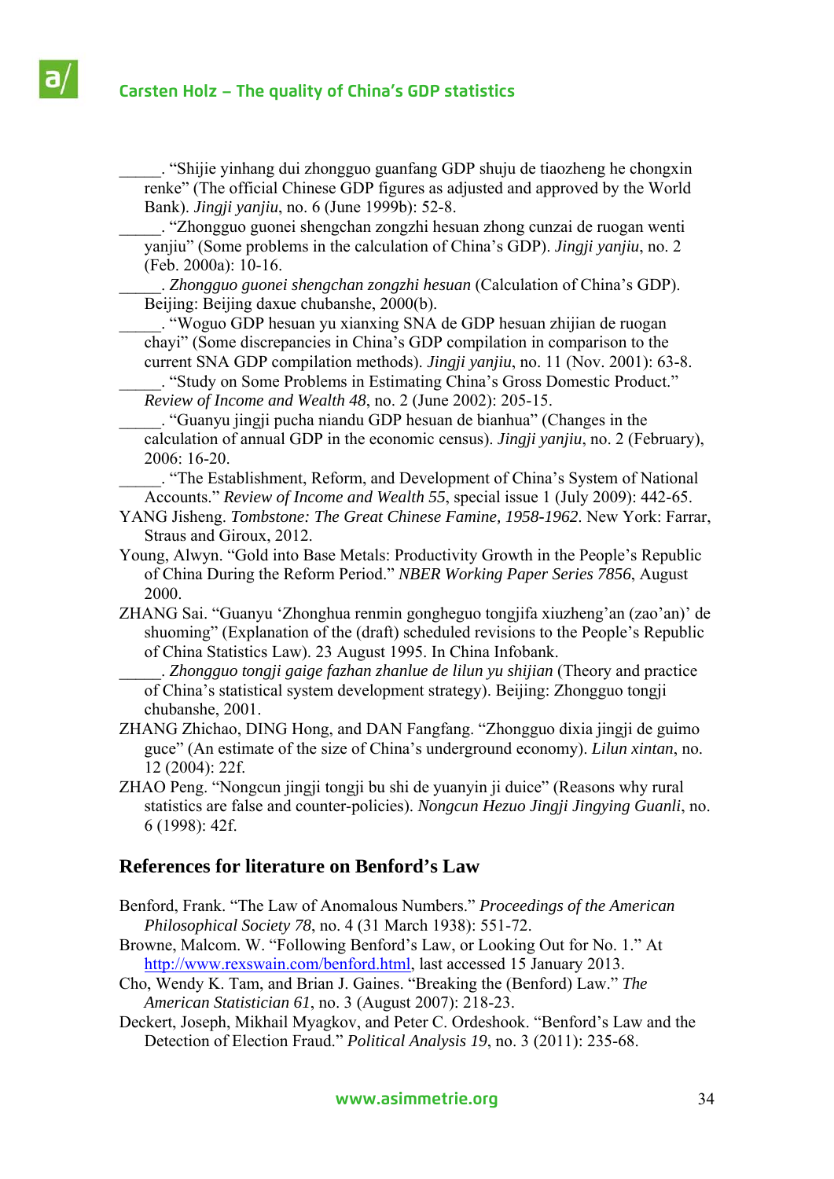_____. "Shijie yinhang dui zhongguo guanfang GDP shuju de tiaozheng he chongxin renke" (The official Chinese GDP figures as adjusted and approved by the World Bank). *Jingji yanjiu*, no. 6 (June 1999b): 52-8.

_____. "Zhongguo guonei shengchan zongzhi hesuan zhong cunzai de ruogan wenti yanjiu" (Some problems in the calculation of China's GDP). *Jingji yanjiu*, no. 2 (Feb. 2000a): 10-16.

_____. *Zhongguo guonei shengchan zongzhi hesuan* (Calculation of China's GDP). Beijing: Beijing daxue chubanshe, 2000(b).

_____. "Woguo GDP hesuan yu xianxing SNA de GDP hesuan zhijian de ruogan chayi" (Some discrepancies in China's GDP compilation in comparison to the current SNA GDP compilation methods). *Jingji yanjiu*, no. 11 (Nov. 2001): 63-8.

_____. "Study on Some Problems in Estimating China's Gross Domestic Product." *Review of Income and Wealth 48*, no. 2 (June 2002): 205-15.

_____. "Guanyu jingji pucha niandu GDP hesuan de bianhua" (Changes in the calculation of annual GDP in the economic census). *Jingji yanjiu*, no. 2 (February), 2006: 16-20.

_____. "The Establishment, Reform, and Development of China's System of National Accounts." *Review of Income and Wealth 55*, special issue 1 (July 2009): 442-65.

YANG Jisheng. *Tombstone: The Great Chinese Famine, 1958-1962*. New York: Farrar, Straus and Giroux, 2012.

Young, Alwyn. "Gold into Base Metals: Productivity Growth in the People's Republic of China During the Reform Period." *NBER Working Paper Series 7856*, August 2000.

ZHANG Sai. "Guanyu 'Zhonghua renmin gongheguo tongjifa xiuzheng'an (zao'an)' de shuoming" (Explanation of the (draft) scheduled revisions to the People's Republic of China Statistics Law). 23 August 1995. In China Infobank.

_____. *Zhongguo tongji gaige fazhan zhanlue de lilun yu shijian* (Theory and practice of China's statistical system development strategy). Beijing: Zhongguo tongji chubanshe, 2001.

ZHANG Zhichao, DING Hong, and DAN Fangfang. "Zhongguo dixia jingji de guimo guce" (An estimate of the size of China's underground economy). *Lilun xintan*, no. 12 (2004): 22f.

ZHAO Peng. "Nongcun jingji tongji bu shi de yuanyin ji duice" (Reasons why rural statistics are false and counter-policies). *Nongcun Hezuo Jingji Jingying Guanli*, no. 6 (1998): 42f.

## References for literature on Benford's Law

Benford, Frank. "The Law of Anomalous Numbers." *Proceedings of the American Philosophical Society 78*, no. 4 (31 March 1938): 551-72.

Browne, Malcom. W. "Following Benford's Law, or Looking Out for No. 1." At http://www.rexswain.com/benford.html, last accessed 15 January 2013.

Cho, Wendy K. Tam, and Brian J. Gaines. "Breaking the (Benford) Law." *The American Statistician 61*, no. 3 (August 2007): 218-23.

Deckert, Joseph, Mikhail Myagkov, and Peter C. Ordeshook. "Benford's Law and the Detection of Election Fraud." *Political Analysis 19*, no. 3 (2011): 235-68.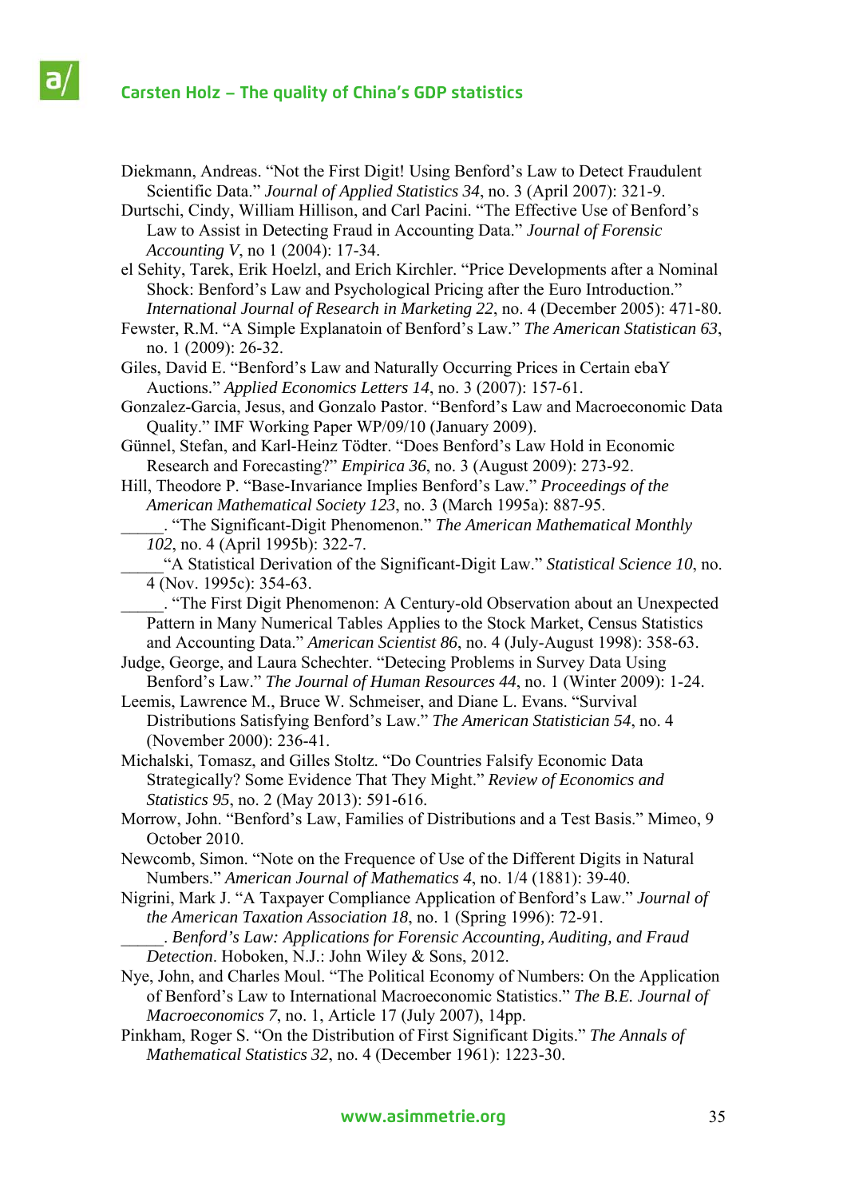Diekmann, Andreas. "Not the First Digit! Using Benford's Law to Detect Fraudulent Scientific Data." *Journal of Applied Statistics 34*, no. 3 (April 2007): 321-9.

Durtschi, Cindy, William Hillison, and Carl Pacini. "The Effective Use of Benford's Law to Assist in Detecting Fraud in Accounting Data." *Journal of Forensic Accounting V*, no 1 (2004): 17-34.

el Sehity, Tarek, Erik Hoelzl, and Erich Kirchler. "Price Developments after a Nominal Shock: Benford's Law and Psychological Pricing after the Euro Introduction." *International Journal of Research in Marketing 22*, no. 4 (December 2005): 471-80.

Fewster, R.M. "A Simple Explanatoin of Benford's Law." *The American Statistican 63*, no. 1 (2009): 26-32.

Giles, David E. "Benford's Law and Naturally Occurring Prices in Certain ebaY Auctions." *Applied Economics Letters 14*, no. 3 (2007): 157-61.

Gonzalez-Garcia, Jesus, and Gonzalo Pastor. "Benford's Law and Macroeconomic Data Quality." IMF Working Paper WP/09/10 (January 2009).

Günnel, Stefan, and Karl-Heinz Tödter. "Does Benford's Law Hold in Economic Research and Forecasting?" *Empirica 36*, no. 3 (August 2009): 273-92.

Hill, Theodore P. "Base-Invariance Implies Benford's Law." *Proceedings of the American Mathematical Society 123*, no. 3 (March 1995a): 887-95.

_____. "The Significant-Digit Phenomenon." *The American Mathematical Monthly 102*, no. 4 (April 1995b): 322-7.

_____"A Statistical Derivation of the Significant-Digit Law." *Statistical Science 10*, no. 4 (Nov. 1995c): 354-63.

_____. "The First Digit Phenomenon: A Century-old Observation about an Unexpected Pattern in Many Numerical Tables Applies to the Stock Market, Census Statistics and Accounting Data." *American Scientist 86*, no. 4 (July-August 1998): 358-63.

Judge, George, and Laura Schechter. "Detecing Problems in Survey Data Using Benford's Law." *The Journal of Human Resources 44*, no. 1 (Winter 2009): 1-24.

Leemis, Lawrence M., Bruce W. Schmeiser, and Diane L. Evans. "Survival Distributions Satisfying Benford's Law." *The American Statistician 54*, no. 4 (November 2000): 236-41.

Michalski, Tomasz, and Gilles Stoltz. "Do Countries Falsify Economic Data Strategically? Some Evidence That They Might." *Review of Economics and Statistics 95*, no. 2 (May 2013): 591-616.

Morrow, John. "Benford's Law, Families of Distributions and a Test Basis." Mimeo, 9 October 2010.

Newcomb, Simon. "Note on the Frequence of Use of the Different Digits in Natural Numbers." *American Journal of Mathematics 4*, no. 1/4 (1881): 39-40.

Nigrini, Mark J. "A Taxpayer Compliance Application of Benford's Law." *Journal of the American Taxation Association 18*, no. 1 (Spring 1996): 72-91.

_____. *Benford's Law: Applications for Forensic Accounting, Auditing, and Fraud Detection*. Hoboken, N.J.: John Wiley & Sons, 2012.

Nye, John, and Charles Moul. "The Political Economy of Numbers: On the Application of Benford's Law to International Macroeconomic Statistics." *The B.E. Journal of Macroeconomics 7*, no. 1, Article 17 (July 2007), 14pp.

Pinkham, Roger S. "On the Distribution of First Significant Digits." *The Annals of Mathematical Statistics 32*, no. 4 (December 1961): 1223-30.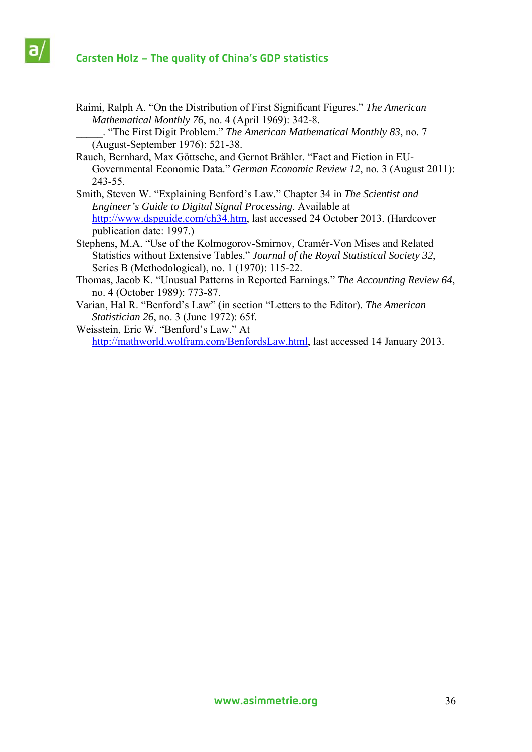Raimi, Ralph A. "On the Distribution of First Significant Figures." *The American Mathematical Monthly 76*, no. 4 (April 1969): 342-8.

_____. "The First Digit Problem." *The American Mathematical Monthly 83*, no. 7 (August-September 1976): 521-38.

Rauch, Bernhard, Max Göttsche, and Gernot Brähler. "Fact and Fiction in EU-Governmental Economic Data." *German Economic Review 12*, no. 3 (August 2011): 243-55.

Smith, Steven W. "Explaining Benford's Law." Chapter 34 in *The Scientist and Engineer's Guide to Digital Signal Processing*. Available at http://www.dspguide.com/ch34.htm, last accessed 24 October 2013. (Hardcover publication date: 1997.)

Stephens, M.A. "Use of the Kolmogorov-Smirnov, Cramér-Von Mises and Related Statistics without Extensive Tables." *Journal of the Royal Statistical Society 32*, Series B (Methodological), no. 1 (1970): 115-22.

Thomas, Jacob K. "Unusual Patterns in Reported Earnings." *The Accounting Review 64*, no. 4 (October 1989): 773-87.

Varian, Hal R. "Benford's Law" (in section "Letters to the Editor). *The American Statistician 26*, no. 3 (June 1972): 65f.

Weisstein, Eric W. "Benford's Law." At http://mathworld.wolfram.com/BenfordsLaw.html, last accessed 14 January 2013.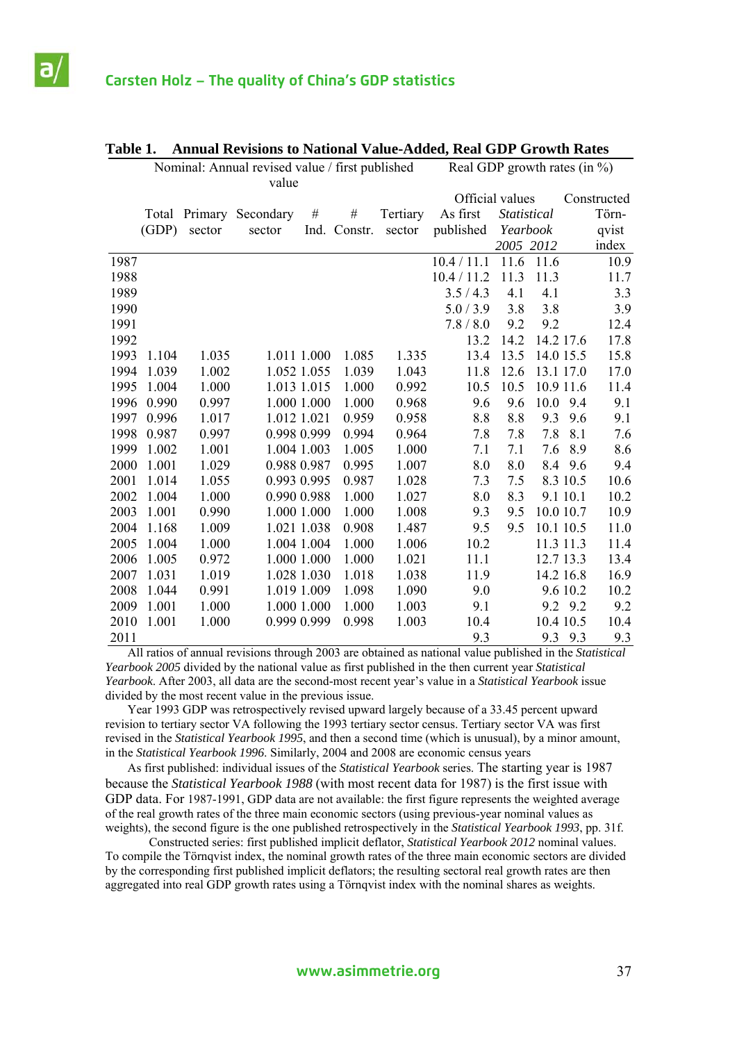**Table 1. Annual Revisions to National Value-Added, Real GDP Growth Rates**

| | Nominal: Annual revised value / first published value | | | | | | Real GDP growth rates (in %) | | | |
|---|---|---|---|---|---|---|---|---|---|---|
| | | | | | | | Official values | | | Constructed |
| | Total (GDP) | Primary sector | Secondary sector | # Ind. | # Constr. | Tertiary sector | As first published | *Statistical Yearbook* 2005 | *Statistical Yearbook* 2012 | Törnqvist index |
| 1987 | | | | | | | 10.4 / 11.1 | 11.6 | 11.6 | 10.9 |
| 1988 | | | | | | | 10.4 / 11.2 | 11.3 | 11.3 | 11.7 |
| 1989 | | | | | | | 3.5 / 4.3 | 4.1 | 4.1 | 3.3 |
| 1990 | | | | | | | 5.0 / 3.9 | 3.8 | 3.8 | 3.9 |
| 1991 | | | | | | | 7.8 / 8.0 | 9.2 | 9.2 | 12.4 |
| 1992 | | | | | | | 13.2 | 14.2 | 14.2 17.6 | 17.8 |
| 1993 | 1.104 | 1.035 | 1.011 | 1.000 | 1.085 | 1.335 | 13.4 | 13.5 | 14.0 15.5 | 15.8 |
| 1994 | 1.039 | 1.002 | 1.052 | 1.055 | 1.039 | 1.043 | 11.8 | 12.6 | 13.1 17.0 | 17.0 |
| 1995 | 1.004 | 1.000 | 1.013 | 1.015 | 1.000 | 0.992 | 10.5 | 10.5 | 10.9 11.6 | 11.4 |
| 1996 | 0.990 | 0.997 | 1.000 | 1.000 | 1.000 | 0.968 | 9.6 | 9.6 | 10.0 9.4 | 9.1 |
| 1997 | 0.996 | 1.017 | 1.012 | 1.021 | 0.959 | 0.958 | 8.8 | 8.8 | 9.3 9.6 | 9.1 |
| 1998 | 0.987 | 0.997 | 0.998 | 0.999 | 0.994 | 0.964 | 7.8 | 7.8 | 7.8 8.1 | 7.6 |
| 1999 | 1.002 | 1.001 | 1.004 | 1.003 | 1.005 | 1.000 | 7.1 | 7.1 | 7.6 8.9 | 8.6 |
| 2000 | 1.001 | 1.029 | 0.988 | 0.987 | 0.995 | 1.007 | 8.0 | 8.0 | 8.4 9.6 | 9.4 |
| 2001 | 1.014 | 1.055 | 0.993 | 0.995 | 0.987 | 1.028 | 7.3 | 7.5 | 8.3 10.5 | 10.6 |
| 2002 | 1.004 | 1.000 | 0.990 | 0.988 | 1.000 | 1.027 | 8.0 | 8.3 | 9.1 10.1 | 10.2 |
| 2003 | 1.001 | 0.990 | 1.000 | 1.000 | 1.000 | 1.008 | 9.3 | 9.5 | 10.0 10.7 | 10.9 |
| 2004 | 1.168 | 1.009 | 1.021 | 1.038 | 0.908 | 1.487 | 9.5 | 9.5 | 10.1 10.5 | 11.0 |
| 2005 | 1.004 | 1.000 | 1.004 | 1.004 | 1.000 | 1.006 | 10.2 | | 11.3 11.3 | 11.4 |
| 2006 | 1.005 | 0.972 | 1.000 | 1.000 | 1.000 | 1.021 | 11.1 | | 12.7 13.3 | 13.4 |
| 2007 | 1.031 | 1.019 | 1.028 | 1.030 | 1.018 | 1.038 | 11.9 | | 14.2 16.8 | 16.9 |
| 2008 | 1.044 | 0.991 | 1.019 | 1.009 | 1.098 | 1.090 | 9.0 | | 9.6 10.2 | 10.2 |
| 2009 | 1.001 | 1.000 | 1.000 | 1.000 | 1.000 | 1.003 | 9.1 | | 9.2 9.2 | 9.2 |
| 2010 | 1.001 | 1.000 | 0.999 | 0.999 | 0.998 | 1.003 | 10.4 | | 10.4 10.5 | 10.4 |
| 2011 | | | | | | | 9.3 | | 9.3 9.3 | 9.3 |

All ratios of annual revisions through 2003 are obtained as national value published in the *Statistical Yearbook 2005* divided by the national value as first published in the then current year *Statistical Yearbook*. After 2003, all data are the second-most recent year's value in a *Statistical Yearbook* issue divided by the most recent value in the previous issue.

Year 1993 GDP was retrospectively revised upward largely because of a 33.45 percent upward revision to tertiary sector VA following the 1993 tertiary sector census. Tertiary sector VA was first revised in the *Statistical Yearbook 1995*, and then a second time (which is unusual), by a minor amount, in the *Statistical Yearbook 1996*. Similarly, 2004 and 2008 are economic census years

As first published: individual issues of the *Statistical Yearbook* series. The starting year is 1987 because the *Statistical Yearbook 1988* (with most recent data for 1987) is the first issue with GDP data. For 1987-1991, GDP data are not available: the first figure represents the weighted average of the real growth rates of the three main economic sectors (using previous-year nominal values as weights), the second figure is the one published retrospectively in the *Statistical Yearbook 1993*, pp. 31f.

Constructed series: first published implicit deflator, *Statistical Yearbook 2012* nominal values. To compile the Törnqvist index, the nominal growth rates of the three main economic sectors are divided by the corresponding first published implicit deflators; the resulting sectoral real growth rates are then aggregated into real GDP growth rates using a Törnqvist index with the nominal shares as weights.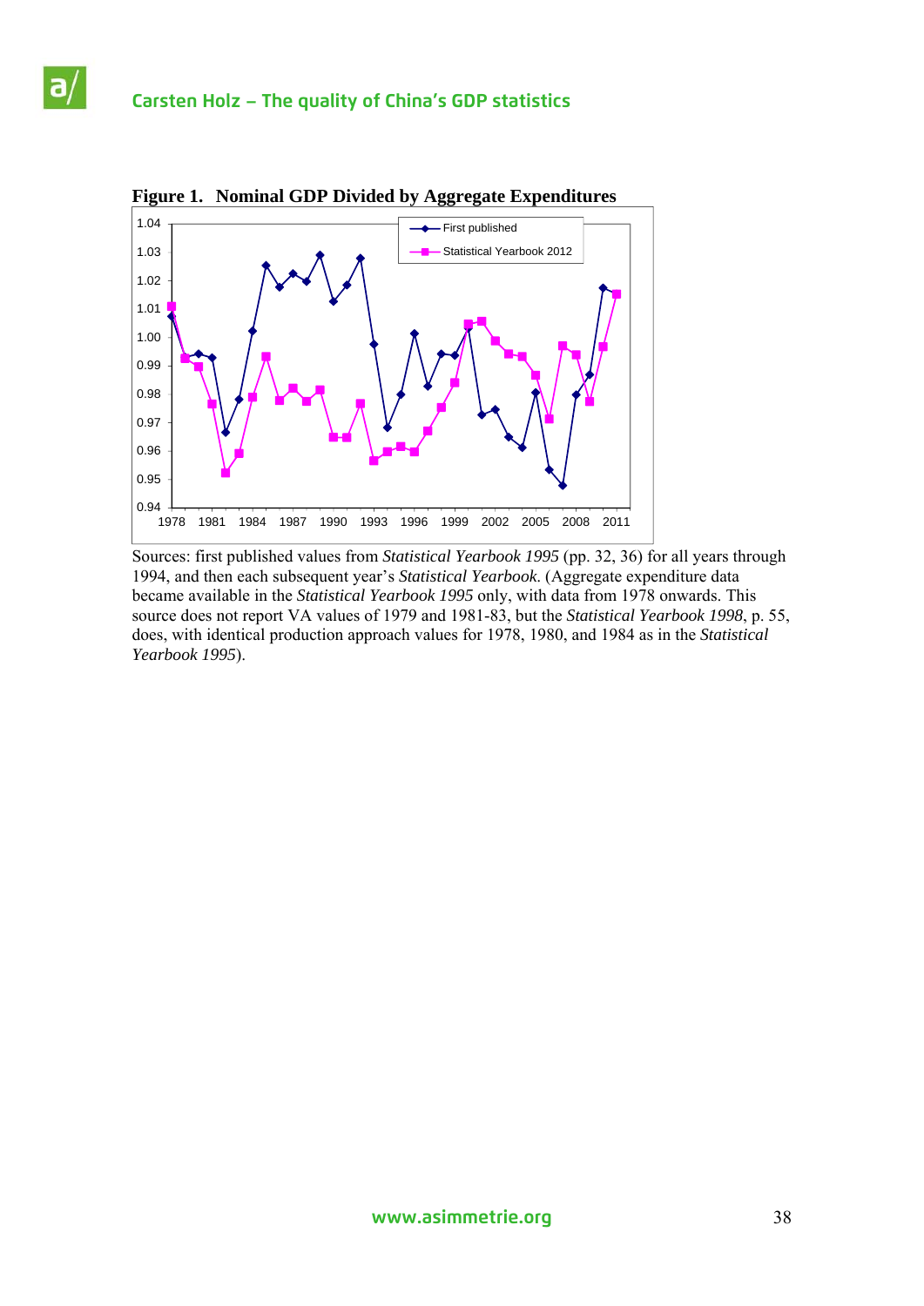**Figure 1. Nominal GDP Divided by Aggregate Expenditures**

Sources: first published values from *Statistical Yearbook 1995* (pp. 32, 36) for all years through 1994, and then each subsequent year's *Statistical Yearbook*. (Aggregate expenditure data became available in the *Statistical Yearbook 1995* only, with data from 1978 onwards. This source does not report VA values of 1979 and 1981-83, but the *Statistical Yearbook 1998*, p. 55, does, with identical production approach values for 1978, 1980, and 1984 as in the *Statistical Yearbook 1995*).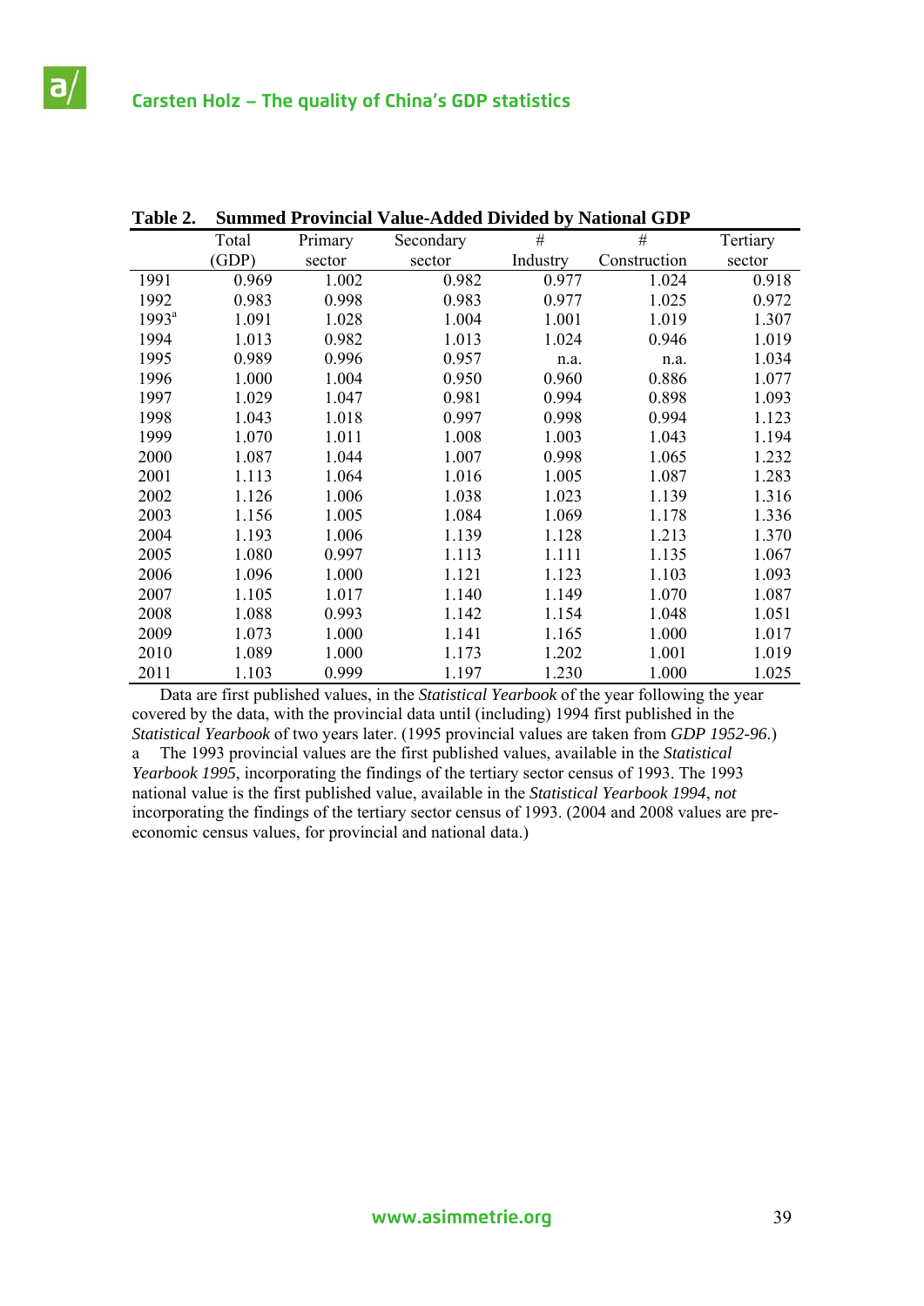**Table 2. Summed Provincial Value-Added Divided by National GDP**

| | Total (GDP) | Primary sector | Secondary sector | # Industry | # Construction | Tertiary sector |
|---|---|---|---|---|---|---|
| 1991 | 0.969 | 1.002 | 0.982 | 0.977 | 1.024 | 0.918 |
| 1992 | 0.983 | 0.998 | 0.983 | 0.977 | 1.025 | 0.972 |
| 1993[a] | 1.091 | 1.028 | 1.004 | 1.001 | 1.019 | 1.307 |
| 1994 | 1.013 | 0.982 | 1.013 | 1.024 | 0.946 | 1.019 |
| 1995 | 0.989 | 0.996 | 0.957 | n.a. | n.a. | 1.034 |
| 1996 | 1.000 | 1.004 | 0.950 | 0.960 | 0.886 | 1.077 |
| 1997 | 1.029 | 1.047 | 0.981 | 0.994 | 0.898 | 1.093 |
| 1998 | 1.043 | 1.018 | 0.997 | 0.998 | 0.994 | 1.123 |
| 1999 | 1.070 | 1.011 | 1.008 | 1.003 | 1.043 | 1.194 |
| 2000 | 1.087 | 1.044 | 1.007 | 0.998 | 1.065 | 1.232 |
| 2001 | 1.113 | 1.064 | 1.016 | 1.005 | 1.087 | 1.283 |
| 2002 | 1.126 | 1.006 | 1.038 | 1.023 | 1.139 | 1.316 |
| 2003 | 1.156 | 1.005 | 1.084 | 1.069 | 1.178 | 1.336 |
| 2004 | 1.193 | 1.006 | 1.139 | 1.128 | 1.213 | 1.370 |
| 2005 | 1.080 | 0.997 | 1.113 | 1.111 | 1.135 | 1.067 |
| 2006 | 1.096 | 1.000 | 1.121 | 1.123 | 1.103 | 1.093 |
| 2007 | 1.105 | 1.017 | 1.140 | 1.149 | 1.070 | 1.087 |
| 2008 | 1.088 | 0.993 | 1.142 | 1.154 | 1.048 | 1.051 |
| 2009 | 1.073 | 1.000 | 1.141 | 1.165 | 1.000 | 1.017 |
| 2010 | 1.089 | 1.000 | 1.173 | 1.202 | 1.001 | 1.019 |
| 2011 | 1.103 | 0.999 | 1.197 | 1.230 | 1.000 | 1.025 |

Data are first published values, in the *Statistical Yearbook* of the year following the year covered by the data, with the provincial data until (including) 1994 first published in the *Statistical Yearbook* of two years later. (1995 provincial values are taken from *GDP 1952-96*.)

a The 1993 provincial values are the first published values, available in the *Statistical Yearbook 1995*, incorporating the findings of the tertiary sector census of 1993. The 1993 national value is the first published value, available in the *Statistical Yearbook 1994*, *not* incorporating the findings of the tertiary sector census of 1993. (2004 and 2008 values are pre-economic census values, for provincial and national data.)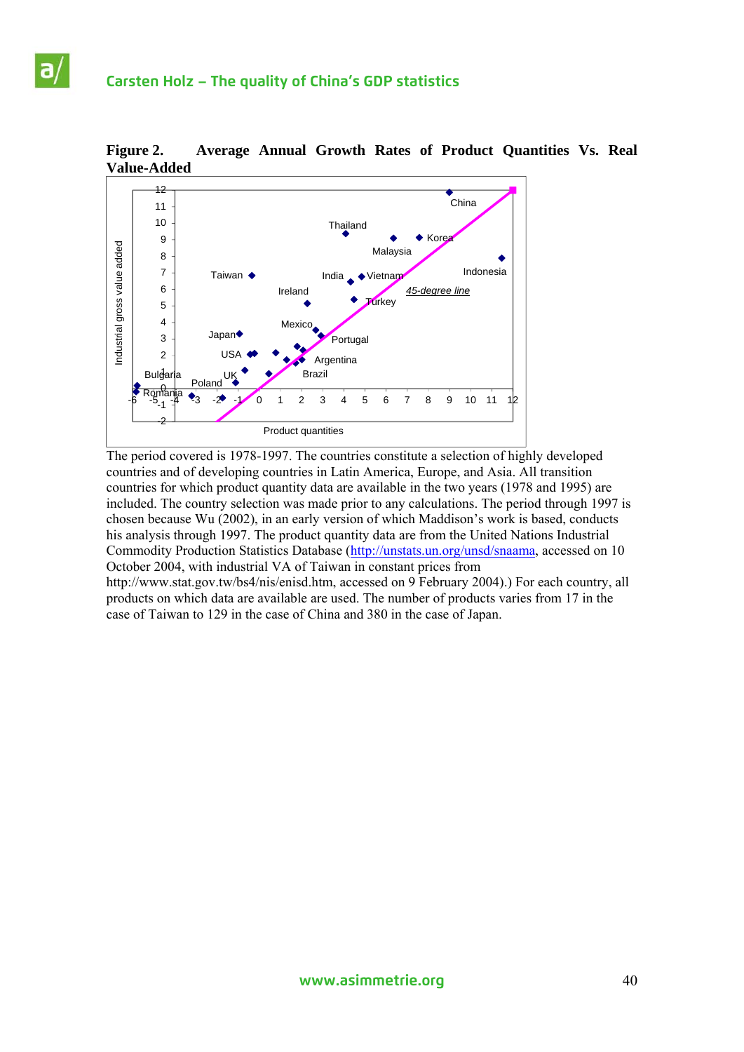**Figure 2. Average Annual Growth Rates of Product Quantities Vs. Real Value-Added**

The period covered is 1978-1997. The countries constitute a selection of highly developed countries and of developing countries in Latin America, Europe, and Asia. All transition countries for which product quantity data are available in the two years (1978 and 1995) are included. The country selection was made prior to any calculations. The period through 1997 is chosen because Wu (2002), in an early version of which Maddison's work is based, conducts his analysis through 1997. The product quantity data are from the United Nations Industrial Commodity Production Statistics Database (http://unstats.un.org/unsd/snaama, accessed on 10 October 2004, with industrial VA of Taiwan in constant prices from http://www.stat.gov.tw/bs4/nis/enisd.htm, accessed on 9 February 2004).) For each country, all products on which data are available are used. The number of products varies from 17 in the case of Taiwan to 129 in the case of China and 380 in the case of Japan.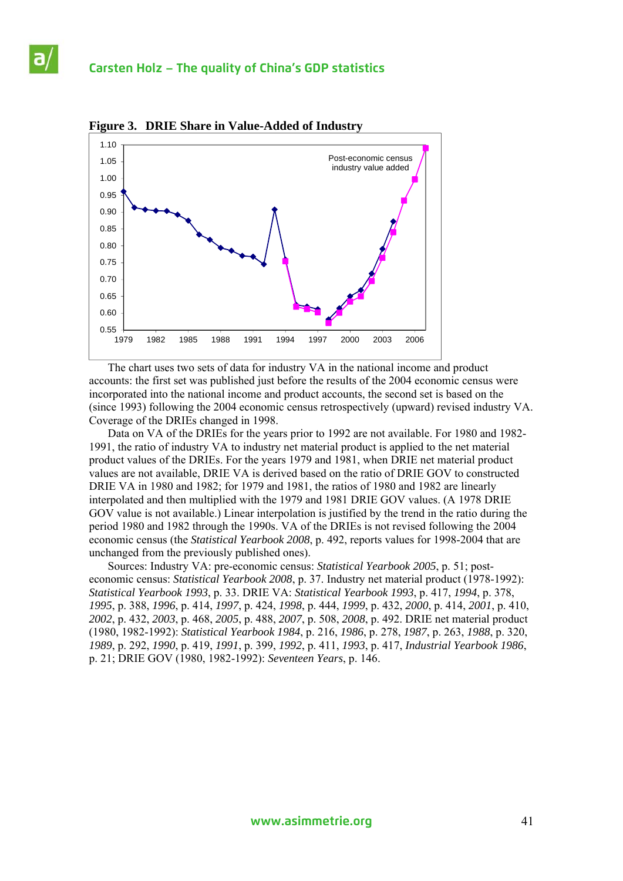**Figure 3. DRIE Share in Value-Added of Industry**

The chart uses two sets of data for industry VA in the national income and product accounts: the first set was published just before the results of the 2004 economic census were incorporated into the national income and product accounts, the second set is based on the (since 1993) following the 2004 economic census retrospectively (upward) revised industry VA. Coverage of the DRIEs changed in 1998.

Data on VA of the DRIEs for the years prior to 1992 are not available. For 1980 and 1982-1991, the ratio of industry VA to industry net material product is applied to the net material product values of the DRIEs. For the years 1979 and 1981, when DRIE net material product values are not available, DRIE VA is derived based on the ratio of DRIE GOV to constructed DRIE VA in 1980 and 1982; for 1979 and 1981, the ratios of 1980 and 1982 are linearly interpolated and then multiplied with the 1979 and 1981 DRIE GOV values. (A 1978 DRIE GOV value is not available.) Linear interpolation is justified by the trend in the ratio during the period 1980 and 1982 through the 1990s. VA of the DRIEs is not revised following the 2004 economic census (the *Statistical Yearbook 2008*, p. 492, reports values for 1998-2004 that are unchanged from the previously published ones).

Sources: Industry VA: pre-economic census: *Statistical Yearbook 2005*, p. 51; post-economic census: *Statistical Yearbook 2008*, p. 37. Industry net material product (1978-1992): *Statistical Yearbook 1993*, p. 33. DRIE VA: *Statistical Yearbook 1993*, p. 417, *1994*, p. 378, *1995*, p. 388, *1996*, p. 414, *1997*, p. 424, *1998*, p. 444, *1999*, p. 432, *2000*, p. 414, *2001*, p. 410, *2002*, p. 432, *2003*, p. 468, *2005*, p. 488, *2007*, p. 508, *2008*, p. 492. DRIE net material product (1980, 1982-1992): *Statistical Yearbook 1984*, p. 216, *1986*, p. 278, *1987*, p. 263, *1988*, p. 320, *1989*, p. 292, *1990*, p. 419, *1991*, p. 399, *1992*, p. 411, *1993*, p. 417, *Industrial Yearbook 1986*, p. 21; DRIE GOV (1980, 1982-1992): *Seventeen Years*, p. 146.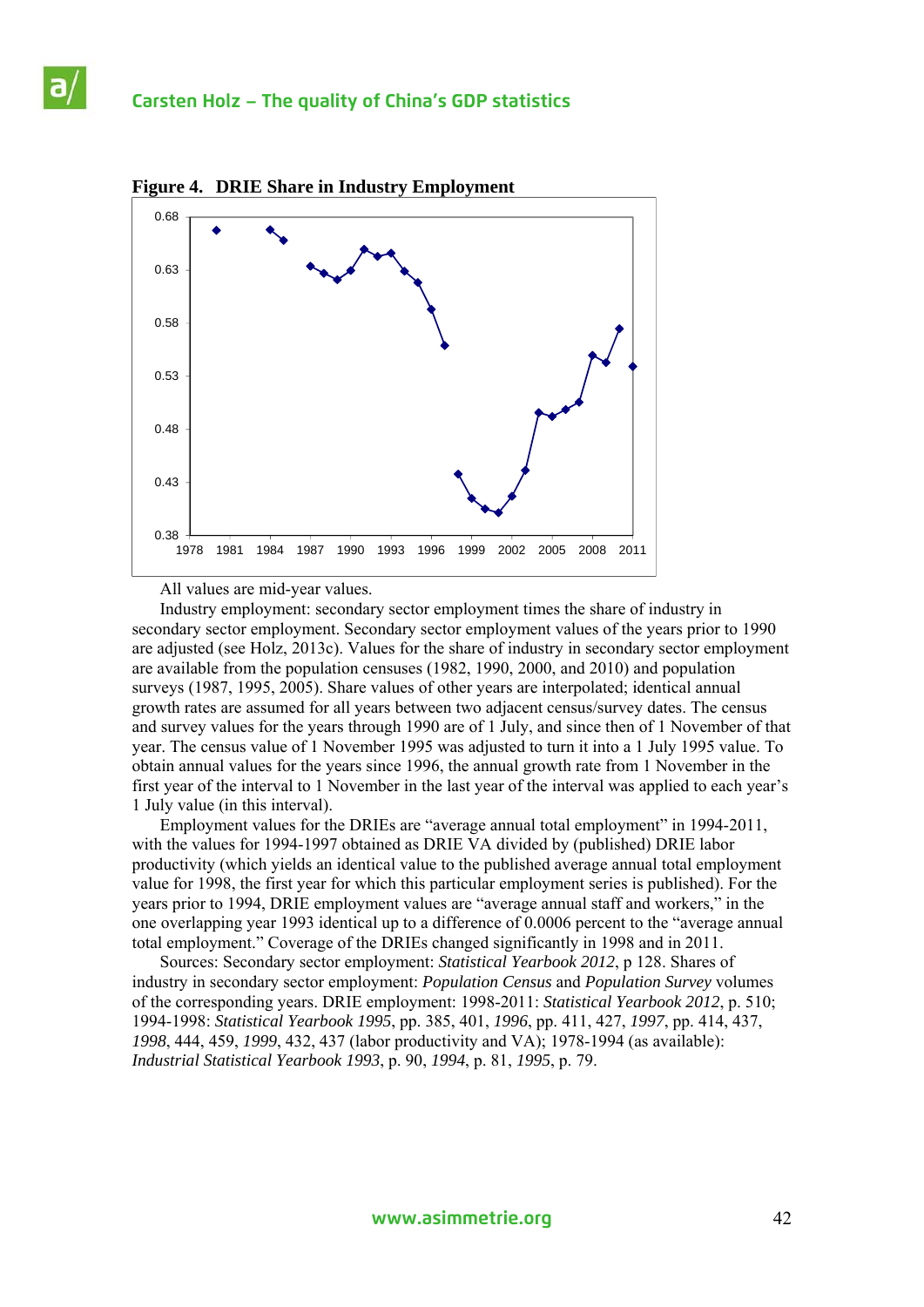**Figure 4. DRIE Share in Industry Employment**

All values are mid-year values.

Industry employment: secondary sector employment times the share of industry in secondary sector employment. Secondary sector employment values of the years prior to 1990 are adjusted (see Holz, 2013c). Values for the share of industry in secondary sector employment are available from the population censuses (1982, 1990, 2000, and 2010) and population surveys (1987, 1995, 2005). Share values of other years are interpolated; identical annual growth rates are assumed for all years between two adjacent census/survey dates. The census and survey values for the years through 1990 are of 1 July, and since then of 1 November of that year. The census value of 1 November 1995 was adjusted to turn it into a 1 July 1995 value. To obtain annual values for the years since 1996, the annual growth rate from 1 November in the first year of the interval to 1 November in the last year of the interval was applied to each year's 1 July value (in this interval).

Employment values for the DRIEs are "average annual total employment" in 1994-2011, with the values for 1994-1997 obtained as DRIE VA divided by (published) DRIE labor productivity (which yields an identical value to the published average annual total employment value for 1998, the first year for which this particular employment series is published). For the years prior to 1994, DRIE employment values are "average annual staff and workers," in the one overlapping year 1993 identical up to a difference of 0.0006 percent to the "average annual total employment." Coverage of the DRIEs changed significantly in 1998 and in 2011.

Sources: Secondary sector employment: *Statistical Yearbook 2012*, p 128. Shares of industry in secondary sector employment: *Population Census* and *Population Survey* volumes of the corresponding years. DRIE employment: 1998-2011: *Statistical Yearbook 2012*, p. 510; 1994-1998: *Statistical Yearbook 1995*, pp. 385, 401, *1996*, pp. 411, 427, *1997*, pp. 414, 437, *1998*, 444, 459, *1999*, 432, 437 (labor productivity and VA); 1978-1994 (as available): *Industrial Statistical Yearbook 1993*, p. 90, *1994*, p. 81, *1995*, p. 79.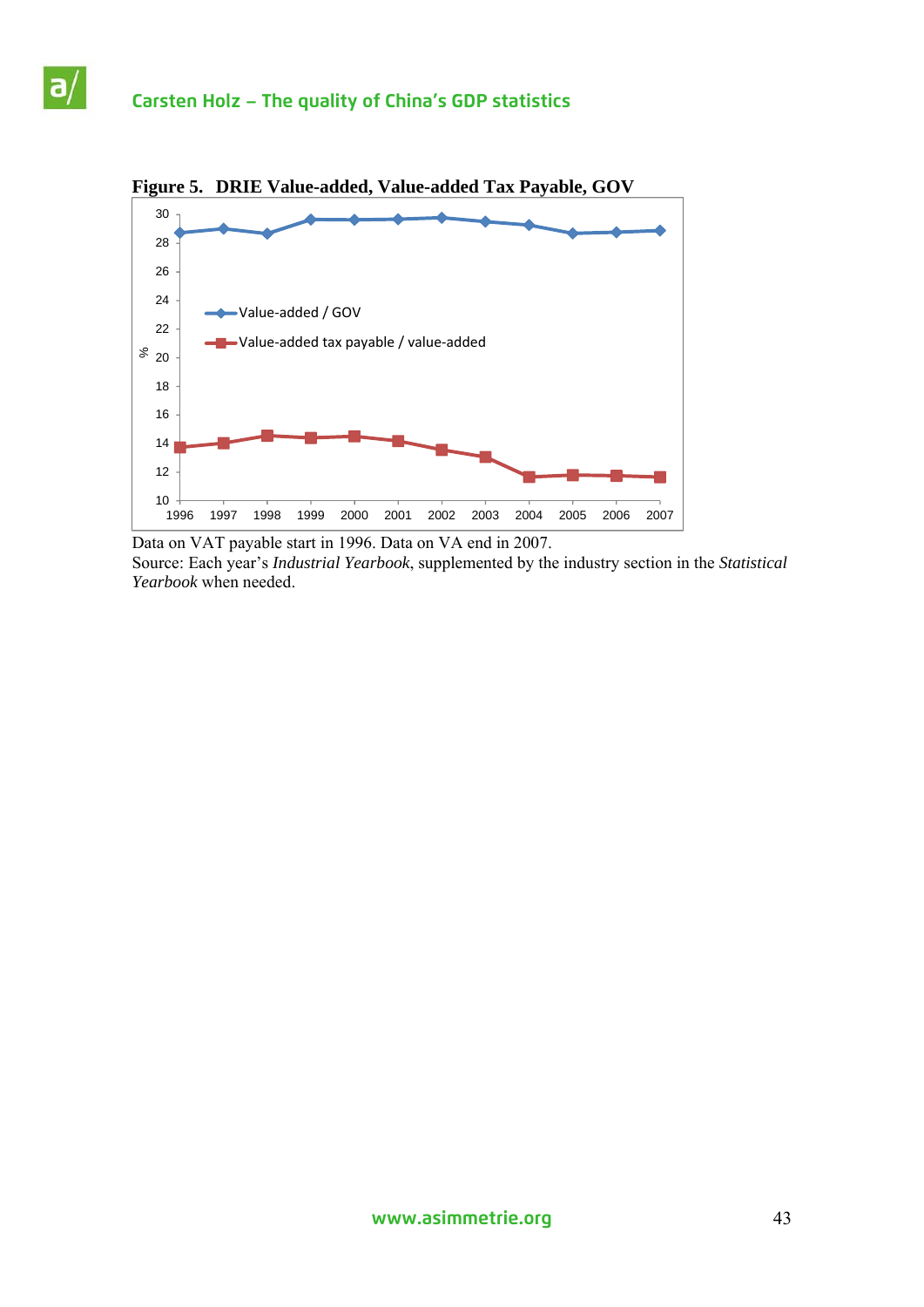**Figure 5. DRIE Value-added, Value-added Tax Payable, GOV**

Data on VAT payable start in 1996. Data on VA end in 2007.

Source: Each year's *Industrial Yearbook*, supplemented by the industry section in the *Statistical Yearbook* when needed.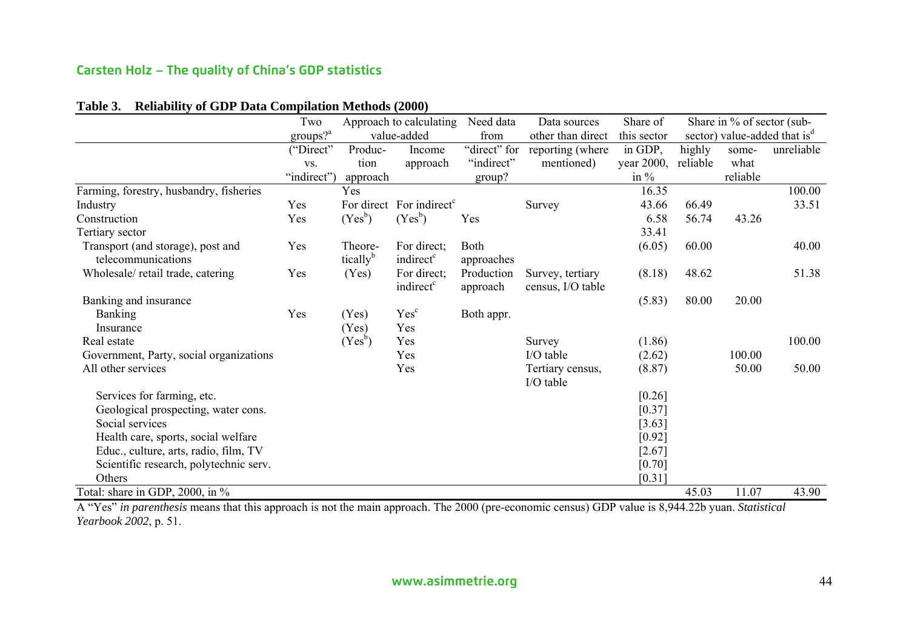**Table 3. Reliability of GDP Data Compilation Methods (2000)**

| | Two groups?[a] ("Direct" vs. "indirect") | Approach to calculating value-added: Production approach | Approach to calculating value-added: Income approach | Need data from "direct" for "indirect" group? | Data sources other than direct reporting (where mentioned) | Share of this sector in GDP, year 2000, in % | Share in % of sector (sub-sector) value-added that is[d]: highly reliable | somewhat reliable | unreliable |
|---|---|---|---|---|---|---|---|---|---|
| Farming, forestry, husbandry, fisheries | | Yes | | | | 16.35 | | | 100.00 |
| Industry | Yes | For direct | For indirect[c] | | Survey | 43.66 | 66.49 | | 33.51 |
| Construction | Yes | (Yes[b]) | (Yes[b]) | Yes | | 6.58 | 56.74 | 43.26 | |
| Tertiary sector | | | | | | 33.41 | | | |
| Transport (and storage), post and telecommunications | Yes | Theoretically[b] | For direct; indirect[c] | Both approaches | | (6.05) | 60.00 | | 40.00 |
| Wholesale/ retail trade, catering | Yes | (Yes) | For direct; indirect[c] | Production approach | Survey, tertiary census, I/O table | (8.18) | 48.62 | | 51.38 |
| Banking and insurance | | | | | | (5.83) | 80.00 | 20.00 | |
| Banking | Yes | (Yes) | Yes[c] | Both appr. | | | | | |
| Insurance | | (Yes) | Yes | | | | | | |
| Real estate | | (Yes[b]) | Yes | | Survey | (1.86) | | | 100.00 |
| Government, Party, social organizations | | | Yes | | I/O table | (2.62) | | 100.00 | |
| All other services | | | Yes | | Tertiary census, I/O table | (8.87) | | 50.00 | 50.00 |
| Services for farming, etc. | | | | | | [0.26] | | | |
| Geological prospecting, water cons. | | | | | | [0.37] | | | |
| Social services | | | | | | [3.63] | | | |
| Health care, sports, social welfare | | | | | | [0.92] | | | |
| Educ., culture, arts, radio, film, TV | | | | | | [2.67] | | | |
| Scientific research, polytechnic serv. | | | | | | [0.70] | | | |
| Others | | | | | | [0.31] | | | |
| Total: share in GDP, 2000, in % | | | | | | | 45.03 | 11.07 | 43.90 |

A "Yes" *in parenthesis* means that this approach is not the main approach. The 2000 (pre-economic census) GDP value is 8,944.22b yuan. *Statistical Yearbook 2002*, p. 51.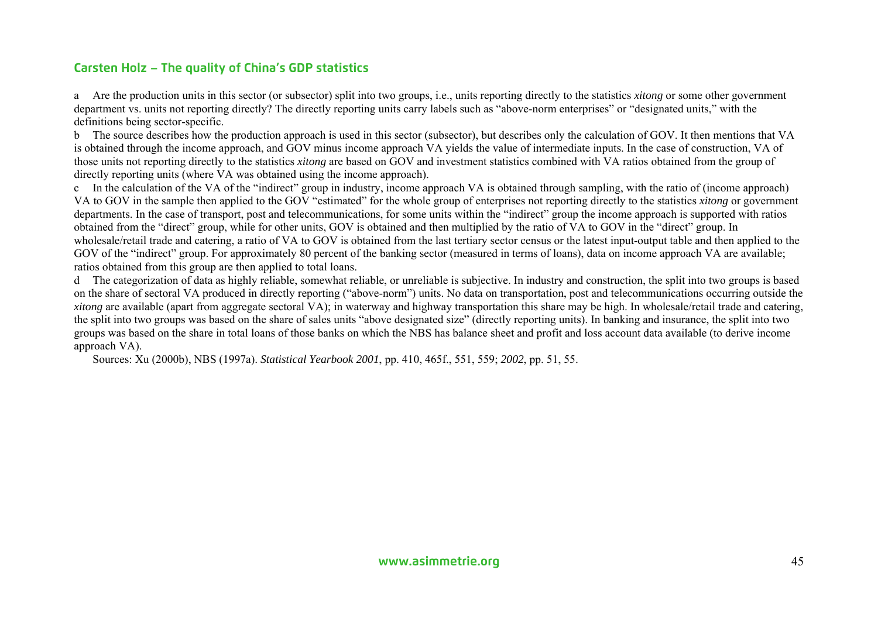a Are the production units in this sector (or subsector) split into two groups, i.e., units reporting directly to the statistics *xitong* or some other government department vs. units not reporting directly? The directly reporting units carry labels such as "above-norm enterprises" or "designated units," with the definitions being sector-specific.

b The source describes how the production approach is used in this sector (subsector), but describes only the calculation of GOV. It then mentions that VA is obtained through the income approach, and GOV minus income approach VA yields the value of intermediate inputs. In the case of construction, VA of those units not reporting directly to the statistics *xitong* are based on GOV and investment statistics combined with VA ratios obtained from the group of directly reporting units (where VA was obtained using the income approach).

c In the calculation of the VA of the "indirect" group in industry, income approach VA is obtained through sampling, with the ratio of (income approach) VA to GOV in the sample then applied to the GOV "estimated" for the whole group of enterprises not reporting directly to the statistics *xitong* or government departments. In the case of transport, post and telecommunications, for some units within the "indirect" group the income approach is supported with ratios obtained from the "direct" group, while for other units, GOV is obtained and then multiplied by the ratio of VA to GOV in the "direct" group. In wholesale/retail trade and catering, a ratio of VA to GOV is obtained from the last tertiary sector census or the latest input-output table and then applied to the GOV of the "indirect" group. For approximately 80 percent of the banking sector (measured in terms of loans), data on income approach VA are available; ratios obtained from this group are then applied to total loans.

d The categorization of data as highly reliable, somewhat reliable, or unreliable is subjective. In industry and construction, the split into two groups is based on the share of sectoral VA produced in directly reporting ("above-norm") units. No data on transportation, post and telecommunications occurring outside the *xitong* are available (apart from aggregate sectoral VA); in waterway and highway transportation this share may be high. In wholesale/retail trade and catering, the split into two groups was based on the share of sales units "above designated size" (directly reporting units). In banking and insurance, the split into two groups was based on the share in total loans of those banks on which the NBS has balance sheet and profit and loss account data available (to derive income approach VA).

Sources: Xu (2000b), NBS (1997a). *Statistical Yearbook 2001*, pp. 410, 465f., 551, 559; *2002*, pp. 51, 55.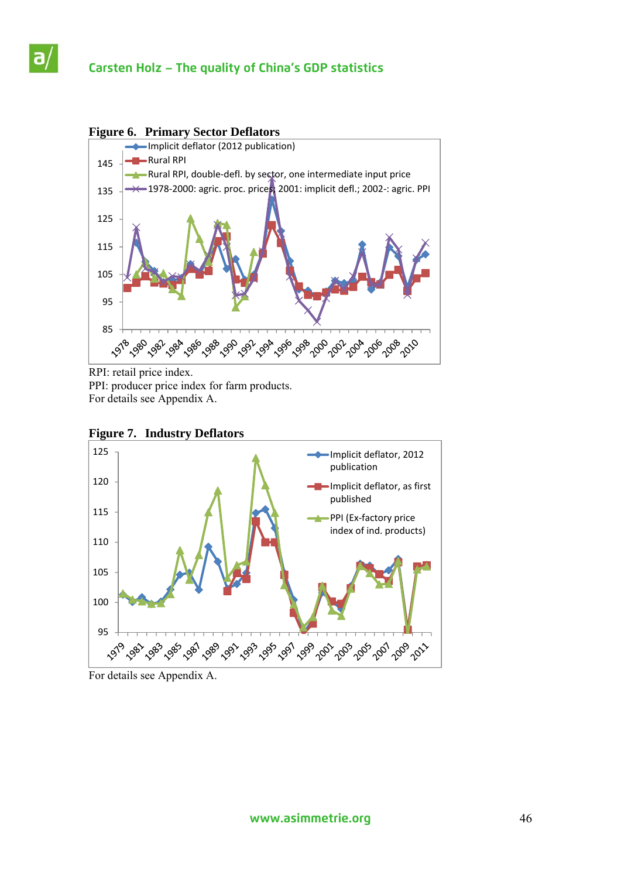**Figure 6. Primary Sector Deflators**

RPI: retail price index.
PPI: producer price index for farm products.
For details see Appendix A.

**Figure 7. Industry Deflators**

For details see Appendix A.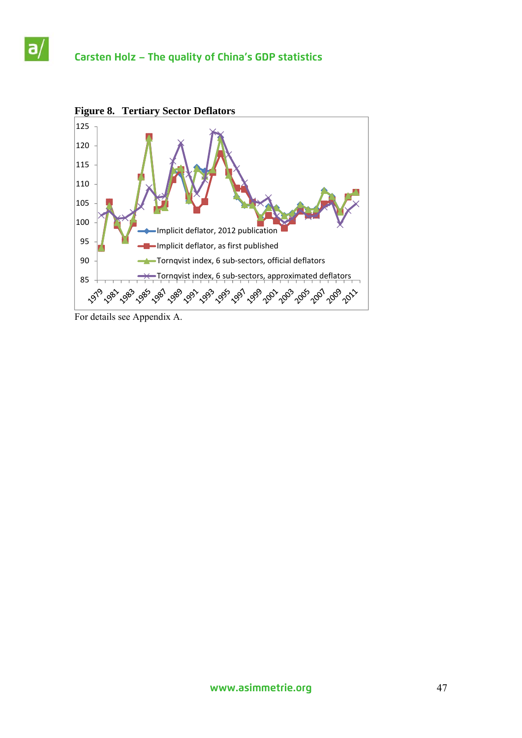**Figure 8. Tertiary Sector Deflators**

For details see Appendix A.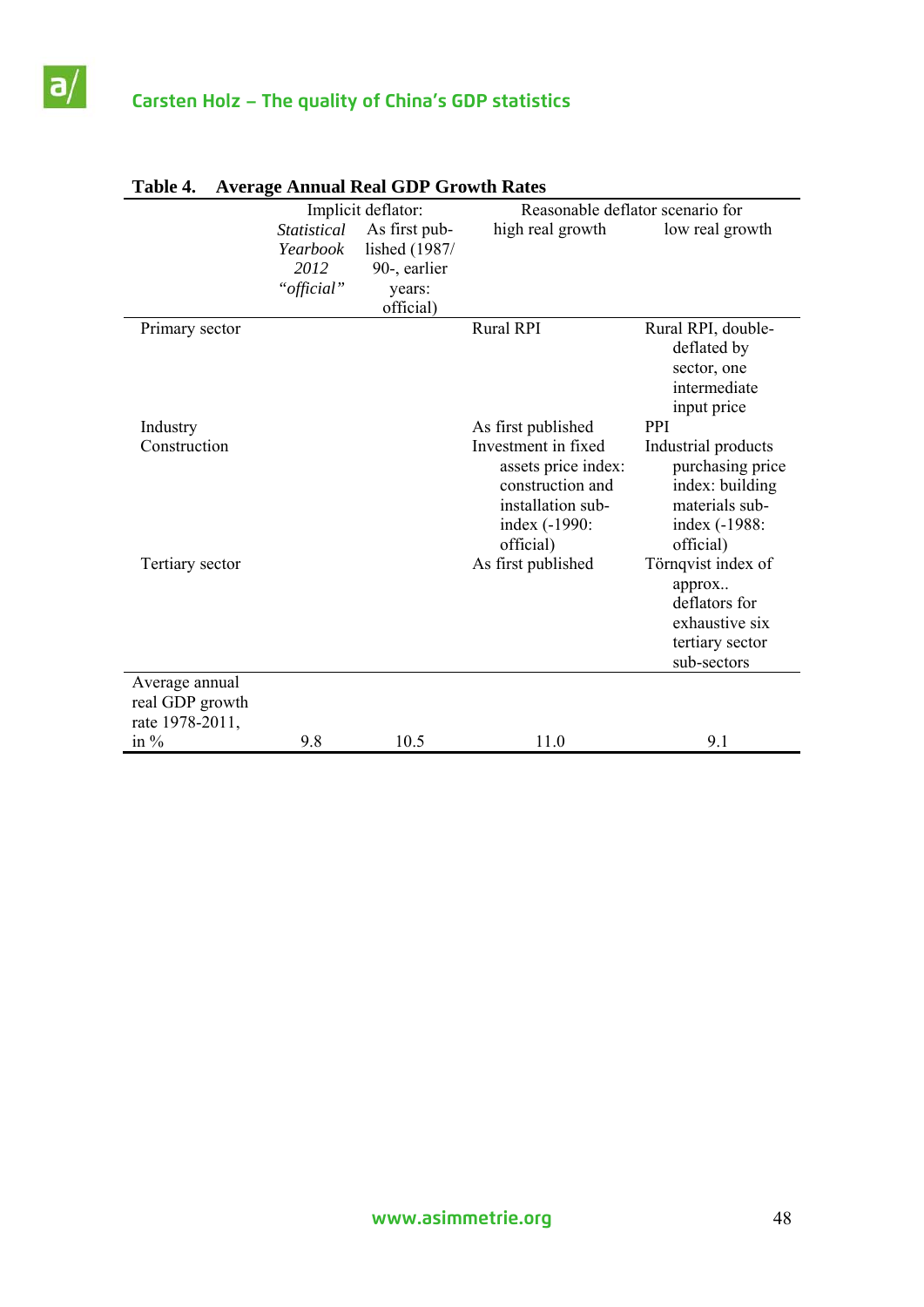**Table 4. Average Annual Real GDP Growth Rates**

| | Implicit deflator: | | Reasonable deflator scenario for | |
|---|---|---|---|---|
| | *Statistical Yearbook 2012 "official"* | As first published (1987/90-, earlier years: official) | high real growth | low real growth |
| Primary sector | | | Rural RPI | Rural RPI, double-deflated by sector, one intermediate input price |
| Industry | | | As first published | PPI |
| Construction | | | Investment in fixed assets price index: construction and installation sub-index (-1990: official) | Industrial products purchasing price index: building materials sub-index (-1988: official) |
| Tertiary sector | | | As first published | Törnqvist index of approx.. deflators for exhaustive six tertiary sector sub-sectors |
| Average annual real GDP growth rate 1978-2011, in % | 9.8 | 10.5 | 11.0 | 9.1 |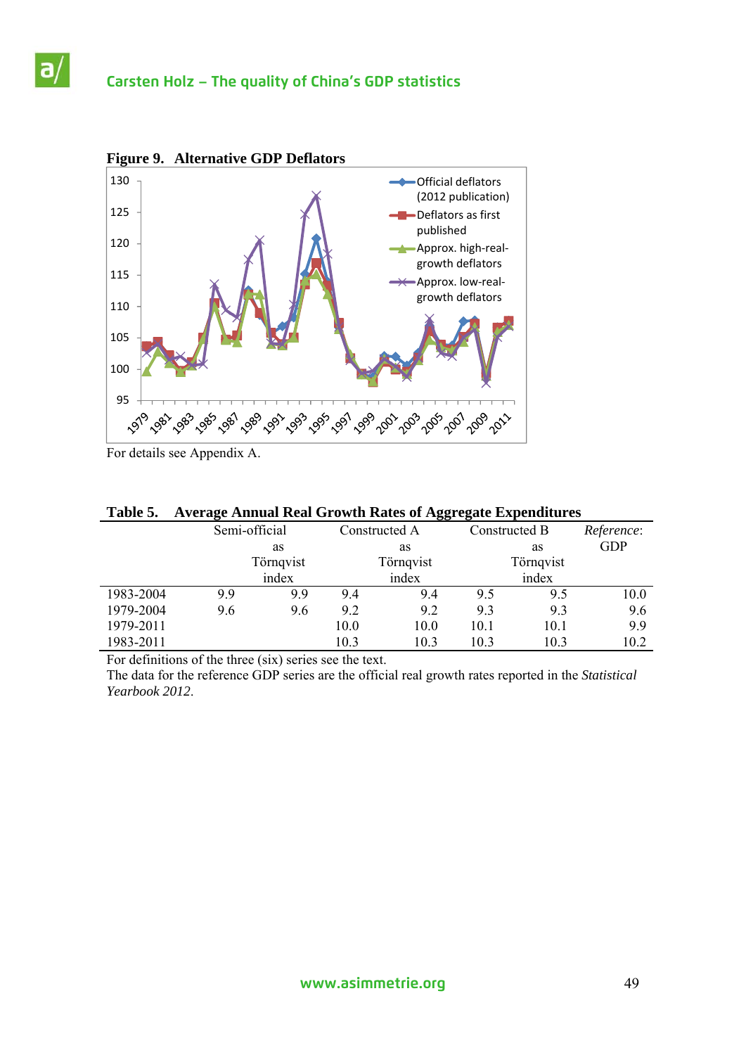**Figure 9. Alternative GDP Deflators**

For details see Appendix A.

**Table 5. Average Annual Real Growth Rates of Aggregate Expenditures**

| | Semi-official | as Törnqvist index | Constructed A | as Törnqvist index | Constructed B | as Törnqvist index | *Reference*: GDP |
|---|---|---|---|---|---|---|---|
| 1983-2004 | 9.9 | 9.9 | 9.4 | 9.4 | 9.5 | 9.5 | 10.0 |
| 1979-2004 | 9.6 | 9.6 | 9.2 | 9.2 | 9.3 | 9.3 | 9.6 |
| 1979-2011 | | | 10.0 | 10.0 | 10.1 | 10.1 | 9.9 |
| 1983-2011 | | | 10.3 | 10.3 | 10.3 | 10.3 | 10.2 |

For definitions of the three (six) series see the text.
The data for the reference GDP series are the official real growth rates reported in the *Statistical Yearbook 2012*.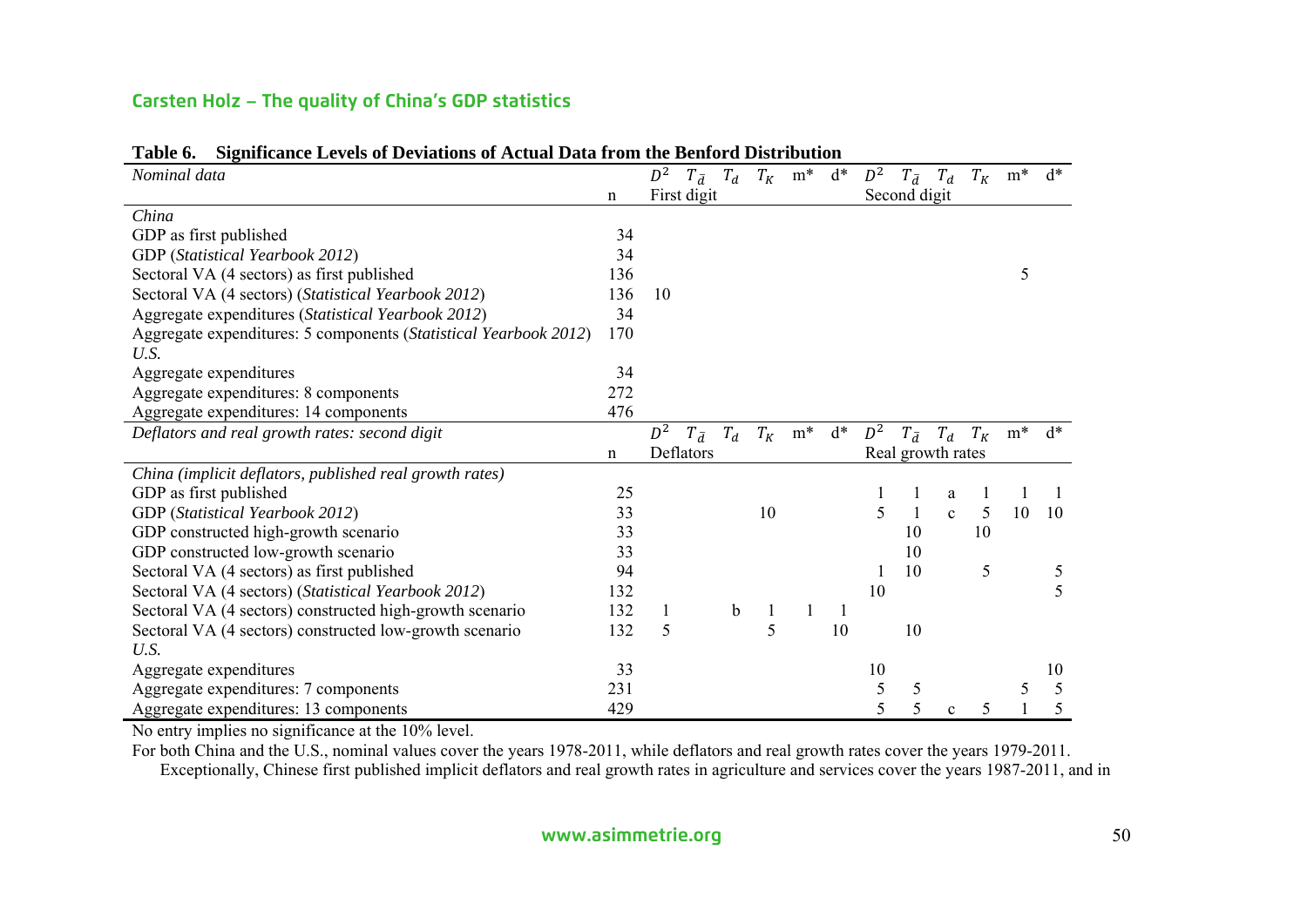**Table 6. Significance Levels of Deviations of Actual Data from the Benford Distribution**

| *Nominal data* | | $D^2$ | $T_{\bar{d}}$ | $T_d$ | $T_K$ | m* | d* | $D^2$ | $T_{\bar{d}}$ | $T_d$ | $T_K$ | m* | d* |
|---|---|---|---|---|---|---|---|---|---|---|---|---|---|
| | n | First digit | | | | | | Second digit | | | | | |
| *China* | | | | | | | | | | | | | |
| GDP as first published | 34 | | | | | | | | | | | | |
| GDP (*Statistical Yearbook 2012*) | 34 | | | | | | | | | | | | |
| Sectoral VA (4 sectors) as first published | 136 | | | | | | | | | | | 5 | |
| Sectoral VA (4 sectors) (*Statistical Yearbook 2012*) | 136 | 10 | | | | | | | | | | | |
| Aggregate expenditures (*Statistical Yearbook 2012*) | 34 | | | | | | | | | | | | |
| Aggregate expenditures: 5 components (*Statistical Yearbook 2012*) | 170 | | | | | | | | | | | | |
| *U.S.* | | | | | | | | | | | | | |
| Aggregate expenditures | 34 | | | | | | | | | | | | |
| Aggregate expenditures: 8 components | 272 | | | | | | | | | | | | |
| Aggregate expenditures: 14 components | 476 | | | | | | | | | | | | |
| *Deflators and real growth rates: second digit* | | $D^2$ | $T_{\bar{d}}$ | $T_d$ | $T_K$ | m* | d* | $D^2$ | $T_{\bar{d}}$ | $T_d$ | $T_K$ | m* | d* |
| | n | Deflators | | | | | | Real growth rates | | | | | |
| *China (implicit deflators, published real growth rates)* | | | | | | | | | | | | | |
| GDP as first published | 25 | | | | | | | 1 | 1 | a | 1 | 1 | 1 |
| GDP (*Statistical Yearbook 2012*) | 33 | | | | 10 | | | 5 | 1 | c | 5 | 10 | 10 |
| GDP constructed high-growth scenario | 33 | | | | | | | | 10 | | 10 | | |
| GDP constructed low-growth scenario | 33 | | | | | | | | 10 | | | | |
| Sectoral VA (4 sectors) as first published | 94 | | | | | | | 1 | 10 | | 5 | | 5 |
| Sectoral VA (4 sectors) (*Statistical Yearbook 2012*) | 132 | | | | | | | 10 | | | | | 5 |
| Sectoral VA (4 sectors) constructed high-growth scenario | 132 | 1 | | b | 1 | 1 | 1 | | | | | | |
| Sectoral VA (4 sectors) constructed low-growth scenario | 132 | 5 | | | 5 | | 10 | | 10 | | | | |
| *U.S.* | | | | | | | | | | | | | |
| Aggregate expenditures | 33 | | | | | | | 10 | | | | | 10 |
| Aggregate expenditures: 7 components | 231 | | | | | | | 5 | 5 | | | 5 | 5 |
| Aggregate expenditures: 13 components | 429 | | | | | | | 5 | 5 | c | 5 | 1 | 5 |

No entry implies no significance at the 10% level.

For both China and the U.S., nominal values cover the years 1978-2011, while deflators and real growth rates cover the years 1979-2011. Exceptionally, Chinese first published implicit deflators and real growth rates in agriculture and services cover the years 1987-2011, and in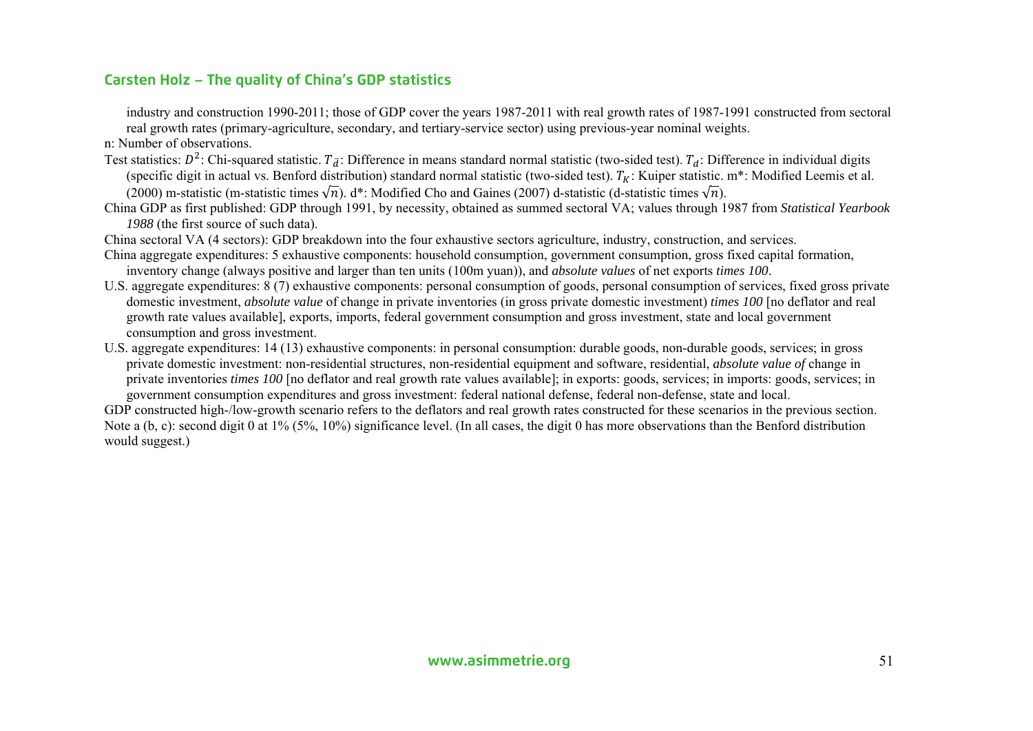industry and construction 1990-2011; those of GDP cover the years 1987-2011 with real growth rates of 1987-1991 constructed from sectoral real growth rates (primary-agriculture, secondary, and tertiary-service sector) using previous-year nominal weights.

n: Number of observations.

Test statistics: $D^2$: Chi-squared statistic. $T_{\bar{d}}$: Difference in means standard normal statistic (two-sided test). $T_d$: Difference in individual digits (specific digit in actual vs. Benford distribution) standard normal statistic (two-sided test). $T_K$: Kuiper statistic. m*: Modified Leemis et al. (2000) m-statistic (m-statistic times $\sqrt{n}$). d*: Modified Cho and Gaines (2007) d-statistic (d-statistic times $\sqrt{n}$).

China GDP as first published: GDP through 1991, by necessity, obtained as summed sectoral VA; values through 1987 from *Statistical Yearbook 1988* (the first source of such data).

China sectoral VA (4 sectors): GDP breakdown into the four exhaustive sectors agriculture, industry, construction, and services.

China aggregate expenditures: 5 exhaustive components: household consumption, government consumption, gross fixed capital formation, inventory change (always positive and larger than ten units (100m yuan)), and *absolute values* of net exports *times 100*.

U.S. aggregate expenditures: 8 (7) exhaustive components: personal consumption of goods, personal consumption of services, fixed gross private domestic investment, *absolute value* of change in private inventories (in gross private domestic investment) *times 100* [no deflator and real growth rate values available], exports, imports, federal government consumption and gross investment, state and local government consumption and gross investment.

U.S. aggregate expenditures: 14 (13) exhaustive components: in personal consumption: durable goods, non-durable goods, services; in gross private domestic investment: non-residential structures, non-residential equipment and software, residential, *absolute value of* change in private inventories *times 100* [no deflator and real growth rate values available]; in exports: goods, services; in imports: goods, services; in government consumption expenditures and gross investment: federal national defense, federal non-defense, state and local.

GDP constructed high-/low-growth scenario refers to the deflators and real growth rates constructed for these scenarios in the previous section.

Note a (b, c): second digit 0 at 1% (5%, 10%) significance level. (In all cases, the digit 0 has more observations than the Benford distribution would suggest.)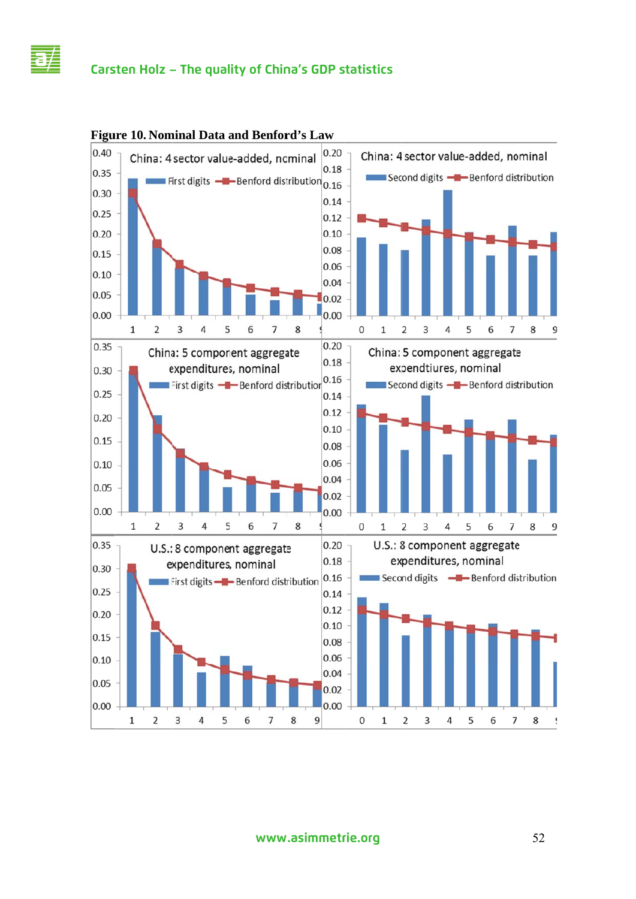**Figure 10. Nominal Data and Benford's Law**

China: 4 sector value-added, nominal — First digits / Benford distribution

China: 4 sector value-added, nominal — Second digits / Benford distribution

China: 5 component aggregate expenditures, nominal — First digits / Benford distribution

China: 5 component aggregate expendtiures, nominal — Second digits / Benford distribution

U.S.: 8 component aggregate expenditures, nominal — First digits / Benford distribution

U.S.: 8 component aggregate expenditures, nominal — Second digits / Benford distribution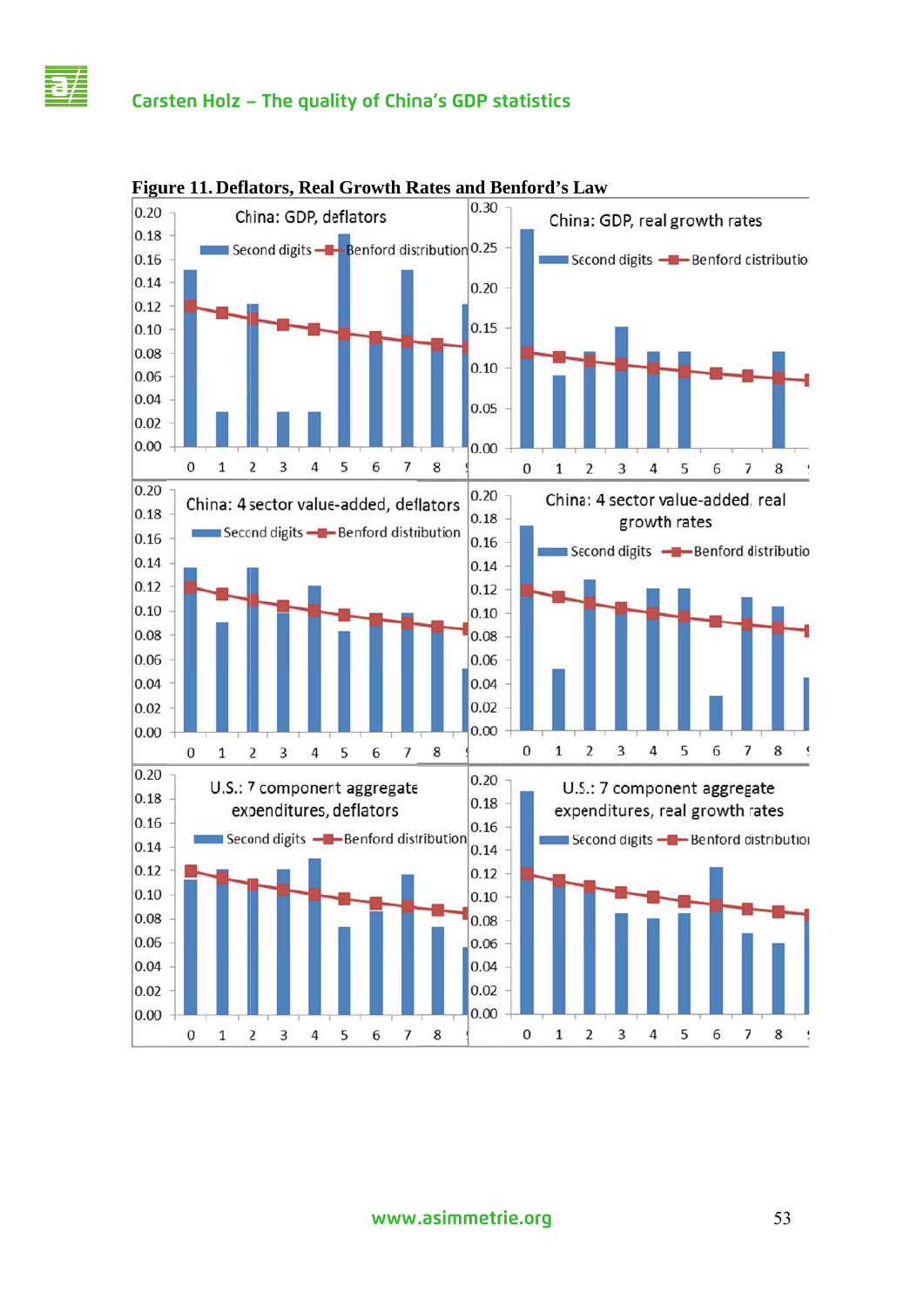**Figure 11. Deflators, Real Growth Rates and Benford's Law**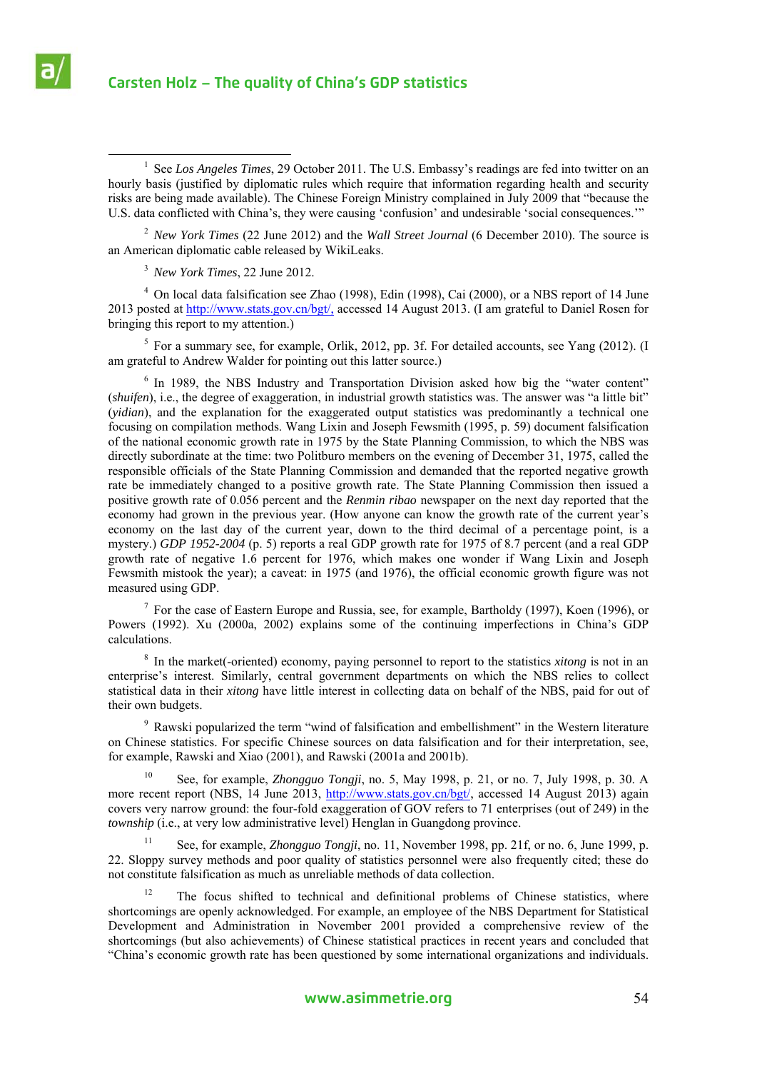[1] See *Los Angeles Times*, 29 October 2011. The U.S. Embassy's readings are fed into twitter on an hourly basis (justified by diplomatic rules which require that information regarding health and security risks are being made available). The Chinese Foreign Ministry complained in July 2009 that "because the U.S. data conflicted with China's, they were causing 'confusion' and undesirable 'social consequences.'"

[2] *New York Times* (22 June 2012) and the *Wall Street Journal* (6 December 2010). The source is an American diplomatic cable released by WikiLeaks.

[3] *New York Times*, 22 June 2012.

[4] On local data falsification see Zhao (1998), Edin (1998), Cai (2000), or a NBS report of 14 June 2013 posted at http://www.stats.gov.cn/bgt/, accessed 14 August 2013. (I am grateful to Daniel Rosen for bringing this report to my attention.)

[5] For a summary see, for example, Orlik, 2012, pp. 3f. For detailed accounts, see Yang (2012). (I am grateful to Andrew Walder for pointing out this latter source.)

[6] In 1989, the NBS Industry and Transportation Division asked how big the "water content" (*shuifen*), i.e., the degree of exaggeration, in industrial growth statistics was. The answer was "a little bit" (*yidian*), and the explanation for the exaggerated output statistics was predominantly a technical one focusing on compilation methods. Wang Lixin and Joseph Fewsmith (1995, p. 59) document falsification of the national economic growth rate in 1975 by the State Planning Commission, to which the NBS was directly subordinate at the time: two Politburo members on the evening of December 31, 1975, called the responsible officials of the State Planning Commission and demanded that the reported negative growth rate be immediately changed to a positive growth rate. The State Planning Commission then issued a positive growth rate of 0.056 percent and the *Renmin ribao* newspaper on the next day reported that the economy had grown in the previous year. (How anyone can know the growth rate of the current year's economy on the last day of the current year, down to the third decimal of a percentage point, is a mystery.) *GDP 1952-2004* (p. 5) reports a real GDP growth rate for 1975 of 8.7 percent (and a real GDP growth rate of negative 1.6 percent for 1976, which makes one wonder if Wang Lixin and Joseph Fewsmith mistook the year); a caveat: in 1975 (and 1976), the official economic growth figure was not measured using GDP.

[7] For the case of Eastern Europe and Russia, see, for example, Bartholdy (1997), Koen (1996), or Powers (1992). Xu (2000a, 2002) explains some of the continuing imperfections in China's GDP calculations.

[8] In the market(-oriented) economy, paying personnel to report to the statistics *xitong* is not in an enterprise's interest. Similarly, central government departments on which the NBS relies to collect statistical data in their *xitong* have little interest in collecting data on behalf of the NBS, paid for out of their own budgets.

[9] Rawski popularized the term "wind of falsification and embellishment" in the Western literature on Chinese statistics. For specific Chinese sources on data falsification and for their interpretation, see, for example, Rawski and Xiao (2001), and Rawski (2001a and 2001b).

[10] See, for example, *Zhongguo Tongji*, no. 5, May 1998, p. 21, or no. 7, July 1998, p. 30. A more recent report (NBS, 14 June 2013, http://www.stats.gov.cn/bgt/, accessed 14 August 2013) again covers very narrow ground: the four-fold exaggeration of GOV refers to 71 enterprises (out of 249) in the *township* (i.e., at very low administrative level) Henglan in Guangdong province.

[11] See, for example, *Zhongguo Tongji*, no. 11, November 1998, pp. 21f, or no. 6, June 1999, p. 22. Sloppy survey methods and poor quality of statistics personnel were also frequently cited; these do not constitute falsification as much as unreliable methods of data collection.

[12] The focus shifted to technical and definitional problems of Chinese statistics, where shortcomings are openly acknowledged. For example, an employee of the NBS Department for Statistical Development and Administration in November 2001 provided a comprehensive review of the shortcomings (but also achievements) of Chinese statistical practices in recent years and concluded that "China's economic growth rate has been questioned by some international organizations and individuals.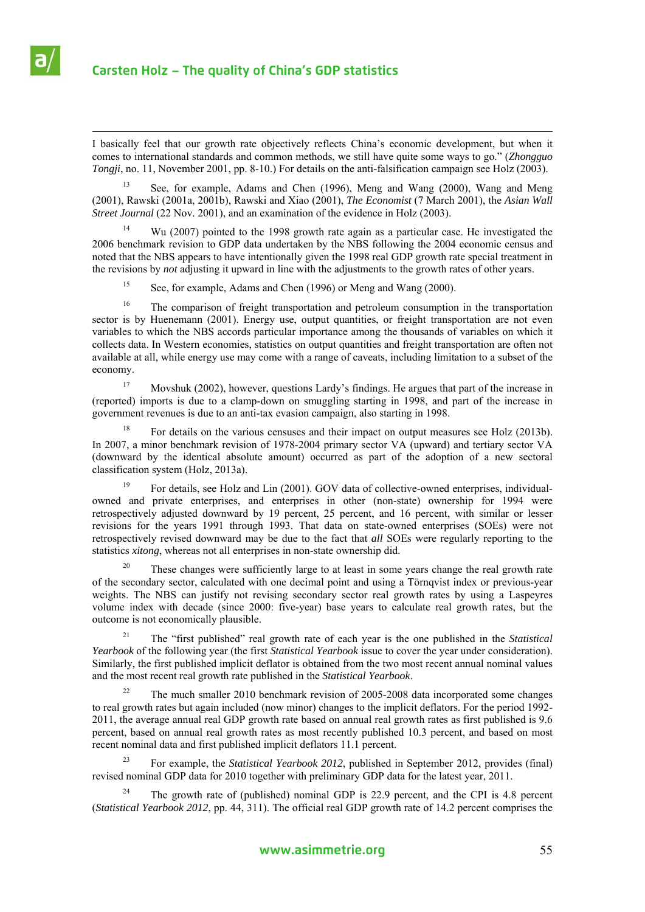I basically feel that our growth rate objectively reflects China's economic development, but when it comes to international standards and common methods, we still have quite some ways to go." (*Zhongguo Tongji*, no. 11, November 2001, pp. 8-10.) For details on the anti-falsification campaign see Holz (2003).

[13] See, for example, Adams and Chen (1996), Meng and Wang (2000), Wang and Meng (2001), Rawski (2001a, 2001b), Rawski and Xiao (2001), *The Economist* (7 March 2001), the *Asian Wall Street Journal* (22 Nov. 2001), and an examination of the evidence in Holz (2003).

[14] Wu (2007) pointed to the 1998 growth rate again as a particular case. He investigated the 2006 benchmark revision to GDP data undertaken by the NBS following the 2004 economic census and noted that the NBS appears to have intentionally given the 1998 real GDP growth rate special treatment in the revisions by *not* adjusting it upward in line with the adjustments to the growth rates of other years.

[15] See, for example, Adams and Chen (1996) or Meng and Wang (2000).

[16] The comparison of freight transportation and petroleum consumption in the transportation sector is by Huenemann (2001). Energy use, output quantities, or freight transportation are not even variables to which the NBS accords particular importance among the thousands of variables on which it collects data. In Western economies, statistics on output quantities and freight transportation are often not available at all, while energy use may come with a range of caveats, including limitation to a subset of the economy.

[17] Movshuk (2002), however, questions Lardy's findings. He argues that part of the increase in (reported) imports is due to a clamp-down on smuggling starting in 1998, and part of the increase in government revenues is due to an anti-tax evasion campaign, also starting in 1998.

[18] For details on the various censuses and their impact on output measures see Holz (2013b). In 2007, a minor benchmark revision of 1978-2004 primary sector VA (upward) and tertiary sector VA (downward by the identical absolute amount) occurred as part of the adoption of a new sectoral classification system (Holz, 2013a).

[19] For details, see Holz and Lin (2001). GOV data of collective-owned enterprises, individual-owned and private enterprises, and enterprises in other (non-state) ownership for 1994 were retrospectively adjusted downward by 19 percent, 25 percent, and 16 percent, with similar or lesser revisions for the years 1991 through 1993. That data on state-owned enterprises (SOEs) were not retrospectively revised downward may be due to the fact that *all* SOEs were regularly reporting to the statistics *xitong*, whereas not all enterprises in non-state ownership did.

[20] These changes were sufficiently large to at least in some years change the real growth rate of the secondary sector, calculated with one decimal point and using a Törnqvist index or previous-year weights. The NBS can justify not revising secondary sector real growth rates by using a Laspeyres volume index with decade (since 2000: five-year) base years to calculate real growth rates, but the outcome is not economically plausible.

[21] The "first published" real growth rate of each year is the one published in the *Statistical Yearbook* of the following year (the first *Statistical Yearbook* issue to cover the year under consideration). Similarly, the first published implicit deflator is obtained from the two most recent annual nominal values and the most recent real growth rate published in the *Statistical Yearbook*.

[22] The much smaller 2010 benchmark revision of 2005-2008 data incorporated some changes to real growth rates but again included (now minor) changes to the implicit deflators. For the period 1992-2011, the average annual real GDP growth rate based on annual real growth rates as first published is 9.6 percent, based on annual real growth rates as most recently published 10.3 percent, and based on most recent nominal data and first published implicit deflators 11.1 percent.

[23] For example, the *Statistical Yearbook 2012*, published in September 2012, provides (final) revised nominal GDP data for 2010 together with preliminary GDP data for the latest year, 2011.

[24] The growth rate of (published) nominal GDP is 22.9 percent, and the CPI is 4.8 percent (*Statistical Yearbook 2012*, pp. 44, 311). The official real GDP growth rate of 14.2 percent comprises the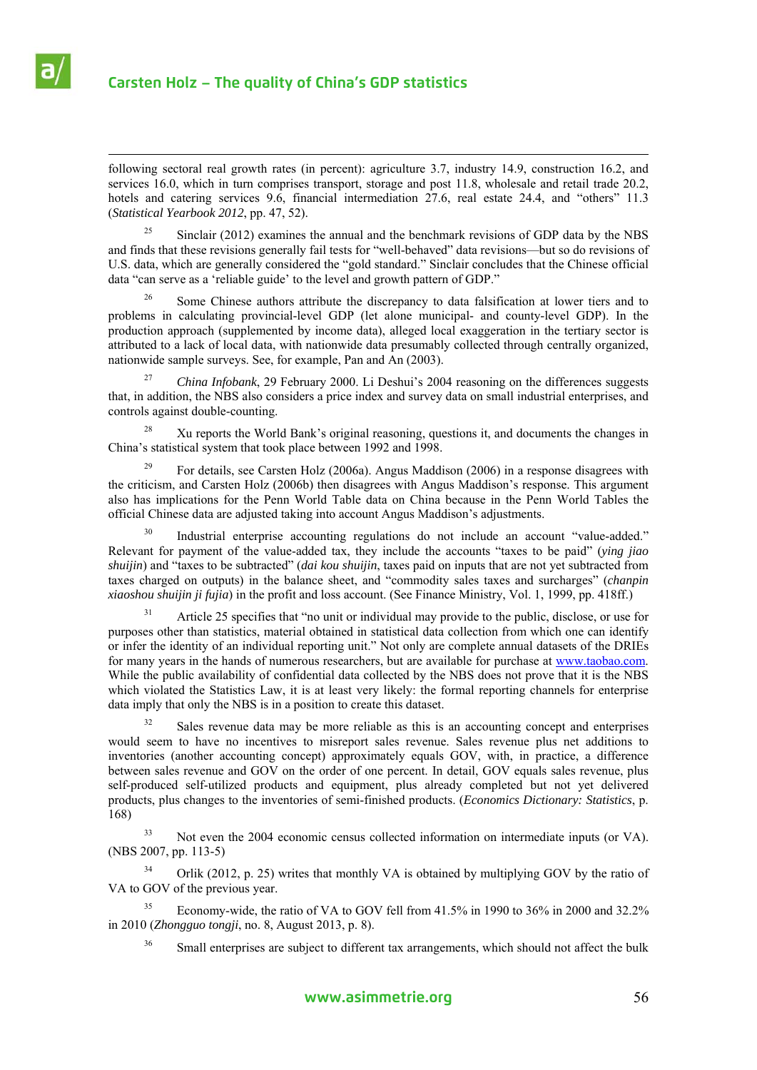following sectoral real growth rates (in percent): agriculture 3.7, industry 14.9, construction 16.2, and services 16.0, which in turn comprises transport, storage and post 11.8, wholesale and retail trade 20.2, hotels and catering services 9.6, financial intermediation 27.6, real estate 24.4, and "others" 11.3 (*Statistical Yearbook 2012*, pp. 47, 52).

[25] Sinclair (2012) examines the annual and the benchmark revisions of GDP data by the NBS and finds that these revisions generally fail tests for "well-behaved" data revisions—but so do revisions of U.S. data, which are generally considered the "gold standard." Sinclair concludes that the Chinese official data "can serve as a 'reliable guide' to the level and growth pattern of GDP."

[26] Some Chinese authors attribute the discrepancy to data falsification at lower tiers and to problems in calculating provincial-level GDP (let alone municipal- and county-level GDP). In the production approach (supplemented by income data), alleged local exaggeration in the tertiary sector is attributed to a lack of local data, with nationwide data presumably collected through centrally organized, nationwide sample surveys. See, for example, Pan and An (2003).

[27] *China Infobank*, 29 February 2000. Li Deshui's 2004 reasoning on the differences suggests that, in addition, the NBS also considers a price index and survey data on small industrial enterprises, and controls against double-counting.

[28] Xu reports the World Bank's original reasoning, questions it, and documents the changes in China's statistical system that took place between 1992 and 1998.

[29] For details, see Carsten Holz (2006a). Angus Maddison (2006) in a response disagrees with the criticism, and Carsten Holz (2006b) then disagrees with Angus Maddison's response. This argument also has implications for the Penn World Table data on China because in the Penn World Tables the official Chinese data are adjusted taking into account Angus Maddison's adjustments.

[30] Industrial enterprise accounting regulations do not include an account "value-added." Relevant for payment of the value-added tax, they include the accounts "taxes to be paid" (*ying jiao shuijin*) and "taxes to be subtracted" (*dai kou shuijin*, taxes paid on inputs that are not yet subtracted from taxes charged on outputs) in the balance sheet, and "commodity sales taxes and surcharges" (*chanpin xiaoshou shuijin ji fujia*) in the profit and loss account. (See Finance Ministry, Vol. 1, 1999, pp. 418ff.)

[31] Article 25 specifies that "no unit or individual may provide to the public, disclose, or use for purposes other than statistics, material obtained in statistical data collection from which one can identify or infer the identity of an individual reporting unit." Not only are complete annual datasets of the DRIEs for many years in the hands of numerous researchers, but are available for purchase at www.taobao.com. While the public availability of confidential data collected by the NBS does not prove that it is the NBS which violated the Statistics Law, it is at least very likely: the formal reporting channels for enterprise data imply that only the NBS is in a position to create this dataset.

[32] Sales revenue data may be more reliable as this is an accounting concept and enterprises would seem to have no incentives to misreport sales revenue. Sales revenue plus net additions to inventories (another accounting concept) approximately equals GOV, with, in practice, a difference between sales revenue and GOV on the order of one percent. In detail, GOV equals sales revenue, plus self-produced self-utilized products and equipment, plus already completed but not yet delivered products, plus changes to the inventories of semi-finished products. (*Economics Dictionary: Statistics*, p. 168)

[33] Not even the 2004 economic census collected information on intermediate inputs (or VA). (NBS 2007, pp. 113-5)

[34] Orlik (2012, p. 25) writes that monthly VA is obtained by multiplying GOV by the ratio of VA to GOV of the previous year.

[35] Economy-wide, the ratio of VA to GOV fell from 41.5% in 1990 to 36% in 2000 and 32.2% in 2010 (*Zhongguo tongji*, no. 8, August 2013, p. 8).

[36] Small enterprises are subject to different tax arrangements, which should not affect the bulk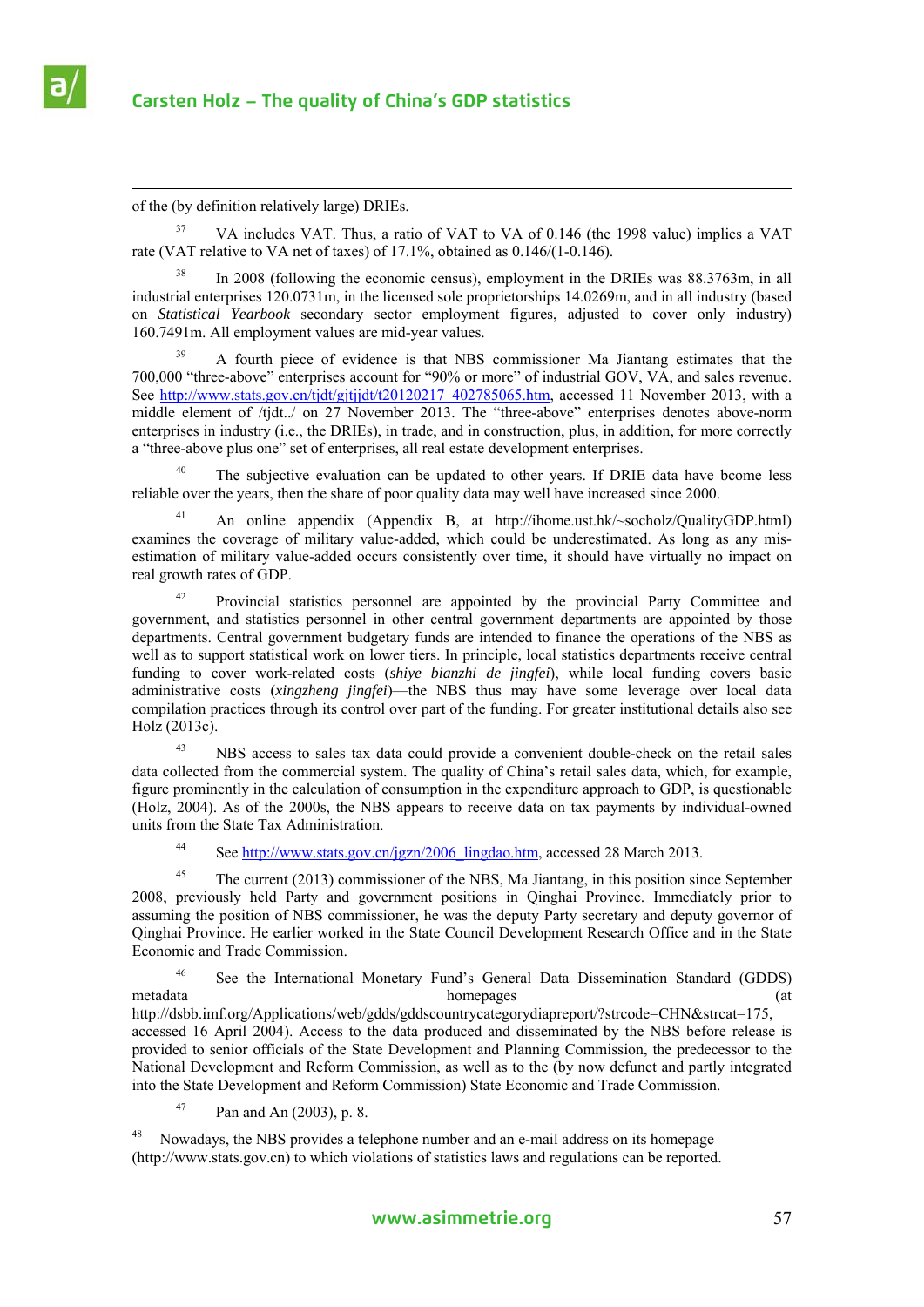of the (by definition relatively large) DRIEs.

[37] VA includes VAT. Thus, a ratio of VAT to VA of 0.146 (the 1998 value) implies a VAT rate (VAT relative to VA net of taxes) of 17.1%, obtained as 0.146/(1-0.146).

[38] In 2008 (following the economic census), employment in the DRIEs was 88.3763m, in all industrial enterprises 120.0731m, in the licensed sole proprietorships 14.0269m, and in all industry (based on *Statistical Yearbook* secondary sector employment figures, adjusted to cover only industry) 160.7491m. All employment values are mid-year values.

[39] A fourth piece of evidence is that NBS commissioner Ma Jiantang estimates that the 700,000 "three-above" enterprises account for "90% or more" of industrial GOV, VA, and sales revenue. See http://www.stats.gov.cn/tjdt/gjtjjdt/t20120217_402785065.htm, accessed 11 November 2013, with a middle element of /tjdt../ on 27 November 2013. The "three-above" enterprises denotes above-norm enterprises in industry (i.e., the DRIEs), in trade, and in construction, plus, in addition, for more correctly a "three-above plus one" set of enterprises, all real estate development enterprises.

[40] The subjective evaluation can be updated to other years. If DRIE data have bcome less reliable over the years, then the share of poor quality data may well have increased since 2000.

[41] An online appendix (Appendix B, at http://ihome.ust.hk/~socholz/QualityGDP.html) examines the coverage of military value-added, which could be underestimated. As long as any mis-estimation of military value-added occurs consistently over time, it should have virtually no impact on real growth rates of GDP.

[42] Provincial statistics personnel are appointed by the provincial Party Committee and government, and statistics personnel in other central government departments are appointed by those departments. Central government budgetary funds are intended to finance the operations of the NBS as well as to support statistical work on lower tiers. In principle, local statistics departments receive central funding to cover work-related costs (*shiye bianzhi de jingfei*), while local funding covers basic administrative costs (*xingzheng jingfei*)—the NBS thus may have some leverage over local data compilation practices through its control over part of the funding. For greater institutional details also see Holz (2013c).

[43] NBS access to sales tax data could provide a convenient double-check on the retail sales data collected from the commercial system. The quality of China's retail sales data, which, for example, figure prominently in the calculation of consumption in the expenditure approach to GDP, is questionable (Holz, 2004). As of the 2000s, the NBS appears to receive data on tax payments by individual-owned units from the State Tax Administration.

[44] See http://www.stats.gov.cn/jgzn/2006_lingdao.htm, accessed 28 March 2013.

[45] The current (2013) commissioner of the NBS, Ma Jiantang, in this position since September 2008, previously held Party and government positions in Qinghai Province. Immediately prior to assuming the position of NBS commissioner, he was the deputy Party secretary and deputy governor of Qinghai Province. He earlier worked in the State Council Development Research Office and in the State Economic and Trade Commission.

[46] See the International Monetary Fund's General Data Dissemination Standard (GDDS) metadata homepages (at http://dsbb.imf.org/Applications/web/gdds/gddscountrycategorydiapreport/?strcode=CHN&strcat=175, accessed 16 April 2004). Access to the data produced and disseminated by the NBS before release is provided to senior officials of the State Development and Planning Commission, the predecessor to the National Development and Reform Commission, as well as to the (by now defunct and partly integrated into the State Development and Reform Commission) State Economic and Trade Commission.

[47] Pan and An (2003), p. 8.

[48] Nowadays, the NBS provides a telephone number and an e-mail address on its homepage (http://www.stats.gov.cn) to which violations of statistics laws and regulations can be reported.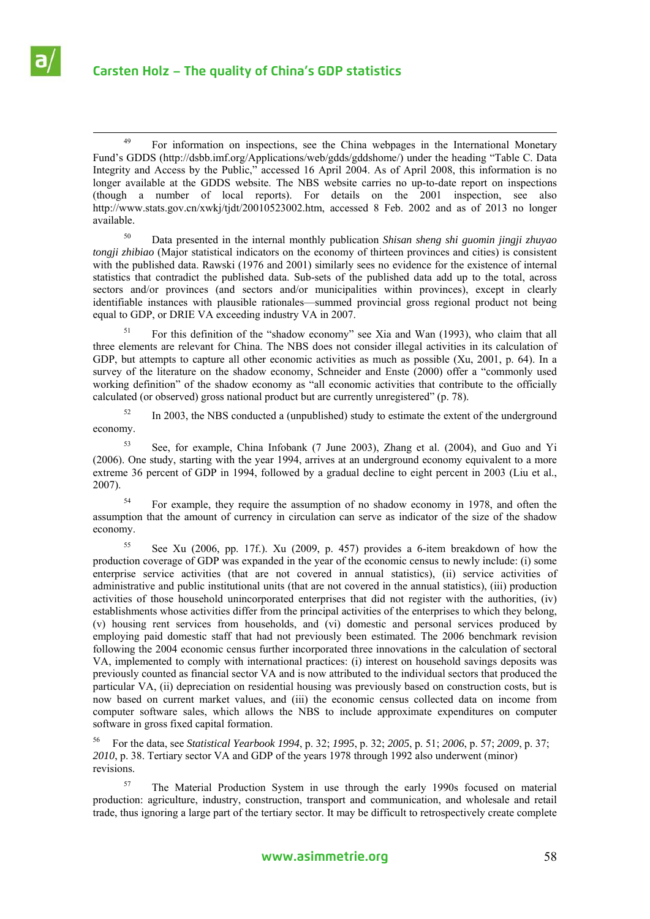[49] For information on inspections, see the China webpages in the International Monetary Fund's GDDS (http://dsbb.imf.org/Applications/web/gdds/gddshome/) under the heading "Table C. Data Integrity and Access by the Public," accessed 16 April 2004. As of April 2008, this information is no longer available at the GDDS website. The NBS website carries no up-to-date report on inspections (though a number of local reports). For details on the 2001 inspection, see also http://www.stats.gov.cn/xwkj/tjdt/20010523002.htm, accessed 8 Feb. 2002 and as of 2013 no longer available.

[50] Data presented in the internal monthly publication *Shisan sheng shi guomin jingji zhuyao tongji zhibiao* (Major statistical indicators on the economy of thirteen provinces and cities) is consistent with the published data. Rawski (1976 and 2001) similarly sees no evidence for the existence of internal statistics that contradict the published data. Sub-sets of the published data add up to the total, across sectors and/or provinces (and sectors and/or municipalities within provinces), except in clearly identifiable instances with plausible rationales—summed provincial gross regional product not being equal to GDP, or DRIE VA exceeding industry VA in 2007.

[51] For this definition of the "shadow economy" see Xia and Wan (1993), who claim that all three elements are relevant for China. The NBS does not consider illegal activities in its calculation of GDP, but attempts to capture all other economic activities as much as possible (Xu, 2001, p. 64). In a survey of the literature on the shadow economy, Schneider and Enste (2000) offer a "commonly used working definition" of the shadow economy as "all economic activities that contribute to the officially calculated (or observed) gross national product but are currently unregistered" (p. 78).

[52] In 2003, the NBS conducted a (unpublished) study to estimate the extent of the underground economy.

[53] See, for example, China Infobank (7 June 2003), Zhang et al. (2004), and Guo and Yi (2006). One study, starting with the year 1994, arrives at an underground economy equivalent to a more extreme 36 percent of GDP in 1994, followed by a gradual decline to eight percent in 2003 (Liu et al., 2007).

[54] For example, they require the assumption of no shadow economy in 1978, and often the assumption that the amount of currency in circulation can serve as indicator of the size of the shadow economy.

[55] See Xu (2006, pp. 17f.). Xu (2009, p. 457) provides a 6-item breakdown of how the production coverage of GDP was expanded in the year of the economic census to newly include: (i) some enterprise service activities (that are not covered in annual statistics), (ii) service activities of administrative and public institutional units (that are not covered in the annual statistics), (iii) production activities of those household unincorporated enterprises that did not register with the authorities, (iv) establishments whose activities differ from the principal activities of the enterprises to which they belong, (v) housing rent services from households, and (vi) domestic and personal services produced by employing paid domestic staff that had not previously been estimated. The 2006 benchmark revision following the 2004 economic census further incorporated three innovations in the calculation of sectoral VA, implemented to comply with international practices: (i) interest on household savings deposits was previously counted as financial sector VA and is now attributed to the individual sectors that produced the particular VA, (ii) depreciation on residential housing was previously based on construction costs, but is now based on current market values, and (iii) the economic census collected data on income from computer software sales, which allows the NBS to include approximate expenditures on computer software in gross fixed capital formation.

[56] For the data, see *Statistical Yearbook 1994*, p. 32; *1995*, p. 32; *2005*, p. 51; *2006*, p. 57; *2009*, p. 37; *2010*, p. 38. Tertiary sector VA and GDP of the years 1978 through 1992 also underwent (minor) revisions.

[57] The Material Production System in use through the early 1990s focused on material production: agriculture, industry, construction, transport and communication, and wholesale and retail trade, thus ignoring a large part of the tertiary sector. It may be difficult to retrospectively create complete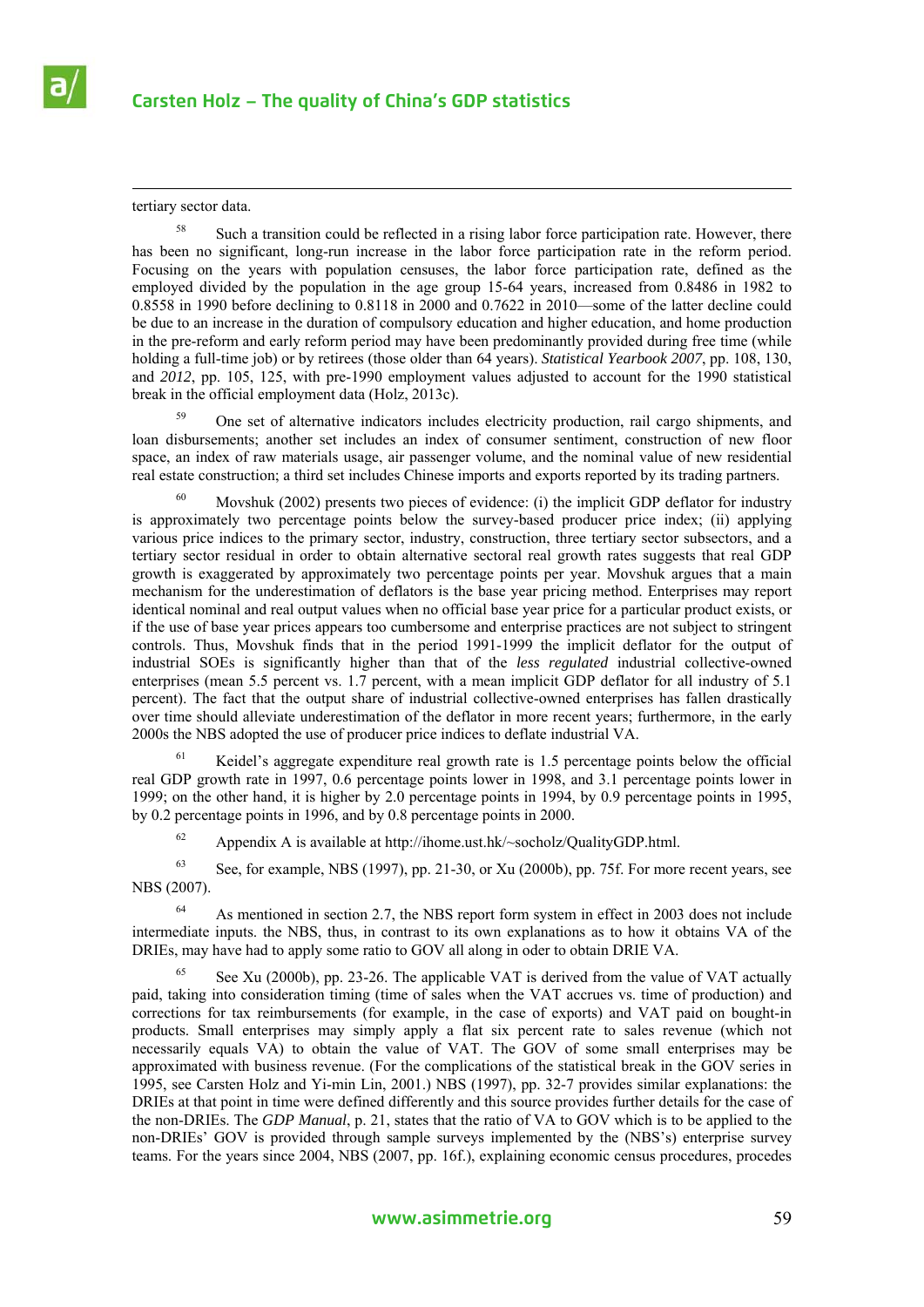tertiary sector data.

[58] Such a transition could be reflected in a rising labor force participation rate. However, there has been no significant, long-run increase in the labor force participation rate in the reform period. Focusing on the years with population censuses, the labor force participation rate, defined as the employed divided by the population in the age group 15-64 years, increased from 0.8486 in 1982 to 0.8558 in 1990 before declining to 0.8118 in 2000 and 0.7622 in 2010—some of the latter decline could be due to an increase in the duration of compulsory education and higher education, and home production in the pre-reform and early reform period may have been predominantly provided during free time (while holding a full-time job) or by retirees (those older than 64 years). *Statistical Yearbook 2007*, pp. 108, 130, and *2012*, pp. 105, 125, with pre-1990 employment values adjusted to account for the 1990 statistical break in the official employment data (Holz, 2013c).

[59] One set of alternative indicators includes electricity production, rail cargo shipments, and loan disbursements; another set includes an index of consumer sentiment, construction of new floor space, an index of raw materials usage, air passenger volume, and the nominal value of new residential real estate construction; a third set includes Chinese imports and exports reported by its trading partners.

[60] Movshuk (2002) presents two pieces of evidence: (i) the implicit GDP deflator for industry is approximately two percentage points below the survey-based producer price index; (ii) applying various price indices to the primary sector, industry, construction, three tertiary sector subsectors, and a tertiary sector residual in order to obtain alternative sectoral real growth rates suggests that real GDP growth is exaggerated by approximately two percentage points per year. Movshuk argues that a main mechanism for the underestimation of deflators is the base year pricing method. Enterprises may report identical nominal and real output values when no official base year price for a particular product exists, or if the use of base year prices appears too cumbersome and enterprise practices are not subject to stringent controls. Thus, Movshuk finds that in the period 1991-1999 the implicit deflator for the output of industrial SOEs is significantly higher than that of the *less regulated* industrial collective-owned enterprises (mean 5.5 percent vs. 1.7 percent, with a mean implicit GDP deflator for all industry of 5.1 percent). The fact that the output share of industrial collective-owned enterprises has fallen drastically over time should alleviate underestimation of the deflator in more recent years; furthermore, in the early 2000s the NBS adopted the use of producer price indices to deflate industrial VA.

[61] Keidel's aggregate expenditure real growth rate is 1.5 percentage points below the official real GDP growth rate in 1997, 0.6 percentage points lower in 1998, and 3.1 percentage points lower in 1999; on the other hand, it is higher by 2.0 percentage points in 1994, by 0.9 percentage points in 1995, by 0.2 percentage points in 1996, and by 0.8 percentage points in 2000.

[62] Appendix A is available at http://ihome.ust.hk/~socholz/QualityGDP.html.

[63] See, for example, NBS (1997), pp. 21-30, or Xu (2000b), pp. 75f. For more recent years, see NBS (2007).

[64] As mentioned in section 2.7, the NBS report form system in effect in 2003 does not include intermediate inputs. the NBS, thus, in contrast to its own explanations as to how it obtains VA of the DRIEs, may have had to apply some ratio to GOV all along in oder to obtain DRIE VA.

[65] See Xu (2000b), pp. 23-26. The applicable VAT is derived from the value of VAT actually paid, taking into consideration timing (time of sales when the VAT accrues vs. time of production) and corrections for tax reimbursements (for example, in the case of exports) and VAT paid on bought-in products. Small enterprises may simply apply a flat six percent rate to sales revenue (which not necessarily equals VA) to obtain the value of VAT. The GOV of some small enterprises may be approximated with business revenue. (For the complications of the statistical break in the GOV series in 1995, see Carsten Holz and Yi-min Lin, 2001.) NBS (1997), pp. 32-7 provides similar explanations: the DRIEs at that point in time were defined differently and this source provides further details for the case of the non-DRIEs. The *GDP Manual*, p. 21, states that the ratio of VA to GOV which is to be applied to the non-DRIEs' GOV is provided through sample surveys implemented by the (NBS's) enterprise survey teams. For the years since 2004, NBS (2007, pp. 16f.), explaining economic census procedures, procedes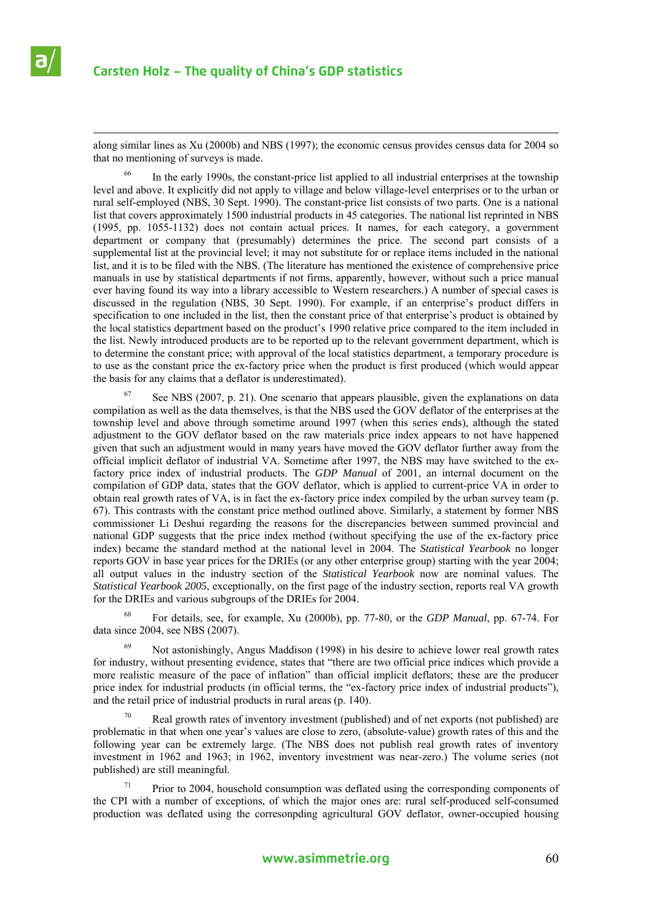along similar lines as Xu (2000b) and NBS (1997); the economic census provides census data for 2004 so that no mentioning of surveys is made.

[66] In the early 1990s, the constant-price list applied to all industrial enterprises at the township level and above. It explicitly did not apply to village and below village-level enterprises or to the urban or rural self-employed (NBS, 30 Sept. 1990). The constant-price list consists of two parts. One is a national list that covers approximately 1500 industrial products in 45 categories. The national list reprinted in NBS (1995, pp. 1055-1132) does not contain actual prices. It names, for each category, a government department or company that (presumably) determines the price. The second part consists of a supplemental list at the provincial level; it may not substitute for or replace items included in the national list, and it is to be filed with the NBS. (The literature has mentioned the existence of comprehensive price manuals in use by statistical departments if not firms, apparently, however, without such a price manual ever having found its way into a library accessible to Western researchers.) A number of special cases is discussed in the regulation (NBS, 30 Sept. 1990). For example, if an enterprise's product differs in specification to one included in the list, then the constant price of that enterprise's product is obtained by the local statistics department based on the product's 1990 relative price compared to the item included in the list. Newly introduced products are to be reported up to the relevant government department, which is to determine the constant price; with approval of the local statistics department, a temporary procedure is to use as the constant price the ex-factory price when the product is first produced (which would appear the basis for any claims that a deflator is underestimated).

[67] See NBS (2007, p. 21). One scenario that appears plausible, given the explanations on data compilation as well as the data themselves, is that the NBS used the GOV deflator of the enterprises at the township level and above through sometime around 1997 (when this series ends), although the stated adjustment to the GOV deflator based on the raw materials price index appears to not have happened given that such an adjustment would in many years have moved the GOV deflator further away from the official implicit deflator of industrial VA. Sometime after 1997, the NBS may have switched to the ex-factory price index of industrial products. The *GDP Manual* of 2001, an internal document on the compilation of GDP data, states that the GOV deflator, which is applied to current-price VA in order to obtain real growth rates of VA, is in fact the ex-factory price index compiled by the urban survey team (p. 67). This contrasts with the constant price method outlined above. Similarly, a statement by former NBS commissioner Li Deshui regarding the reasons for the discrepancies between summed provincial and national GDP suggests that the price index method (without specifying the use of the ex-factory price index) became the standard method at the national level in 2004. The *Statistical Yearbook* no longer reports GOV in base year prices for the DRIEs (or any other enterprise group) starting with the year 2004; all output values in the industry section of the *Statistical Yearbook* now are nominal values. The *Statistical Yearbook 2005*, exceptionally, on the first page of the industry section, reports real VA growth for the DRIEs and various subgroups of the DRIEs for 2004.

[68] For details, see, for example, Xu (2000b), pp. 77-80, or the *GDP Manual*, pp. 67-74. For data since 2004, see NBS (2007).

[69] Not astonishingly, Angus Maddison (1998) in his desire to achieve lower real growth rates for industry, without presenting evidence, states that "there are two official price indices which provide a more realistic measure of the pace of inflation" than official implicit deflators; these are the producer price index for industrial products (in official terms, the "ex-factory price index of industrial products"), and the retail price of industrial products in rural areas (p. 140).

[70] Real growth rates of inventory investment (published) and of net exports (not published) are problematic in that when one year's values are close to zero, (absolute-value) growth rates of this and the following year can be extremely large. (The NBS does not publish real growth rates of inventory investment in 1962 and 1963; in 1962, inventory investment was near-zero.) The volume series (not published) are still meaningful.

[71] Prior to 2004, household consumption was deflated using the corresponding components of the CPI with a number of exceptions, of which the major ones are: rural self-produced self-consumed production was deflated using the corresonpding agricultural GOV deflator, owner-occupied housing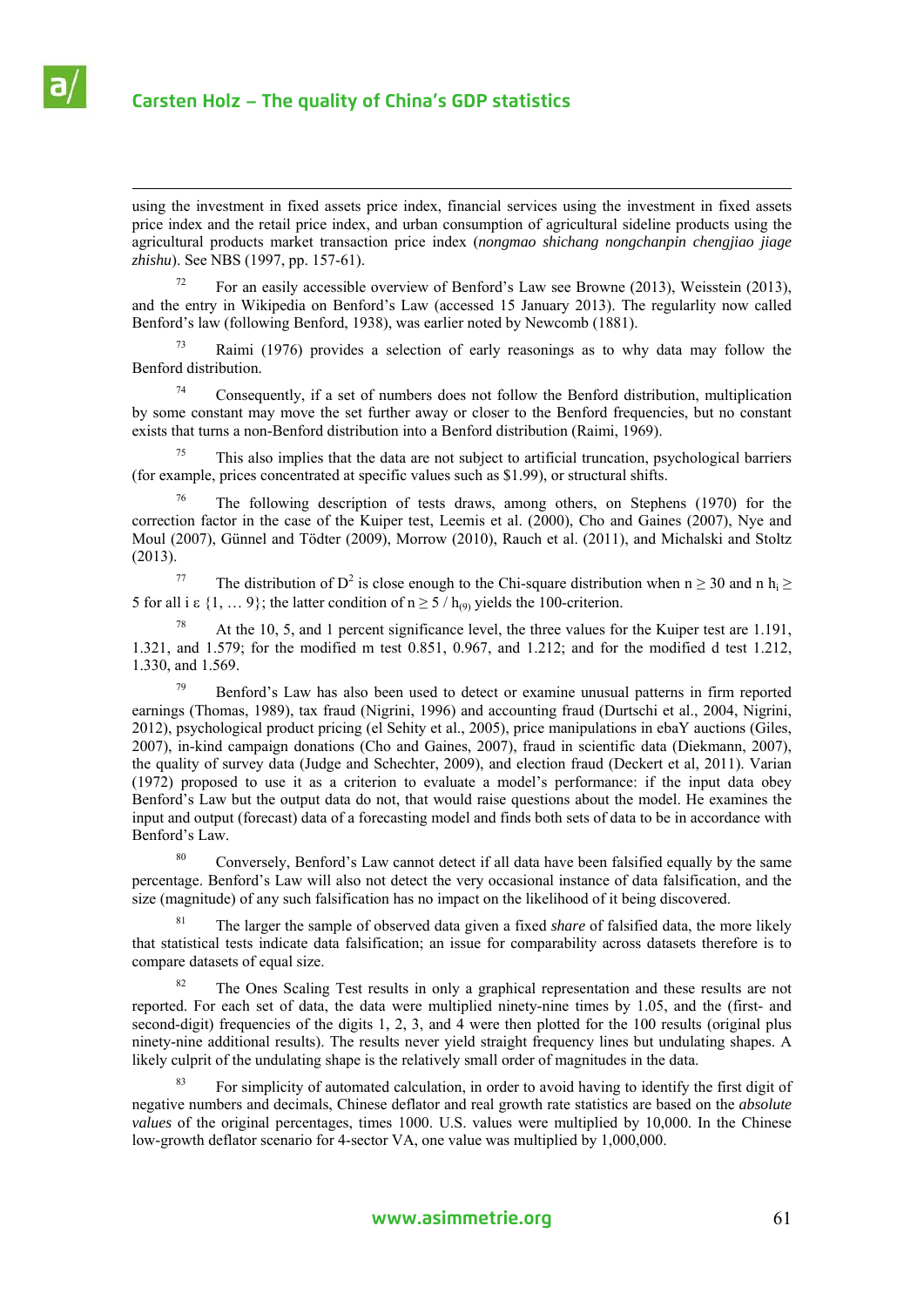using the investment in fixed assets price index, financial services using the investment in fixed assets price index and the retail price index, and urban consumption of agricultural sideline products using the agricultural products market transaction price index (*nongmao shichang nongchanpin chengjiao jiage zhishu*). See NBS (1997, pp. 157-61).

[72] For an easily accessible overview of Benford's Law see Browne (2013), Weisstein (2013), and the entry in Wikipedia on Benford's Law (accessed 15 January 2013). The regularity now called Benford's law (following Benford, 1938), was earlier noted by Newcomb (1881).

[73] Raimi (1976) provides a selection of early reasonings as to why data may follow the Benford distribution.

[74] Consequently, if a set of numbers does not follow the Benford distribution, multiplication by some constant may move the set further away or closer to the Benford frequencies, but no constant exists that turns a non-Benford distribution into a Benford distribution (Raimi, 1969).

[75] This also implies that the data are not subject to artificial truncation, psychological barriers (for example, prices concentrated at specific values such as $1.99), or structural shifts.

[76] The following description of tests draws, among others, on Stephens (1970) for the correction factor in the case of the Kuiper test, Leemis et al. (2000), Cho and Gaines (2007), Nye and Moul (2007), Günnel and Tödter (2009), Morrow (2010), Rauch et al. (2011), and Michalski and Stoltz (2013).

[77] The distribution of $D^2$ is close enough to the Chi-square distribution when $n \geq 30$ and $n\ h_i \geq 5$ for all $i \in \{1, \dots 9\}$; the latter condition of $n \geq 5 / h_{(9)}$ yields the 100-criterion.

[78] At the 10, 5, and 1 percent significance level, the three values for the Kuiper test are 1.191, 1.321, and 1.579; for the modified m test 0.851, 0.967, and 1.212; and for the modified d test 1.212, 1.330, and 1.569.

[79] Benford's Law has also been used to detect or examine unusual patterns in firm reported earnings (Thomas, 1989), tax fraud (Nigrini, 1996) and accounting fraud (Durtschi et al., 2004, Nigrini, 2012), psychological product pricing (el Sehity et al., 2005), price manipulations in ebaY auctions (Giles, 2007), in-kind campaign donations (Cho and Gaines, 2007), fraud in scientific data (Diekmann, 2007), the quality of survey data (Judge and Schechter, 2009), and election fraud (Deckert et al, 2011). Varian (1972) proposed to use it as a criterion to evaluate a model's performance: if the input data obey Benford's Law but the output data do not, that would raise questions about the model. He examines the input and output (forecast) data of a forecasting model and finds both sets of data to be in accordance with Benford's Law.

[80] Conversely, Benford's Law cannot detect if all data have been falsified equally by the same percentage. Benford's Law will also not detect the very occasional instance of data falsification, and the size (magnitude) of any such falsification has no impact on the likelihood of it being discovered.

[81] The larger the sample of observed data given a fixed *share* of falsified data, the more likely that statistical tests indicate data falsification; an issue for comparability across datasets therefore is to compare datasets of equal size.

[82] The Ones Scaling Test results in only a graphical representation and these results are not reported. For each set of data, the data were multiplied ninety-nine times by 1.05, and the (first- and second-digit) frequencies of the digits 1, 2, 3, and 4 were then plotted for the 100 results (original plus ninety-nine additional results). The results never yield straight frequency lines but undulating shapes. A likely culprit of the undulating shape is the relatively small order of magnitudes in the data.

[83] For simplicity of automated calculation, in order to avoid having to identify the first digit of negative numbers and decimals, Chinese deflator and real growth rate statistics are based on the *absolute values* of the original percentages, times 1000. U.S. values were multiplied by 10,000. In the Chinese low-growth deflator scenario for 4-sector VA, one value was multiplied by 1,000,000.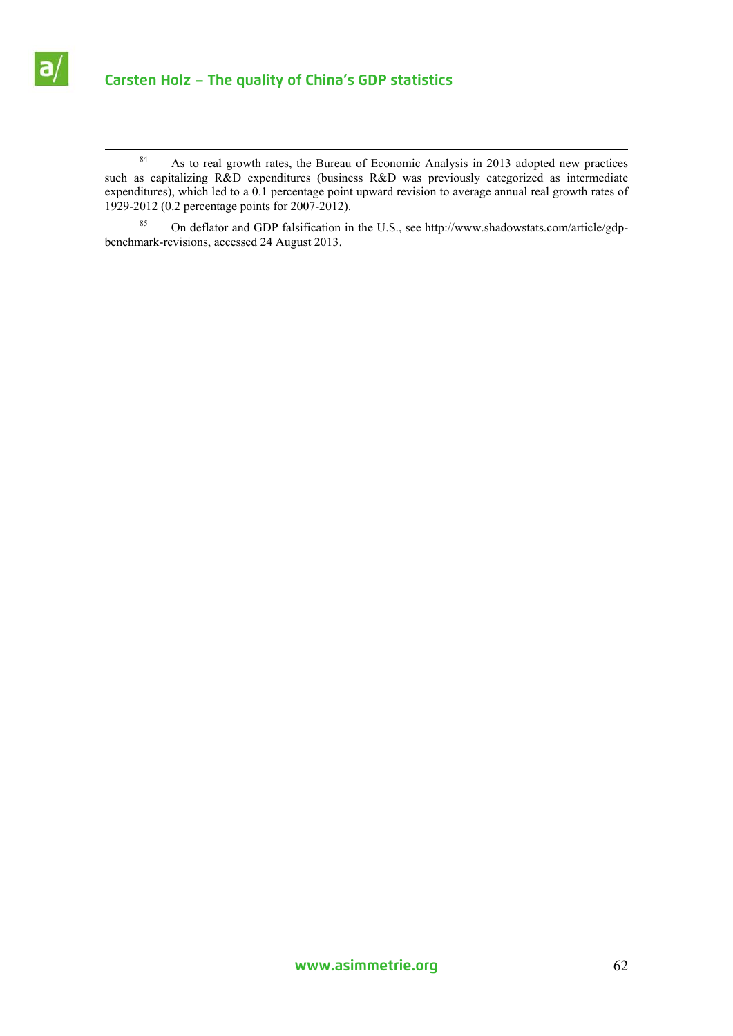[84] As to real growth rates, the Bureau of Economic Analysis in 2013 adopted new practices such as capitalizing R&D expenditures (business R&D was previously categorized as intermediate expenditures), which led to a 0.1 percentage point upward revision to average annual real growth rates of 1929-2012 (0.2 percentage points for 2007-2012).

[85] On deflator and GDP falsification in the U.S., see http://www.shadowstats.com/article/gdp-benchmark-revisions, accessed 24 August 2013.